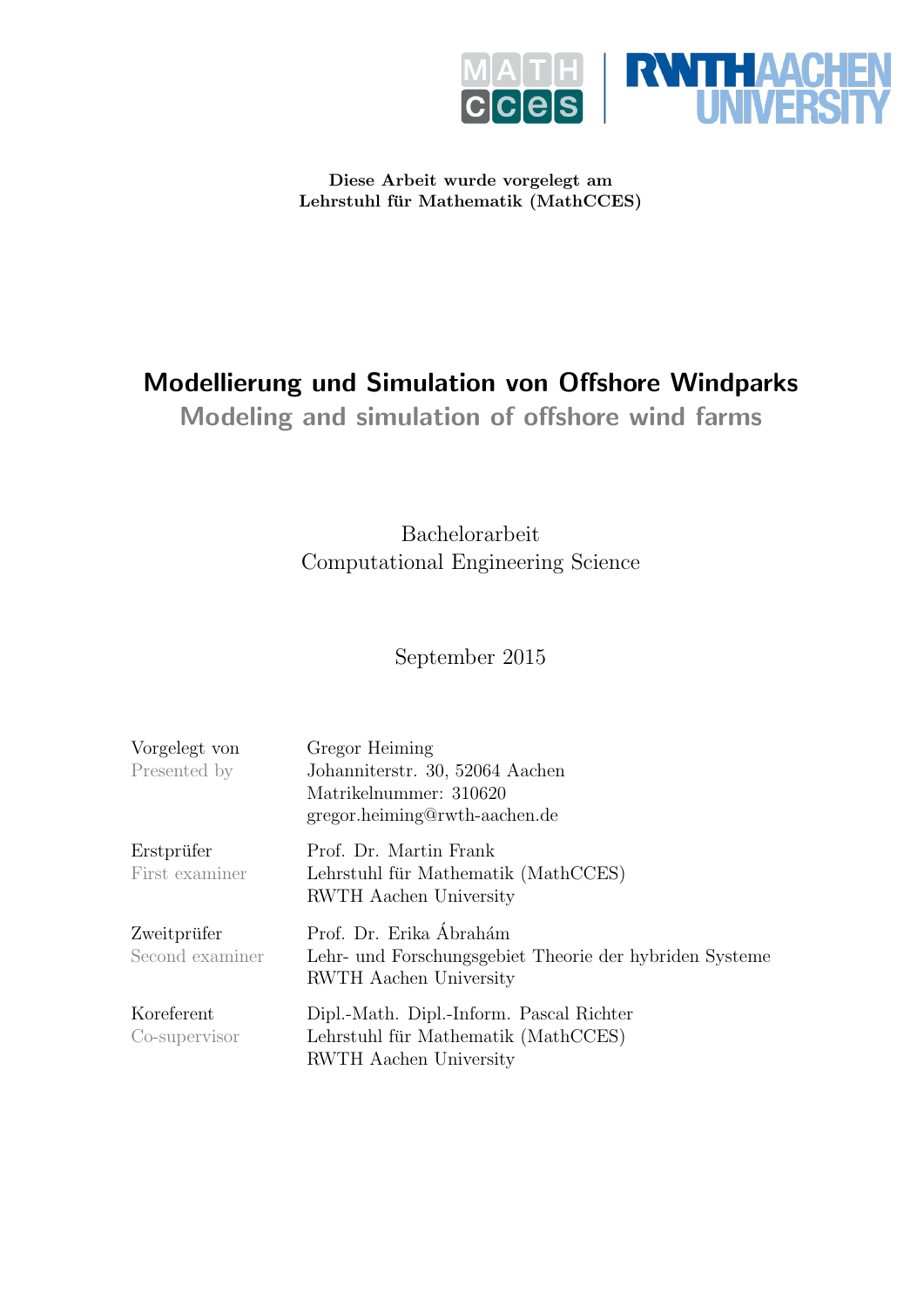MATH CCES | RWTH AACHEN UNIVERSITY

**Diese Arbeit wurde vorgelegt am**
**Lehrstuhl für Mathematik (MathCCES)**

# Modellierung und Simulation von Offshore Windparks

## Modeling and simulation of offshore wind farms

Bachelorarbeit
Computational Engineering Science

September 2015

| | |
|---|---|
| Vorgelegt von<br>Presented by | Gregor Heiming<br>Johanniterstr. 30, 52064 Aachen<br>Matrikelnummer: 310620<br>gregor.heiming@rwth-aachen.de |
| Erstprüfer<br>First examiner | Prof. Dr. Martin Frank<br>Lehrstuhl für Mathematik (MathCCES)<br>RWTH Aachen University |
| Zweitprüfer<br>Second examiner | Prof. Dr. Erika Ábrahám<br>Lehr- und Forschungsgebiet Theorie der hybriden Systeme<br>RWTH Aachen University |
| Koreferent<br>Co-supervisor | Dipl.-Math. Dipl.-Inform. Pascal Richter<br>Lehrstuhl für Mathematik (MathCCES)<br>RWTH Aachen University |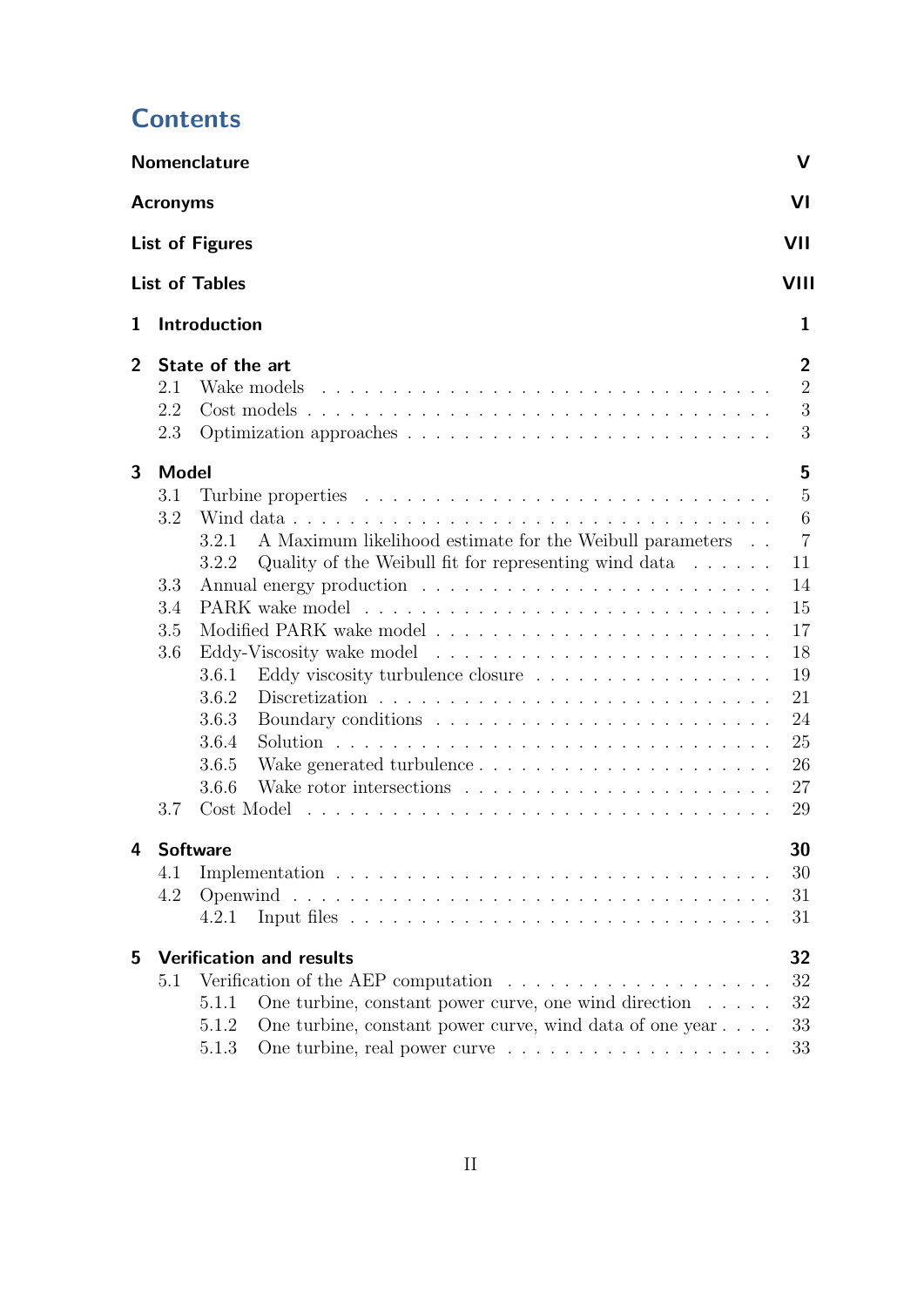# Contents

**Nomenclature** V

**Acronyms** VI

**List of Figures** VII

**List of Tables** VIII

**1 Introduction** 1

**2 State of the art** 2
- 2.1 Wake models . . . . . . . . . . 2
- 2.2 Cost models . . . . . . . . . . 3
- 2.3 Optimization approaches . . . . . . . . . . 3

**3 Model** 5
- 3.1 Turbine properties . . . . . . . . . . 5
- 3.2 Wind data . . . . . . . . . . 6
  - 3.2.1 A Maximum likelihood estimate for the Weibull parameters . . 7
  - 3.2.2 Quality of the Weibull fit for representing wind data . . . . . . 11
- 3.3 Annual energy production . . . . . . . . . . 14
- 3.4 PARK wake model . . . . . . . . . . 15
- 3.5 Modified PARK wake model . . . . . . . . . . 17
- 3.6 Eddy-Viscosity wake model . . . . . . . . . . 18
  - 3.6.1 Eddy viscosity turbulence closure . . . . . . . . . . 19
  - 3.6.2 Discretization . . . . . . . . . . 21
  - 3.6.3 Boundary conditions . . . . . . . . . . 24
  - 3.6.4 Solution . . . . . . . . . . 25
  - 3.6.5 Wake generated turbulence . . . . . . . . . . 26
  - 3.6.6 Wake rotor intersections . . . . . . . . . . 27
- 3.7 Cost Model . . . . . . . . . . 29

**4 Software** 30
- 4.1 Implementation . . . . . . . . . . 30
- 4.2 Openwind . . . . . . . . . . 31
  - 4.2.1 Input files . . . . . . . . . . 31

**5 Verification and results** 32
- 5.1 Verification of the AEP computation . . . . . . . . . . 32
  - 5.1.1 One turbine, constant power curve, one wind direction . . . . . 32
  - 5.1.2 One turbine, constant power curve, wind data of one year . . . . 33
  - 5.1.3 One turbine, real power curve . . . . . . . . . . 33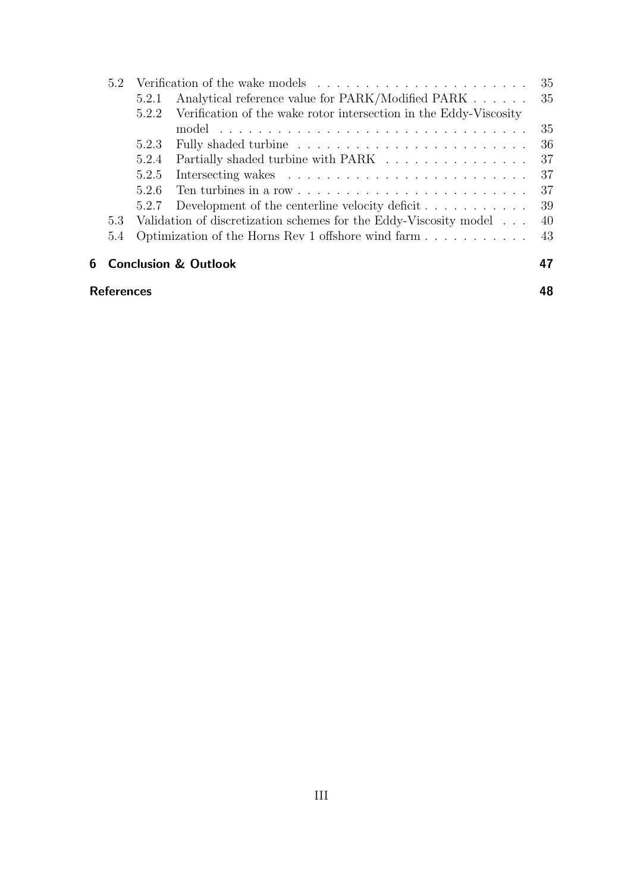- 5.2 Verification of the wake models . . . . . . . . . . . . . . . . . . . . . . 35
  - 5.2.1 Analytical reference value for PARK/Modified PARK . . . . . . 35
  - 5.2.2 Verification of the wake rotor intersection in the Eddy-Viscosity model . . . . . . . . . . . . . . . . . . . . . . . . . . . . . . . . 35
  - 5.2.3 Fully shaded turbine . . . . . . . . . . . . . . . . . . . . . . . . 36
  - 5.2.4 Partially shaded turbine with PARK . . . . . . . . . . . . . . . 37
  - 5.2.5 Intersecting wakes . . . . . . . . . . . . . . . . . . . . . . . . . 37
  - 5.2.6 Ten turbines in a row . . . . . . . . . . . . . . . . . . . . . . . . 37
  - 5.2.7 Development of the centerline velocity deficit . . . . . . . . . . . 39
- 5.3 Validation of discretization schemes for the Eddy-Viscosity model . . . 40
- 5.4 Optimization of the Horns Rev 1 offshore wind farm . . . . . . . . . . . 43

**6 Conclusion & Outlook** **47**

**References** **48**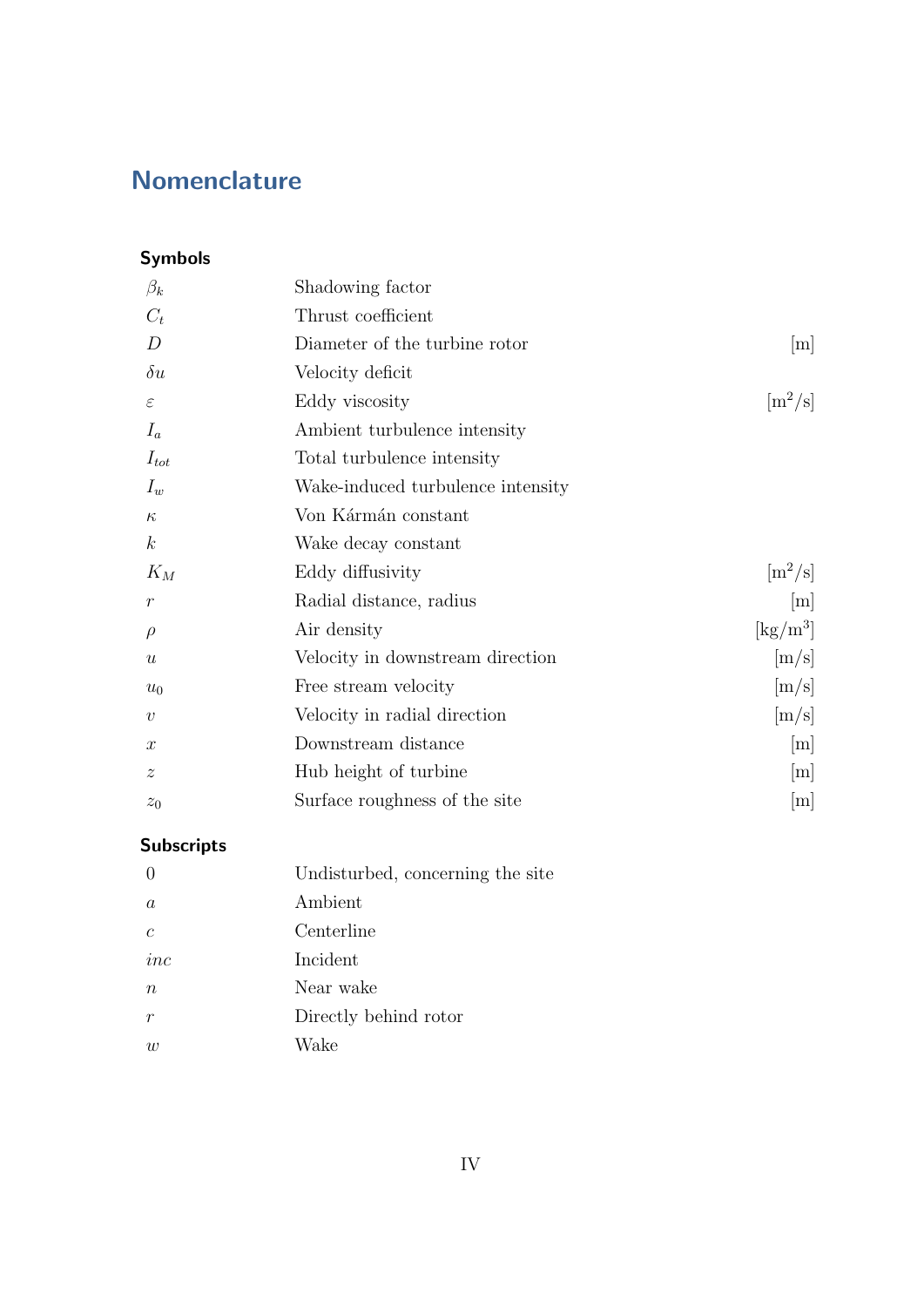# Nomenclature

### Symbols

| | | |
|---|---|---|
| $\beta_k$ | Shadowing factor | |
| $C_t$ | Thrust coefficient | |
| $D$ | Diameter of the turbine rotor | [m] |
| $\delta u$ | Velocity deficit | |
| $\varepsilon$ | Eddy viscosity | [m$^2$/s] |
| $I_a$ | Ambient turbulence intensity | |
| $I_{tot}$ | Total turbulence intensity | |
| $I_w$ | Wake-induced turbulence intensity | |
| $\kappa$ | Von Kármán constant | |
| $k$ | Wake decay constant | |
| $K_M$ | Eddy diffusivity | [m$^2$/s] |
| $r$ | Radial distance, radius | [m] |
| $\rho$ | Air density | [kg/m$^3$] |
| $u$ | Velocity in downstream direction | [m/s] |
| $u_0$ | Free stream velocity | [m/s] |
| $v$ | Velocity in radial direction | [m/s] |
| $x$ | Downstream distance | [m] |
| $z$ | Hub height of turbine | [m] |
| $z_0$ | Surface roughness of the site | [m] |

### Subscripts

| | |
|---|---|
| $0$ | Undisturbed, concerning the site |
| $a$ | Ambient |
| $c$ | Centerline |
| $inc$ | Incident |
| $n$ | Near wake |
| $r$ | Directly behind rotor |
| $w$ | Wake |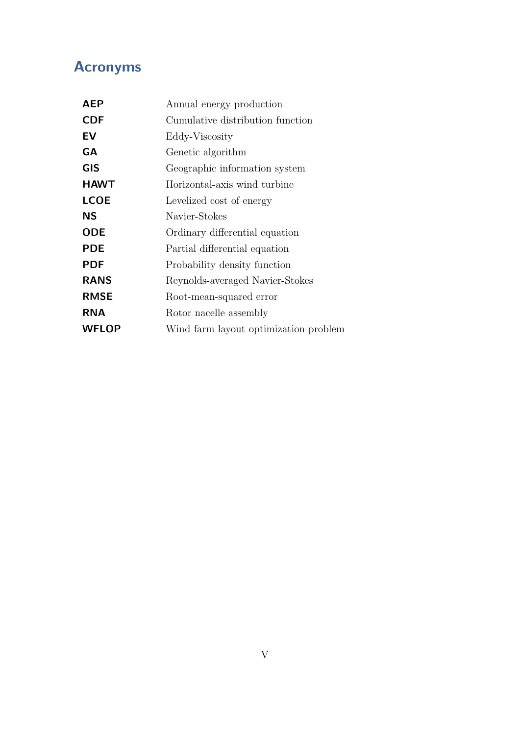# Acronyms

| | |
|---|---|
| **AEP** | Annual energy production |
| **CDF** | Cumulative distribution function |
| **EV** | Eddy-Viscosity |
| **GA** | Genetic algorithm |
| **GIS** | Geographic information system |
| **HAWT** | Horizontal-axis wind turbine |
| **LCOE** | Levelized cost of energy |
| **NS** | Navier-Stokes |
| **ODE** | Ordinary differential equation |
| **PDE** | Partial differential equation |
| **PDF** | Probability density function |
| **RANS** | Reynolds-averaged Navier-Stokes |
| **RMSE** | Root-mean-squared error |
| **RNA** | Rotor nacelle assembly |
| **WFLOP** | Wind farm layout optimization problem |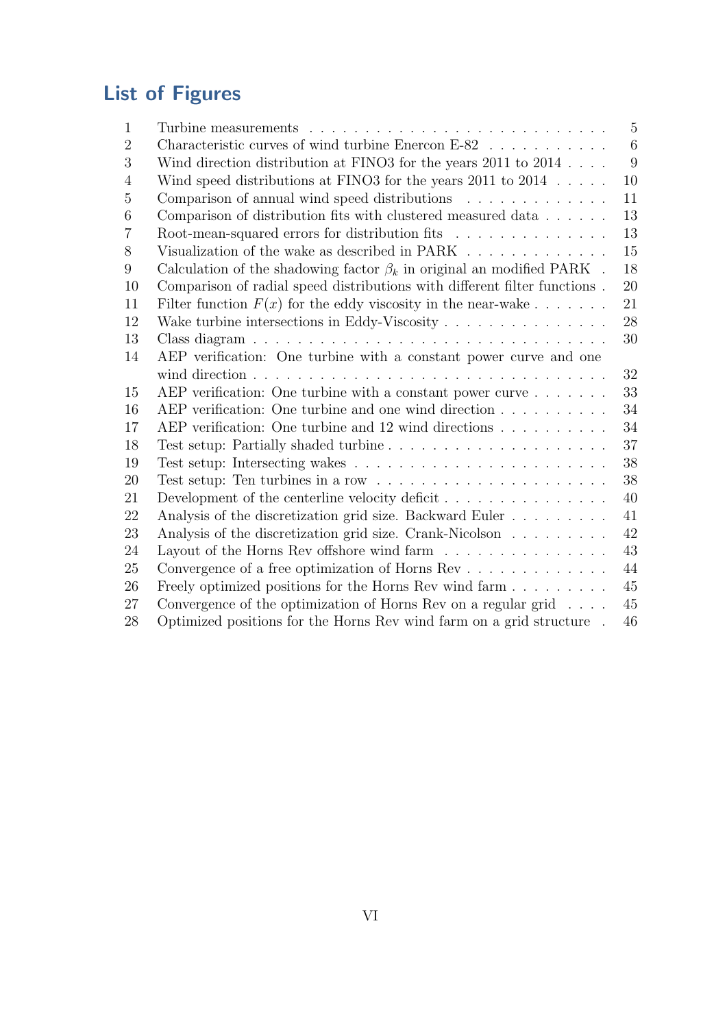# List of Figures

| | | |
|---|---|---|
| 1 | Turbine measurements | 5 |
| 2 | Characteristic curves of wind turbine Enercon E-82 | 6 |
| 3 | Wind direction distribution at FINO3 for the years 2011 to 2014 | 9 |
| 4 | Wind speed distributions at FINO3 for the years 2011 to 2014 | 10 |
| 5 | Comparison of annual wind speed distributions | 11 |
| 6 | Comparison of distribution fits with clustered measured data | 13 |
| 7 | Root-mean-squared errors for distribution fits | 13 |
| 8 | Visualization of the wake as described in PARK | 15 |
| 9 | Calculation of the shadowing factor $\beta_k$ in original an modified PARK | 18 |
| 10 | Comparison of radial speed distributions with different filter functions | 20 |
| 11 | Filter function $F(x)$ for the eddy viscosity in the near-wake | 21 |
| 12 | Wake turbine intersections in Eddy-Viscosity | 28 |
| 13 | Class diagram | 30 |
| 14 | AEP verification: One turbine with a constant power curve and one wind direction | 32 |
| 15 | AEP verification: One turbine with a constant power curve | 33 |
| 16 | AEP verification: One turbine and one wind direction | 34 |
| 17 | AEP verification: One turbine and 12 wind directions | 34 |
| 18 | Test setup: Partially shaded turbine | 37 |
| 19 | Test setup: Intersecting wakes | 38 |
| 20 | Test setup: Ten turbines in a row | 38 |
| 21 | Development of the centerline velocity deficit | 40 |
| 22 | Analysis of the discretization grid size. Backward Euler | 41 |
| 23 | Analysis of the discretization grid size. Crank-Nicolson | 42 |
| 24 | Layout of the Horns Rev offshore wind farm | 43 |
| 25 | Convergence of a free optimization of Horns Rev | 44 |
| 26 | Freely optimized positions for the Horns Rev wind farm | 45 |
| 27 | Convergence of the optimization of Horns Rev on a regular grid | 45 |
| 28 | Optimized positions for the Horns Rev wind farm on a grid structure | 46 |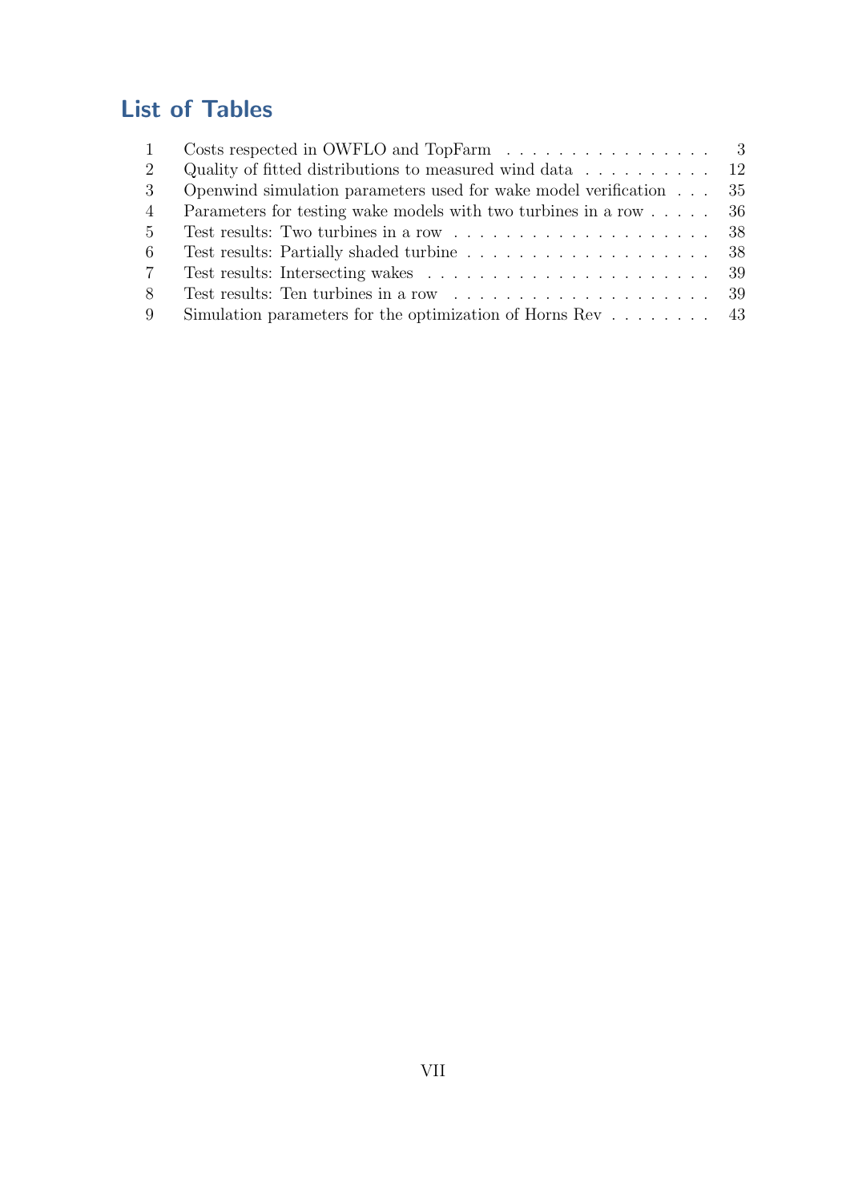# List of Tables

| | | |
|---|---|---|
| 1 | Costs respected in OWFLO and TopFarm | 3 |
| 2 | Quality of fitted distributions to measured wind data | 12 |
| 3 | Openwind simulation parameters used for wake model verification | 35 |
| 4 | Parameters for testing wake models with two turbines in a row | 36 |
| 5 | Test results: Two turbines in a row | 38 |
| 6 | Test results: Partially shaded turbine | 38 |
| 7 | Test results: Intersecting wakes | 39 |
| 8 | Test results: Ten turbines in a row | 39 |
| 9 | Simulation parameters for the optimization of Horns Rev | 43 |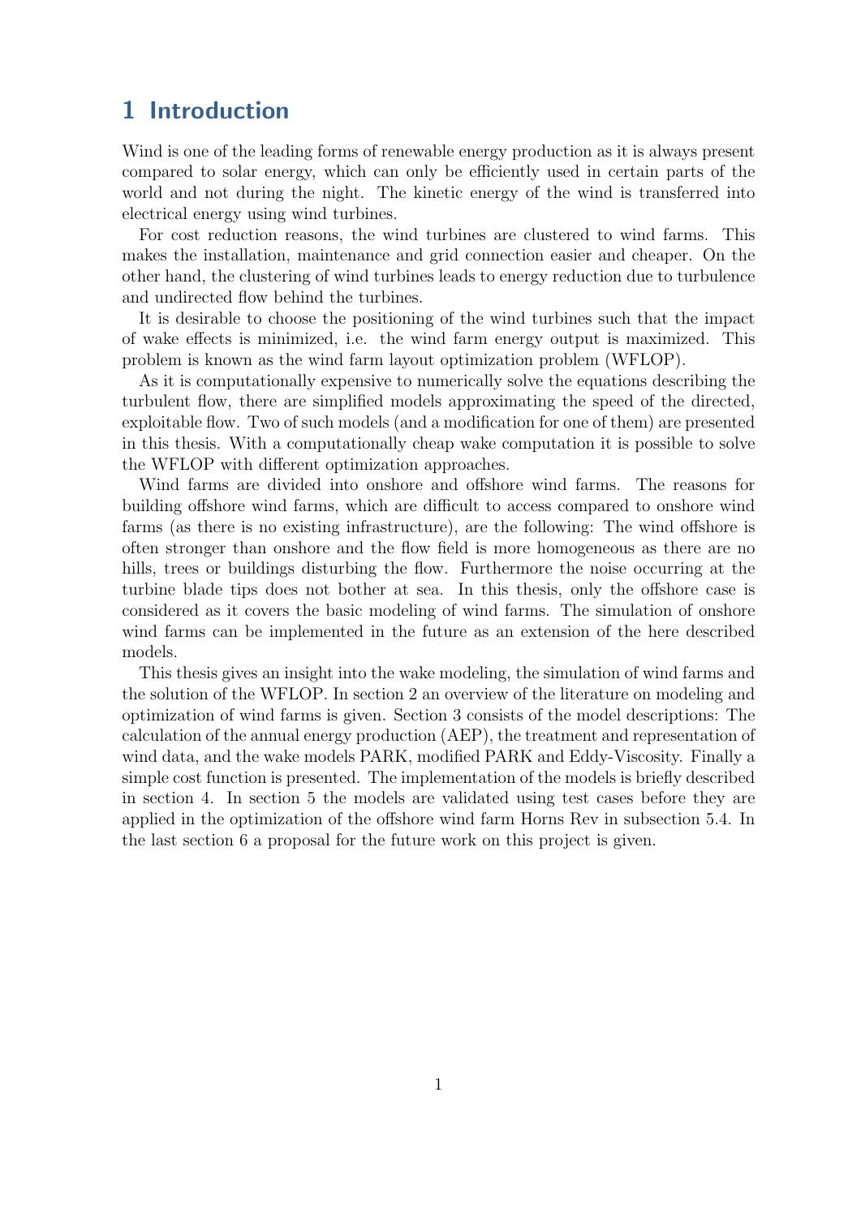# 1 Introduction

Wind is one of the leading forms of renewable energy production as it is always present compared to solar energy, which can only be efficiently used in certain parts of the world and not during the night. The kinetic energy of the wind is transferred into electrical energy using wind turbines.

For cost reduction reasons, the wind turbines are clustered to wind farms. This makes the installation, maintenance and grid connection easier and cheaper. On the other hand, the clustering of wind turbines leads to energy reduction due to turbulence and undirected flow behind the turbines.

It is desirable to choose the positioning of the wind turbines such that the impact of wake effects is minimized, i.e. the wind farm energy output is maximized. This problem is known as the wind farm layout optimization problem (WFLOP).

As it is computationally expensive to numerically solve the equations describing the turbulent flow, there are simplified models approximating the speed of the directed, exploitable flow. Two of such models (and a modification for one of them) are presented in this thesis. With a computationally cheap wake computation it is possible to solve the WFLOP with different optimization approaches.

Wind farms are divided into onshore and offshore wind farms. The reasons for building offshore wind farms, which are difficult to access compared to onshore wind farms (as there is no existing infrastructure), are the following: The wind offshore is often stronger than onshore and the flow field is more homogeneous as there are no hills, trees or buildings disturbing the flow. Furthermore the noise occurring at the turbine blade tips does not bother at sea. In this thesis, only the offshore case is considered as it covers the basic modeling of wind farms. The simulation of onshore wind farms can be implemented in the future as an extension of the here described models.

This thesis gives an insight into the wake modeling, the simulation of wind farms and the solution of the WFLOP. In section 2 an overview of the literature on modeling and optimization of wind farms is given. Section 3 consists of the model descriptions: The calculation of the annual energy production (AEP), the treatment and representation of wind data, and the wake models PARK, modified PARK and Eddy-Viscosity. Finally a simple cost function is presented. The implementation of the models is briefly described in section 4. In section 5 the models are validated using test cases before they are applied in the optimization of the offshore wind farm Horns Rev in subsection 5.4. In the last section 6 a proposal for the future work on this project is given.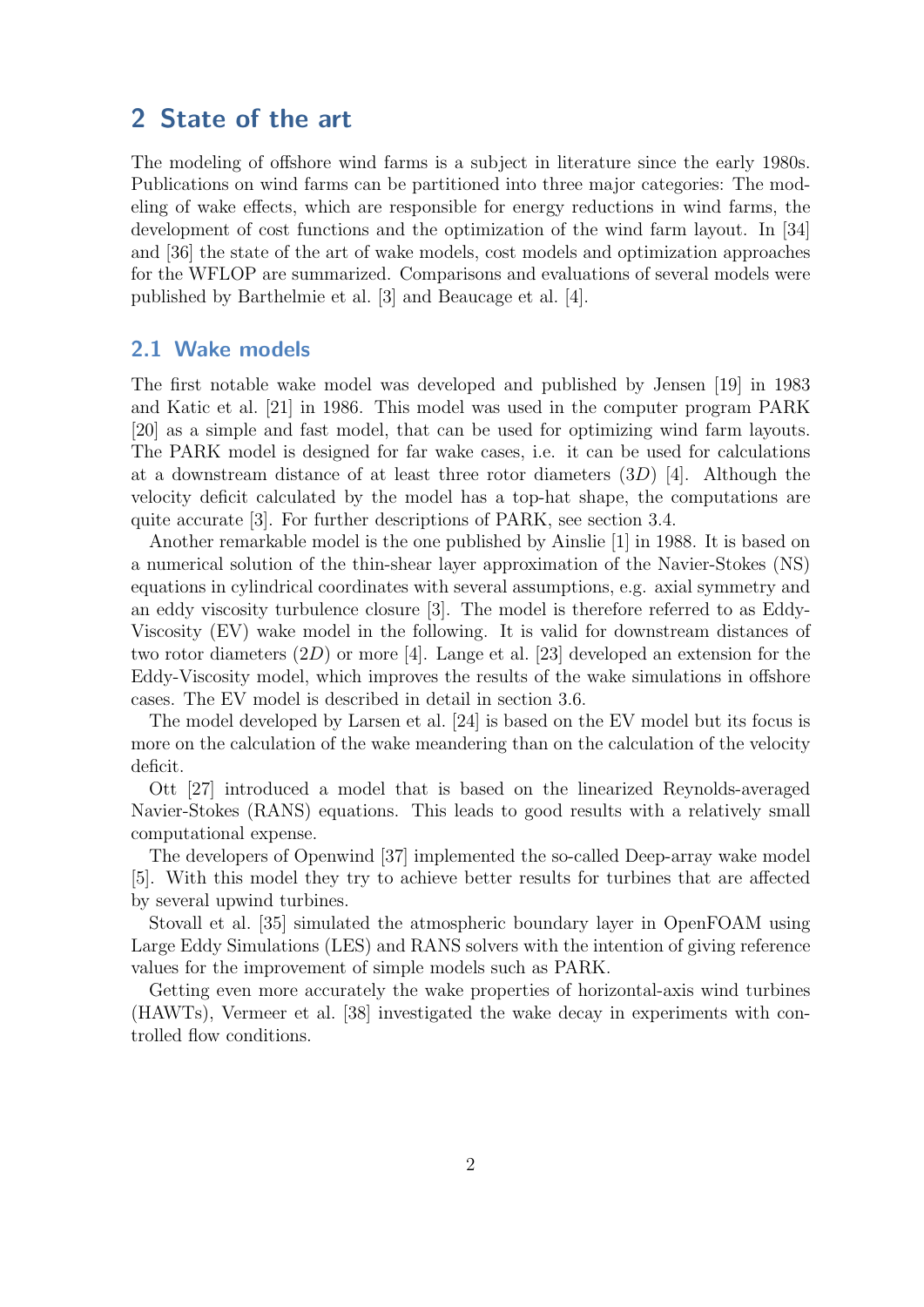# 2 State of the art

The modeling of offshore wind farms is a subject in literature since the early 1980s. Publications on wind farms can be partitioned into three major categories: The modeling of wake effects, which are responsible for energy reductions in wind farms, the development of cost functions and the optimization of the wind farm layout. In [34] and [36] the state of the art of wake models, cost models and optimization approaches for the WFLOP are summarized. Comparisons and evaluations of several models were published by Barthelmie et al. [3] and Beaucage et al. [4].

## 2.1 Wake models

The first notable wake model was developed and published by Jensen [19] in 1983 and Katic et al. [21] in 1986. This model was used in the computer program PARK [20] as a simple and fast model, that can be used for optimizing wind farm layouts. The PARK model is designed for far wake cases, i.e. it can be used for calculations at a downstream distance of at least three rotor diameters ($3D$) [4]. Although the velocity deficit calculated by the model has a top-hat shape, the computations are quite accurate [3]. For further descriptions of PARK, see section 3.4.

Another remarkable model is the one published by Ainslie [1] in 1988. It is based on a numerical solution of the thin-shear layer approximation of the Navier-Stokes (NS) equations in cylindrical coordinates with several assumptions, e.g. axial symmetry and an eddy viscosity turbulence closure [3]. The model is therefore referred to as Eddy-Viscosity (EV) wake model in the following. It is valid for downstream distances of two rotor diameters ($2D$) or more [4]. Lange et al. [23] developed an extension for the Eddy-Viscosity model, which improves the results of the wake simulations in offshore cases. The EV model is described in detail in section 3.6.

The model developed by Larsen et al. [24] is based on the EV model but its focus is more on the calculation of the wake meandering than on the calculation of the velocity deficit.

Ott [27] introduced a model that is based on the linearized Reynolds-averaged Navier-Stokes (RANS) equations. This leads to good results with a relatively small computational expense.

The developers of Openwind [37] implemented the so-called Deep-array wake model [5]. With this model they try to achieve better results for turbines that are affected by several upwind turbines.

Stovall et al. [35] simulated the atmospheric boundary layer in OpenFOAM using Large Eddy Simulations (LES) and RANS solvers with the intention of giving reference values for the improvement of simple models such as PARK.

Getting even more accurately the wake properties of horizontal-axis wind turbines (HAWTs), Vermeer et al. [38] investigated the wake decay in experiments with controlled flow conditions.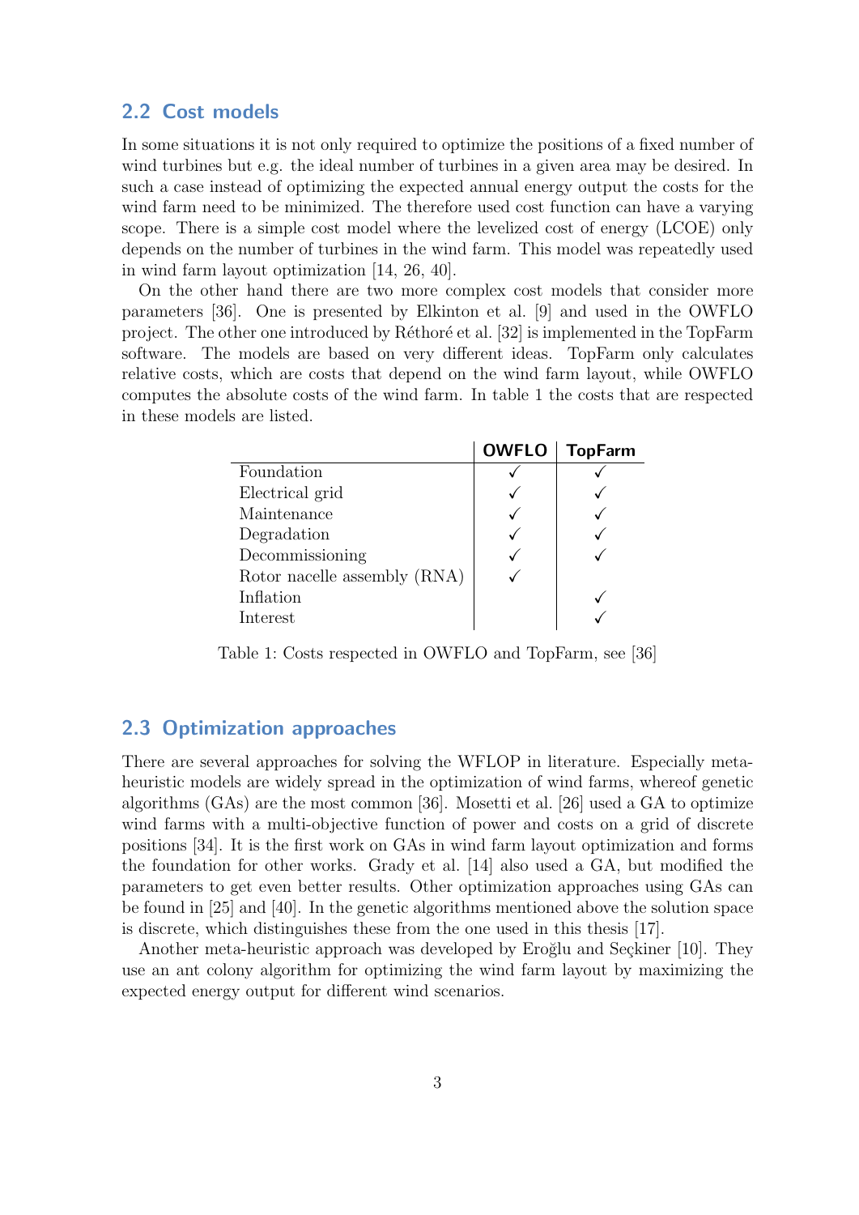## 2.2 Cost models

In some situations it is not only required to optimize the positions of a fixed number of wind turbines but e.g. the ideal number of turbines in a given area may be desired. In such a case instead of optimizing the expected annual energy output the costs for the wind farm need to be minimized. The therefore used cost function can have a varying scope. There is a simple cost model where the levelized cost of energy (LCOE) only depends on the number of turbines in the wind farm. This model was repeatedly used in wind farm layout optimization [14, 26, 40].

On the other hand there are two more complex cost models that consider more parameters [36]. One is presented by Elkinton et al. [9] and used in the OWFLO project. The other one introduced by Réthoré et al. [32] is implemented in the TopFarm software. The models are based on very different ideas. TopFarm only calculates relative costs, which are costs that depend on the wind farm layout, while OWFLO computes the absolute costs of the wind farm. In table 1 the costs that are respected in these models are listed.

| | OWFLO | TopFarm |
|---|---|---|
| Foundation | ✓ | ✓ |
| Electrical grid | ✓ | ✓ |
| Maintenance | ✓ | ✓ |
| Degradation | ✓ | ✓ |
| Decommissioning | ✓ | ✓ |
| Rotor nacelle assembly (RNA) | ✓ | |
| Inflation | | ✓ |
| Interest | | ✓ |

Table 1: Costs respected in OWFLO and TopFarm, see [36]

## 2.3 Optimization approaches

There are several approaches for solving the WFLOP in literature. Especially meta-heuristic models are widely spread in the optimization of wind farms, whereof genetic algorithms (GAs) are the most common [36]. Mosetti et al. [26] used a GA to optimize wind farms with a multi-objective function of power and costs on a grid of discrete positions [34]. It is the first work on GAs in wind farm layout optimization and forms the foundation for other works. Grady et al. [14] also used a GA, but modified the parameters to get even better results. Other optimization approaches using GAs can be found in [25] and [40]. In the genetic algorithms mentioned above the solution space is discrete, which distinguishes these from the one used in this thesis [17].

Another meta-heuristic approach was developed by Eroğlu and Seçkiner [10]. They use an ant colony algorithm for optimizing the wind farm layout by maximizing the expected energy output for different wind scenarios.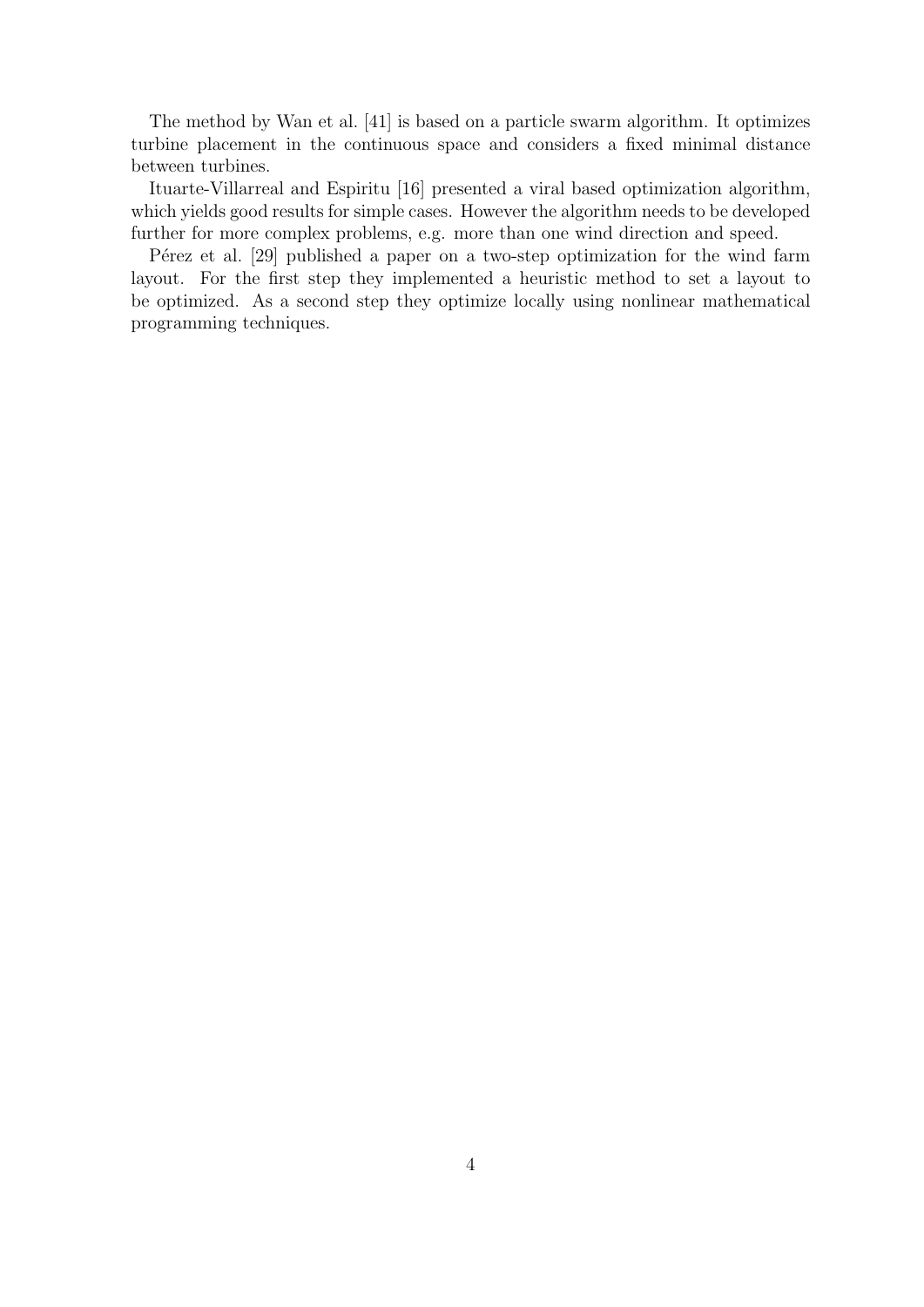The method by Wan et al. [41] is based on a particle swarm algorithm. It optimizes turbine placement in the continuous space and considers a fixed minimal distance between turbines.

Ituarte-Villarreal and Espiritu [16] presented a viral based optimization algorithm, which yields good results for simple cases. However the algorithm needs to be developed further for more complex problems, e.g. more than one wind direction and speed.

Pérez et al. [29] published a paper on a two-step optimization for the wind farm layout. For the first step they implemented a heuristic method to set a layout to be optimized. As a second step they optimize locally using nonlinear mathematical programming techniques.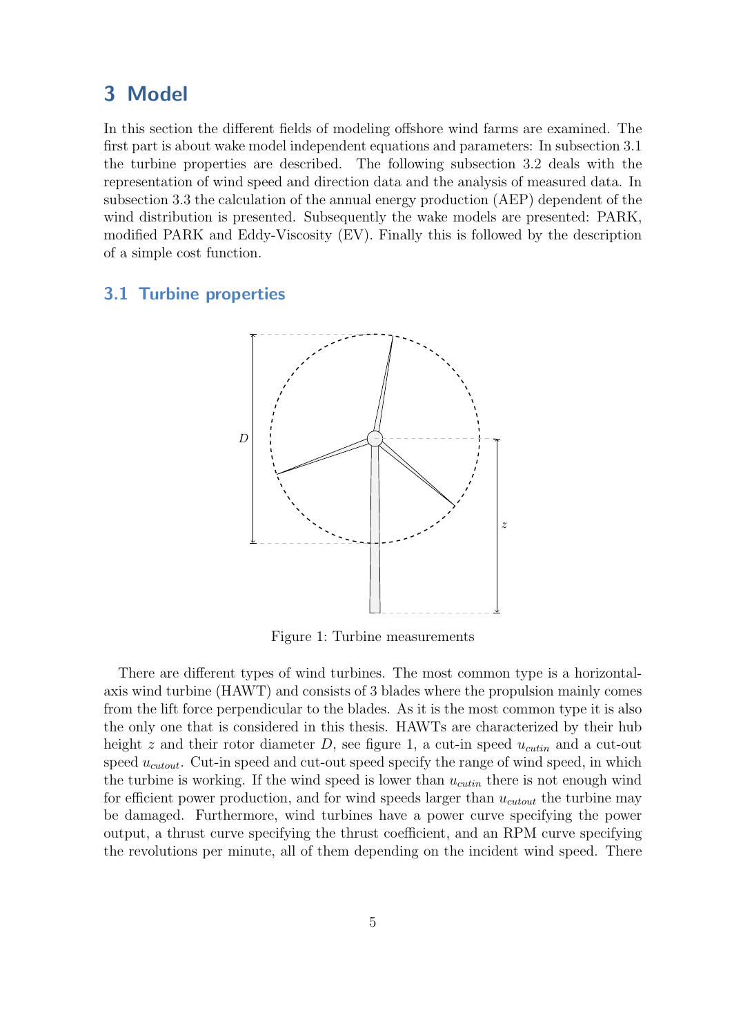# 3 Model

In this section the different fields of modeling offshore wind farms are examined. The first part is about wake model independent equations and parameters: In subsection 3.1 the turbine properties are described. The following subsection 3.2 deals with the representation of wind speed and direction data and the analysis of measured data. In subsection 3.3 the calculation of the annual energy production (AEP) dependent of the wind distribution is presented. Subsequently the wake models are presented: PARK, modified PARK and Eddy-Viscosity (EV). Finally this is followed by the description of a simple cost function.

## 3.1 Turbine properties

Figure 1: Turbine measurements

There are different types of wind turbines. The most common type is a horizontal-axis wind turbine (HAWT) and consists of 3 blades where the propulsion mainly comes from the lift force perpendicular to the blades. As it is the most common type it is also the only one that is considered in this thesis. HAWTs are characterized by their hub height $z$ and their rotor diameter $D$, see figure 1, a cut-in speed $u_{cutin}$ and a cut-out speed $u_{cutout}$. Cut-in speed and cut-out speed specify the range of wind speed, in which the turbine is working. If the wind speed is lower than $u_{cutin}$ there is not enough wind for efficient power production, and for wind speeds larger than $u_{cutout}$ the turbine may be damaged. Furthermore, wind turbines have a power curve specifying the power output, a thrust curve specifying the thrust coefficient, and an RPM curve specifying the revolutions per minute, all of them depending on the incident wind speed. There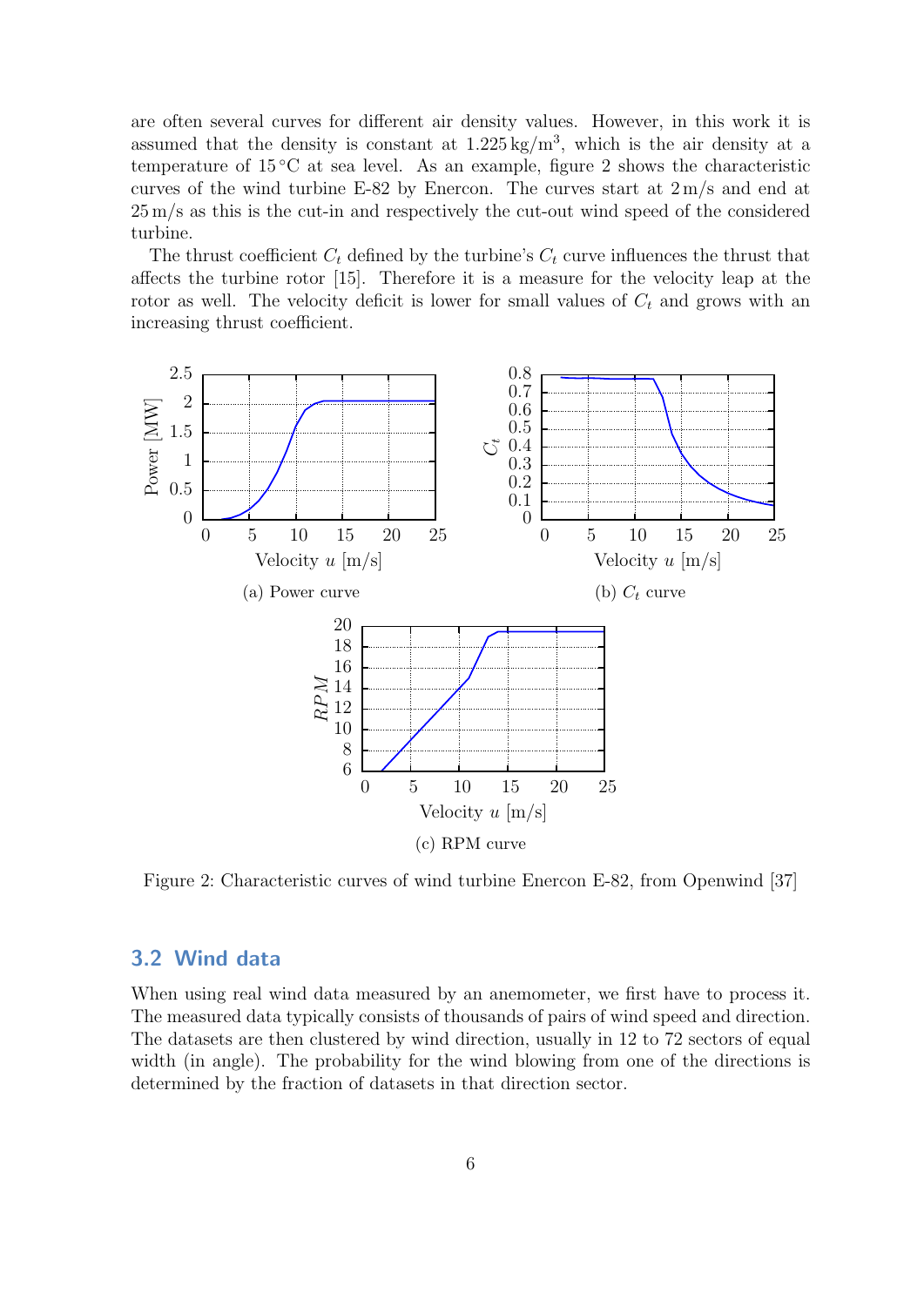are often several curves for different air density values. However, in this work it is assumed that the density is constant at $1.225\,\mathrm{kg/m^3}$, which is the air density at a temperature of $15\,^\circ\mathrm{C}$ at sea level. As an example, figure 2 shows the characteristic curves of the wind turbine E-82 by Enercon. The curves start at $2\,\mathrm{m/s}$ and end at $25\,\mathrm{m/s}$ as this is the cut-in and respectively the cut-out wind speed of the considered turbine.

The thrust coefficient $C_t$ defined by the turbine's $C_t$ curve influences the thrust that affects the turbine rotor [15]. Therefore it is a measure for the velocity leap at the rotor as well. The velocity deficit is lower for small values of $C_t$ and grows with an increasing thrust coefficient.

(a) Power curve

(b) $C_t$ curve

(c) RPM curve

Figure 2: Characteristic curves of wind turbine Enercon E-82, from Openwind [37]

## 3.2 Wind data

When using real wind data measured by an anemometer, we first have to process it. The measured data typically consists of thousands of pairs of wind speed and direction. The datasets are then clustered by wind direction, usually in 12 to 72 sectors of equal width (in angle). The probability for the wind blowing from one of the directions is determined by the fraction of datasets in that direction sector.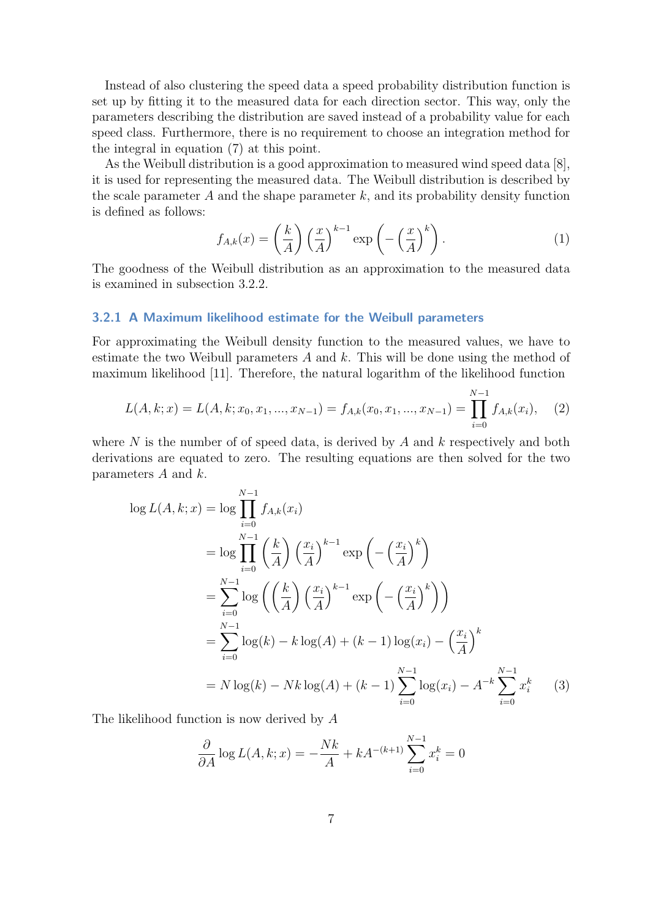Instead of also clustering the speed data a speed probability distribution function is set up by fitting it to the measured data for each direction sector. This way, only the parameters describing the distribution are saved instead of a probability value for each speed class. Furthermore, there is no requirement to choose an integration method for the integral in equation (7) at this point.

As the Weibull distribution is a good approximation to measured wind speed data [8], it is used for representing the measured data. The Weibull distribution is described by the scale parameter $A$ and the shape parameter $k$, and its probability density function is defined as follows:

$$f_{A,k}(x) = \left(\frac{k}{A}\right)\left(\frac{x}{A}\right)^{k-1} \exp\left(-\left(\frac{x}{A}\right)^{k}\right). \tag{1}$$

The goodness of the Weibull distribution as an approximation to the measured data is examined in subsection 3.2.2.

### 3.2.1 A Maximum likelihood estimate for the Weibull parameters

For approximating the Weibull density function to the measured values, we have to estimate the two Weibull parameters $A$ and $k$. This will be done using the method of maximum likelihood [11]. Therefore, the natural logarithm of the likelihood function

$$L(A,k;x) = L(A,k;x_0,x_1,...,x_{N-1}) = f_{A,k}(x_0,x_1,...,x_{N-1}) = \prod_{i=0}^{N-1} f_{A,k}(x_i), \tag{2}$$

where $N$ is the number of of speed data, is derived by $A$ and $k$ respectively and both derivations are equated to zero. The resulting equations are then solved for the two parameters $A$ and $k$.

$$\begin{aligned}
\log L(A,k;x) &= \log \prod_{i=0}^{N-1} f_{A,k}(x_i) \\
&= \log \prod_{i=0}^{N-1} \left(\frac{k}{A}\right)\left(\frac{x_i}{A}\right)^{k-1} \exp\left(-\left(\frac{x_i}{A}\right)^{k}\right) \\
&= \sum_{i=0}^{N-1} \log\left(\left(\frac{k}{A}\right)\left(\frac{x_i}{A}\right)^{k-1} \exp\left(-\left(\frac{x_i}{A}\right)^{k}\right)\right) \\
&= \sum_{i=0}^{N-1} \log(k) - k\log(A) + (k-1)\log(x_i) - \left(\frac{x_i}{A}\right)^{k} \\
&= N\log(k) - Nk\log(A) + (k-1)\sum_{i=0}^{N-1}\log(x_i) - A^{-k}\sum_{i=0}^{N-1} x_i^k
\end{aligned} \tag{3}$$

The likelihood function is now derived by $A$

$$\frac{\partial}{\partial A}\log L(A,k;x) = -\frac{Nk}{A} + kA^{-(k+1)}\sum_{i=0}^{N-1} x_i^k = 0$$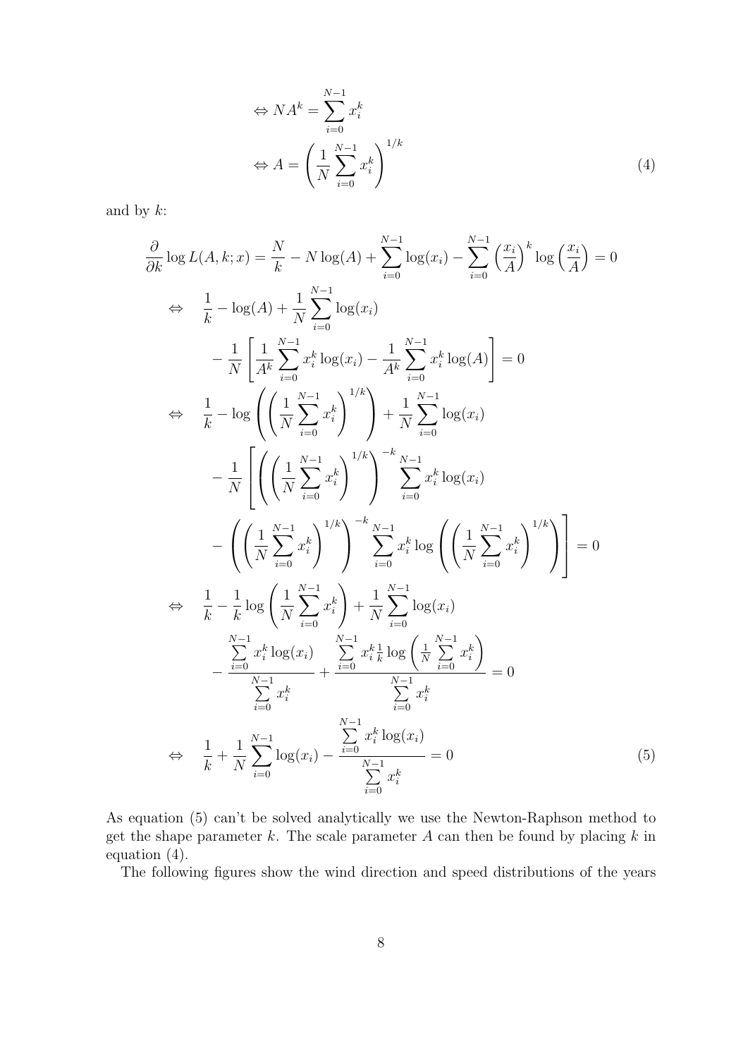$$
\begin{aligned}
&\Leftrightarrow NA^k = \sum_{i=0}^{N-1} x_i^k \\
&\Leftrightarrow A = \left( \frac{1}{N} \sum_{i=0}^{N-1} x_i^k \right)^{1/k}
\end{aligned} \tag{4}
$$

and by $k$:

$$
\begin{aligned}
\frac{\partial}{\partial k} \log L(A, k; x) &= \frac{N}{k} - N \log(A) + \sum_{i=0}^{N-1} \log(x_i) - \sum_{i=0}^{N-1} \left( \frac{x_i}{A} \right)^k \log \left( \frac{x_i}{A} \right) = 0 \\
\Leftrightarrow \quad & \frac{1}{k} - \log(A) + \frac{1}{N} \sum_{i=0}^{N-1} \log(x_i) \\
& - \frac{1}{N} \left[ \frac{1}{A^k} \sum_{i=0}^{N-1} x_i^k \log(x_i) - \frac{1}{A^k} \sum_{i=0}^{N-1} x_i^k \log(A) \right] = 0 \\
\Leftrightarrow \quad & \frac{1}{k} - \log \left( \left( \frac{1}{N} \sum_{i=0}^{N-1} x_i^k \right)^{1/k} \right) + \frac{1}{N} \sum_{i=0}^{N-1} \log(x_i) \\
& - \frac{1}{N} \left[ \left( \left( \frac{1}{N} \sum_{i=0}^{N-1} x_i^k \right)^{1/k} \right)^{-k} \sum_{i=0}^{N-1} x_i^k \log(x_i) \right. \\
& \left. - \left( \left( \frac{1}{N} \sum_{i=0}^{N-1} x_i^k \right)^{1/k} \right)^{-k} \sum_{i=0}^{N-1} x_i^k \log \left( \left( \frac{1}{N} \sum_{i=0}^{N-1} x_i^k \right)^{1/k} \right) \right] = 0 \\
\Leftrightarrow \quad & \frac{1}{k} - \frac{1}{k} \log \left( \frac{1}{N} \sum_{i=0}^{N-1} x_i^k \right) + \frac{1}{N} \sum_{i=0}^{N-1} \log(x_i) \\
& - \frac{\sum_{i=0}^{N-1} x_i^k \log(x_i)}{\sum_{i=0}^{N-1} x_i^k} + \frac{\sum_{i=0}^{N-1} x_i^k \frac{1}{k} \log \left( \frac{1}{N} \sum_{i=0}^{N-1} x_i^k \right)}{\sum_{i=0}^{N-1} x_i^k} = 0 \\
\Leftrightarrow \quad & \frac{1}{k} + \frac{1}{N} \sum_{i=0}^{N-1} \log(x_i) - \frac{\sum_{i=0}^{N-1} x_i^k \log(x_i)}{\sum_{i=0}^{N-1} x_i^k} = 0
\end{aligned} \tag{5}
$$

As equation (5) can't be solved analytically we use the Newton-Raphson method to get the shape parameter $k$. The scale parameter $A$ can then be found by placing $k$ in equation (4).

The following figures show the wind direction and speed distributions of the years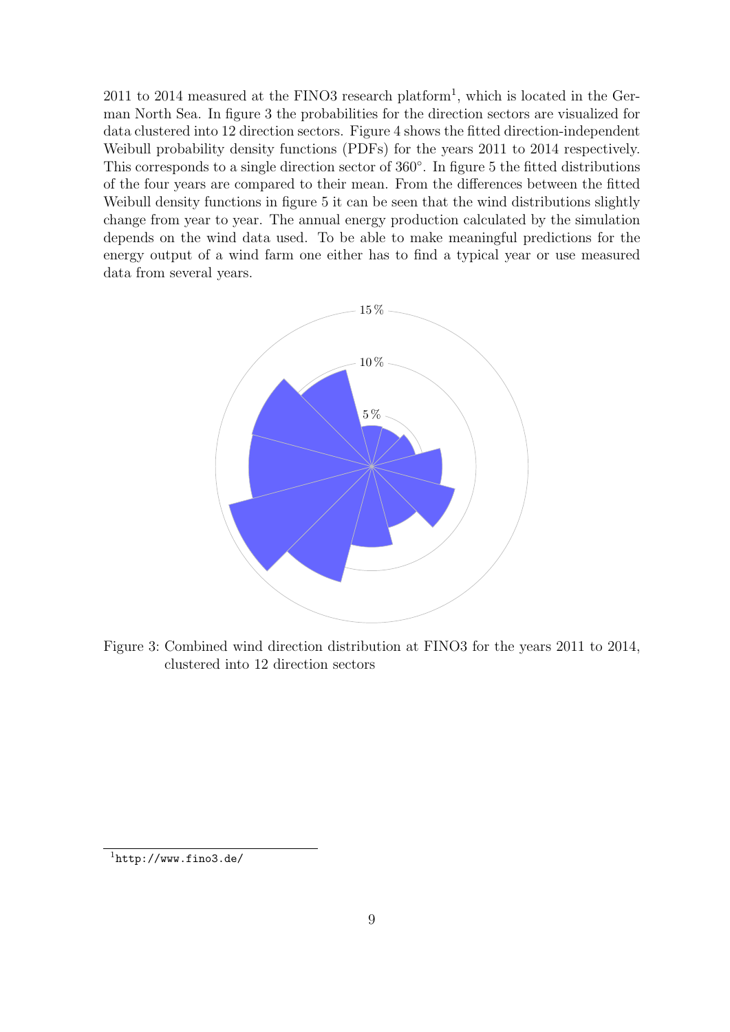2011 to 2014 measured at the FINO3 research platform[1], which is located in the German North Sea. In figure 3 the probabilities for the direction sectors are visualized for data clustered into 12 direction sectors. Figure 4 shows the fitted direction-independent Weibull probability density functions (PDFs) for the years 2011 to 2014 respectively. This corresponds to a single direction sector of 360°. In figure 5 the fitted distributions of the four years are compared to their mean. From the differences between the fitted Weibull density functions in figure 5 it can be seen that the wind distributions slightly change from year to year. The annual energy production calculated by the simulation depends on the wind data used. To be able to make meaningful predictions for the energy output of a wind farm one either has to find a typical year or use measured data from several years.

Figure 3: Combined wind direction distribution at FINO3 for the years 2011 to 2014, clustered into 12 direction sectors

[1] http://www.fino3.de/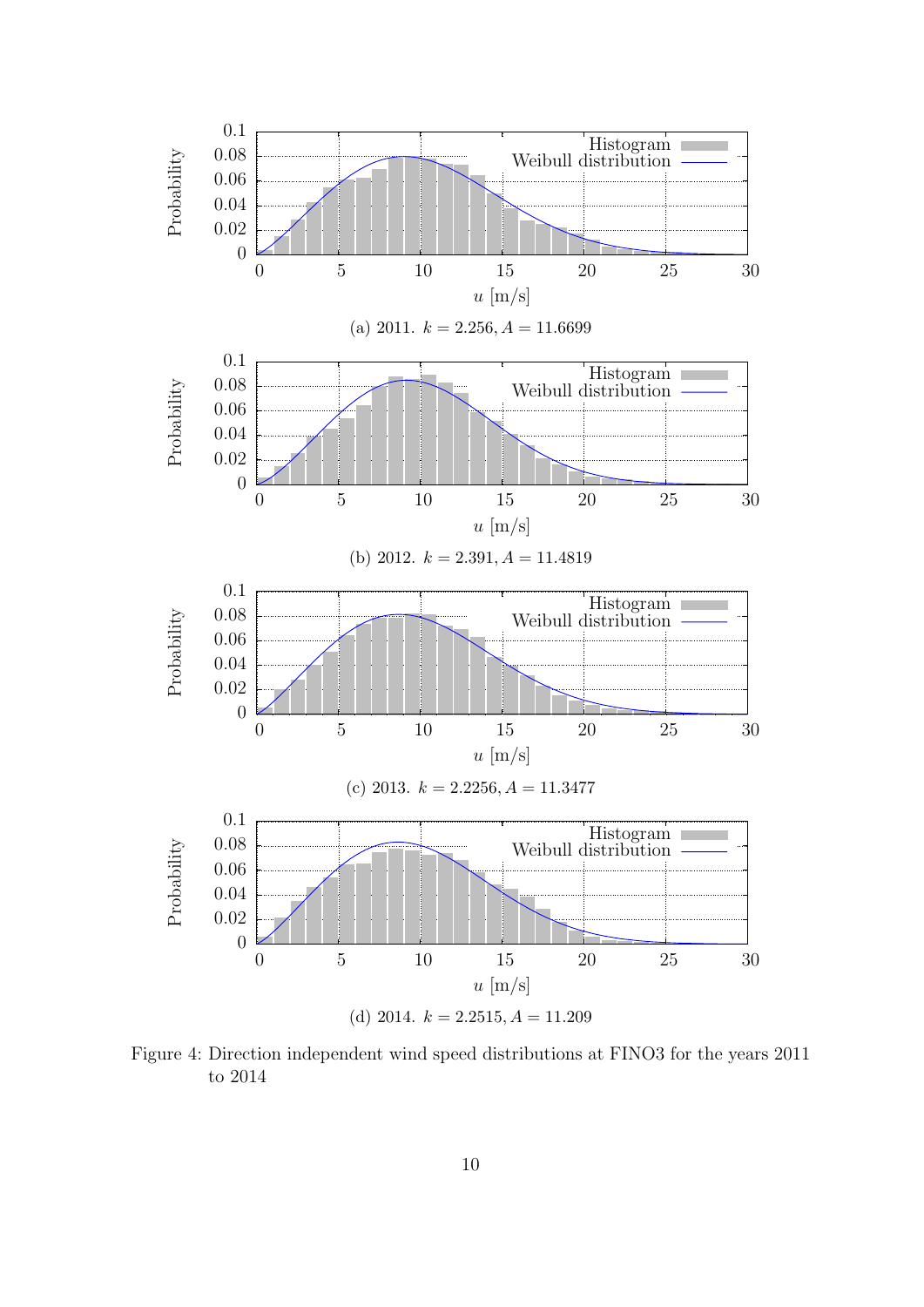(a) 2011. $k = 2.256, A = 11.6699$

(b) 2012. $k = 2.391, A = 11.4819$

(c) 2013. $k = 2.2256, A = 11.3477$

(d) 2014. $k = 2.2515, A = 11.209$

Figure 4: Direction independent wind speed distributions at FINO3 for the years 2011 to 2014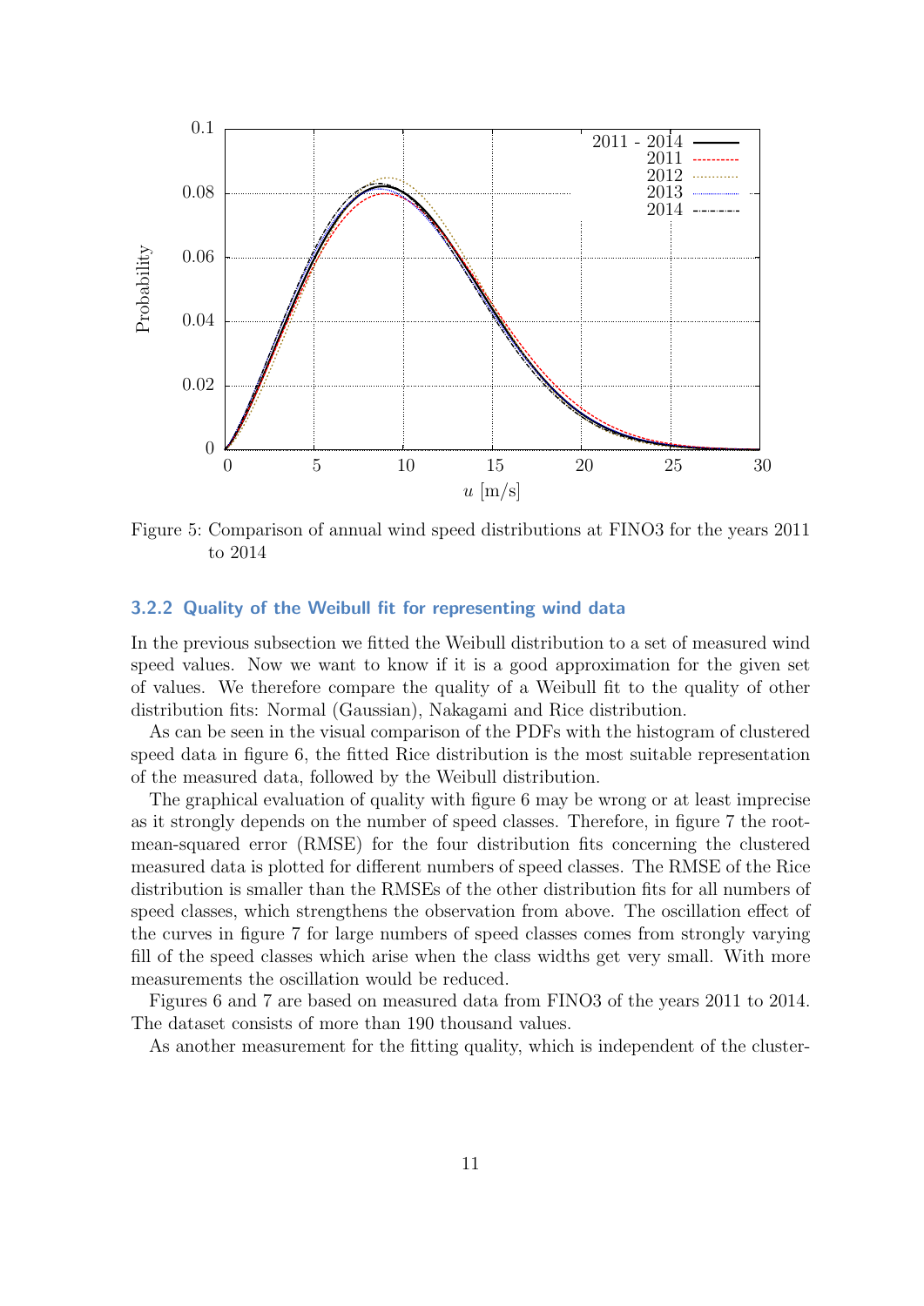Figure 5: Comparison of annual wind speed distributions at FINO3 for the years 2011 to 2014

### 3.2.2 Quality of the Weibull fit for representing wind data

In the previous subsection we fitted the Weibull distribution to a set of measured wind speed values. Now we want to know if it is a good approximation for the given set of values. We therefore compare the quality of a Weibull fit to the quality of other distribution fits: Normal (Gaussian), Nakagami and Rice distribution.

As can be seen in the visual comparison of the PDFs with the histogram of clustered speed data in figure 6, the fitted Rice distribution is the most suitable representation of the measured data, followed by the Weibull distribution.

The graphical evaluation of quality with figure 6 may be wrong or at least imprecise as it strongly depends on the number of speed classes. Therefore, in figure 7 the root-mean-squared error (RMSE) for the four distribution fits concerning the clustered measured data is plotted for different numbers of speed classes. The RMSE of the Rice distribution is smaller than the RMSEs of the other distribution fits for all numbers of speed classes, which strengthens the observation from above. The oscillation effect of the curves in figure 7 for large numbers of speed classes comes from strongly varying fill of the speed classes which arise when the class widths get very small. With more measurements the oscillation would be reduced.

Figures 6 and 7 are based on measured data from FINO3 of the years 2011 to 2014. The dataset consists of more than 190 thousand values.

As another measurement for the fitting quality, which is independent of the cluster-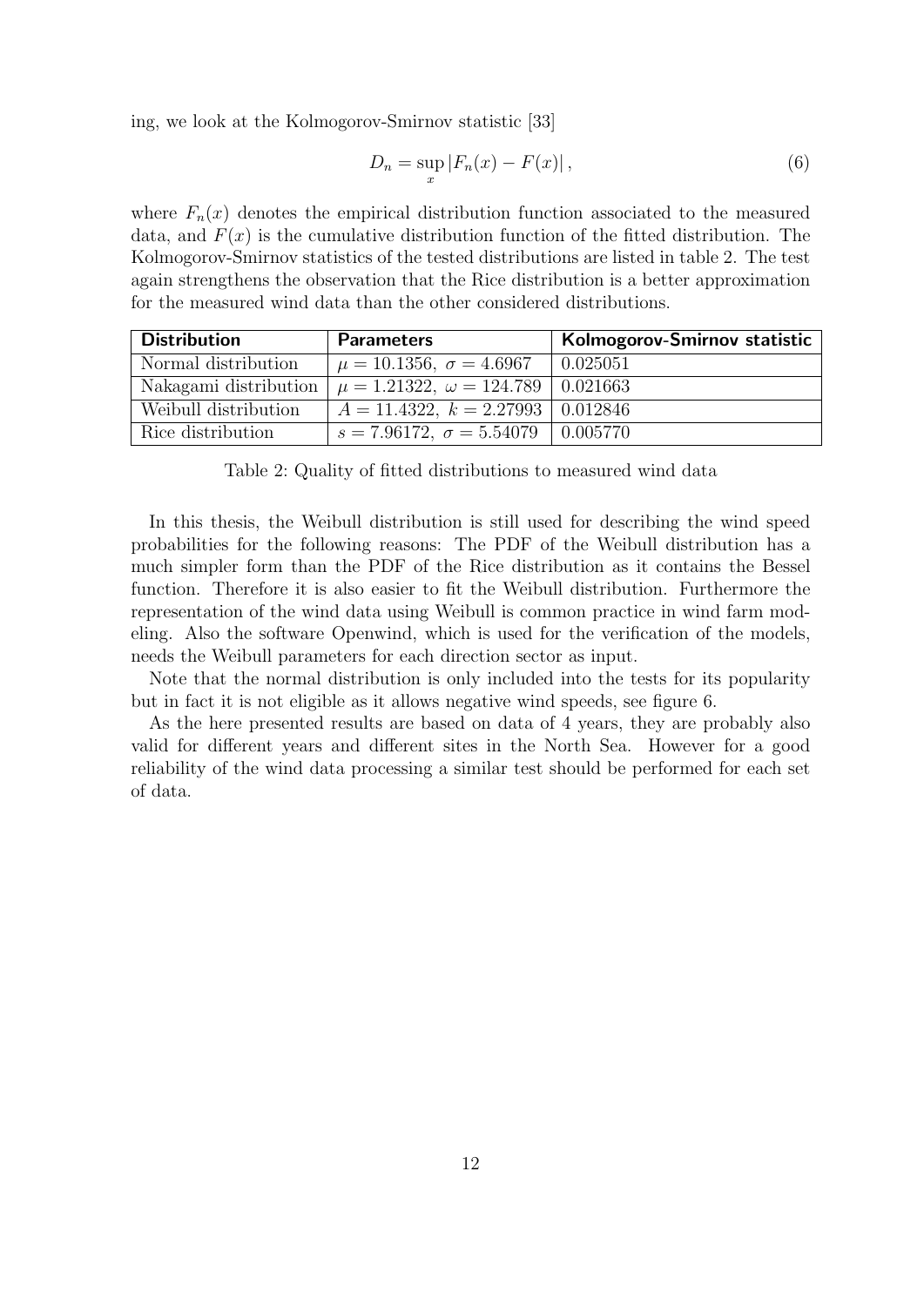ing, we look at the Kolmogorov-Smirnov statistic [33]

$$D_n = \sup_x |F_n(x) - F(x)|, \tag{6}$$

where $F_n(x)$ denotes the empirical distribution function associated to the measured data, and $F(x)$ is the cumulative distribution function of the fitted distribution. The Kolmogorov-Smirnov statistics of the tested distributions are listed in table 2. The test again strengthens the observation that the Rice distribution is a better approximation for the measured wind data than the other considered distributions.

| **Distribution** | **Parameters** | **Kolmogorov-Smirnov statistic** |
|---|---|---|
| Normal distribution | $\mu = 10.1356,\ \sigma = 4.6967$ | 0.025051 |
| Nakagami distribution | $\mu = 1.21322,\ \omega = 124.789$ | 0.021663 |
| Weibull distribution | $A = 11.4322,\ k = 2.27993$ | 0.012846 |
| Rice distribution | $s = 7.96172,\ \sigma = 5.54079$ | 0.005770 |

Table 2: Quality of fitted distributions to measured wind data

In this thesis, the Weibull distribution is still used for describing the wind speed probabilities for the following reasons: The PDF of the Weibull distribution has a much simpler form than the PDF of the Rice distribution as it contains the Bessel function. Therefore it is also easier to fit the Weibull distribution. Furthermore the representation of the wind data using Weibull is common practice in wind farm modeling. Also the software Openwind, which is used for the verification of the models, needs the Weibull parameters for each direction sector as input.

Note that the normal distribution is only included into the tests for its popularity but in fact it is not eligible as it allows negative wind speeds, see figure 6.

As the here presented results are based on data of 4 years, they are probably also valid for different years and different sites in the North Sea. However for a good reliability of the wind data processing a similar test should be performed for each set of data.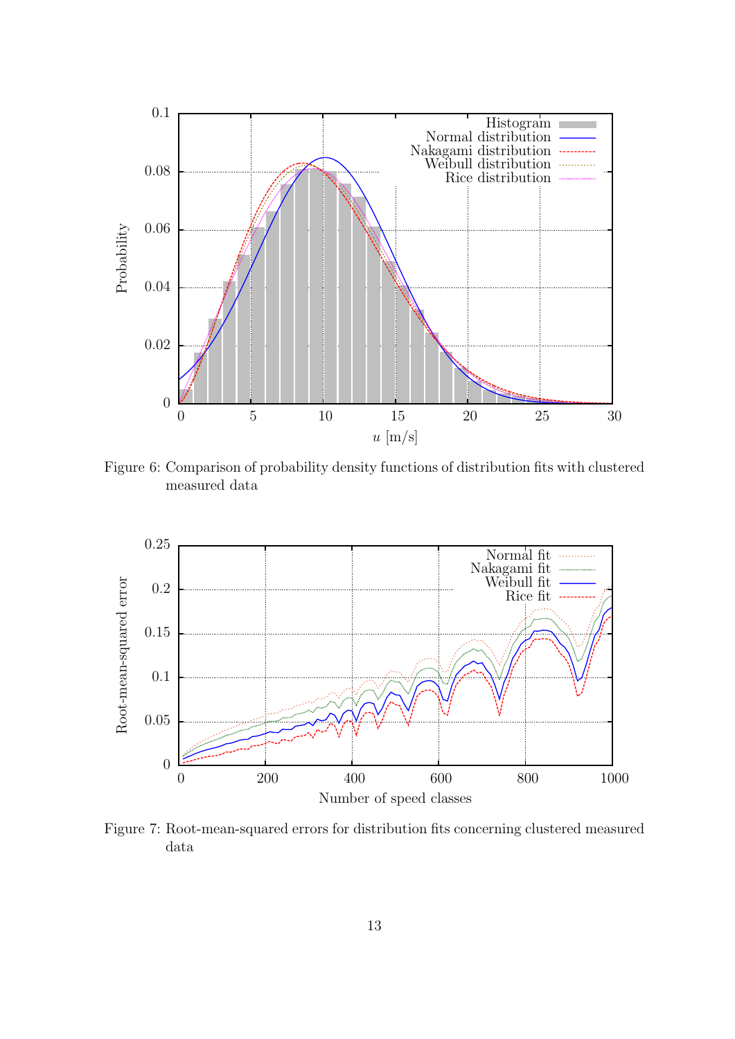Figure 6: Comparison of probability density functions of distribution fits with clustered measured data

Figure 7: Root-mean-squared errors for distribution fits concerning clustered measured data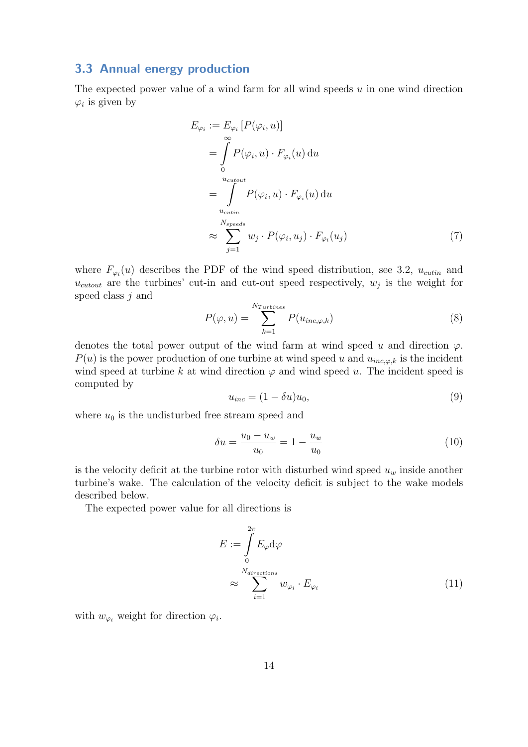### 3.3 Annual energy production

The expected power value of a wind farm for all wind speeds $u$ in one wind direction $\varphi_i$ is given by

$$
\begin{aligned}
E_{\varphi_i} &:= E_{\varphi_i}\left[P(\varphi_i, u)\right] \\
&= \int_0^{\infty} P(\varphi_i, u) \cdot F_{\varphi_i}(u)\,\mathrm{d}u \\
&= \int_{u_{cutin}}^{u_{cutout}} P(\varphi_i, u) \cdot F_{\varphi_i}(u)\,\mathrm{d}u \\
&\approx \sum_{j=1}^{N_{speeds}} w_j \cdot P(\varphi_i, u_j) \cdot F_{\varphi_i}(u_j)
\end{aligned} \tag{7}
$$

where $F_{\varphi_i}(u)$ describes the PDF of the wind speed distribution, see 3.2, $u_{cutin}$ and $u_{cutout}$ are the turbines' cut-in and cut-out speed respectively, $w_j$ is the weight for speed class $j$ and

$$
P(\varphi, u) = \sum_{k=1}^{N_{Turbines}} P(u_{inc,\varphi,k}) \tag{8}
$$

denotes the total power output of the wind farm at wind speed $u$ and direction $\varphi$. $P(u)$ is the power production of one turbine at wind speed $u$ and $u_{inc,\varphi,k}$ is the incident wind speed at turbine $k$ at wind direction $\varphi$ and wind speed $u$. The incident speed is computed by

$$
u_{inc} = (1 - \delta u)u_0, \tag{9}
$$

where $u_0$ is the undisturbed free stream speed and

$$
\delta u = \frac{u_0 - u_w}{u_0} = 1 - \frac{u_w}{u_0} \tag{10}
$$

is the velocity deficit at the turbine rotor with disturbed wind speed $u_w$ inside another turbine's wake. The calculation of the velocity deficit is subject to the wake models described below.

The expected power value for all directions is

$$
\begin{aligned}
E &:= \int_0^{2\pi} E_{\varphi}\mathrm{d}\varphi \\
&\approx \sum_{i=1}^{N_{directions}} w_{\varphi_i} \cdot E_{\varphi_i}
\end{aligned} \tag{11}
$$

with $w_{\varphi_i}$ weight for direction $\varphi_i$.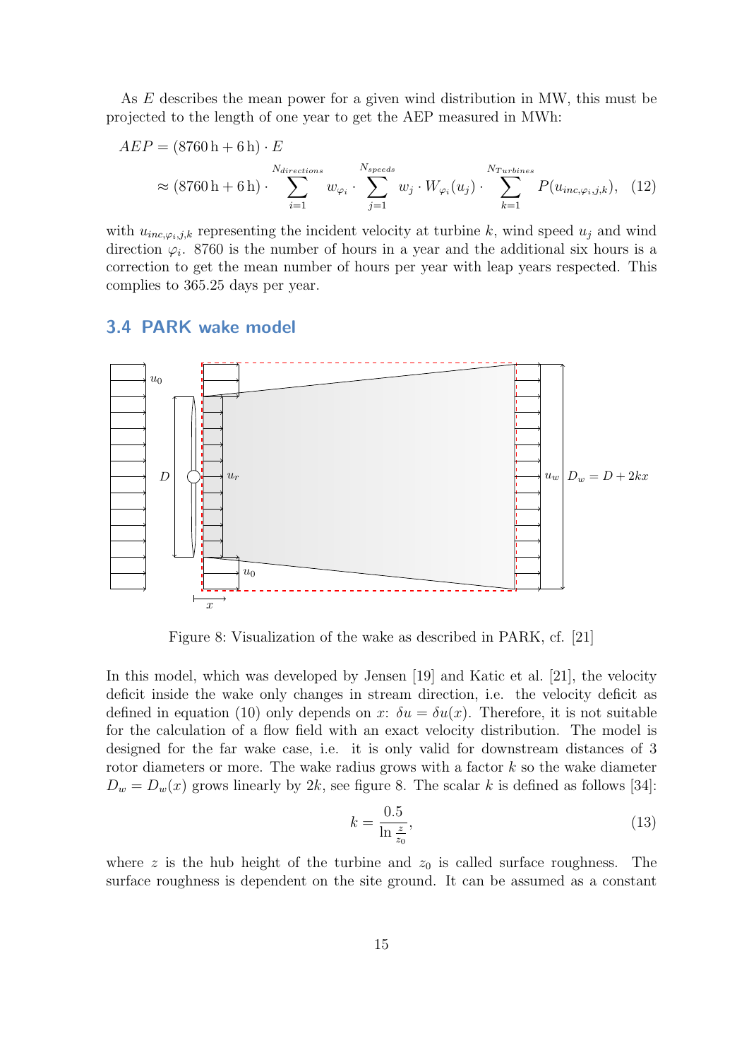As $E$ describes the mean power for a given wind distribution in MW, this must be projected to the length of one year to get the AEP measured in MWh:

$$
\begin{aligned}
AEP &= (8760\,\mathrm{h} + 6\,\mathrm{h}) \cdot E \\
&\approx (8760\,\mathrm{h} + 6\,\mathrm{h}) \cdot \sum_{i=1}^{N_{directions}} w_{\varphi_i} \cdot \sum_{j=1}^{N_{speeds}} w_j \cdot W_{\varphi_i}(u_j) \cdot \sum_{k=1}^{N_{Turbines}} P(u_{inc,\varphi_i,j,k}), \quad (12)
\end{aligned}
$$

with $u_{inc,\varphi_i,j,k}$ representing the incident velocity at turbine $k$, wind speed $u_j$ and wind direction $\varphi_i$. 8760 is the number of hours in a year and the additional six hours is a correction to get the mean number of hours per year with leap years respected. This complies to 365.25 days per year.

## 3.4 PARK wake model

Figure 8: Visualization of the wake as described in PARK, cf. [21]

In this model, which was developed by Jensen [19] and Katic et al. [21], the velocity deficit inside the wake only changes in stream direction, i.e. the velocity deficit as defined in equation (10) only depends on $x$: $\delta u = \delta u(x)$. Therefore, it is not suitable for the calculation of a flow field with an exact velocity distribution. The model is designed for the far wake case, i.e. it is only valid for downstream distances of 3 rotor diameters or more. The wake radius grows with a factor $k$ so the wake diameter $D_w = D_w(x)$ grows linearly by $2k$, see figure 8. The scalar $k$ is defined as follows [34]:

$$
k = \frac{0.5}{\ln \frac{z}{z_0}}, \quad (13)
$$

where $z$ is the hub height of the turbine and $z_0$ is called surface roughness. The surface roughness is dependent on the site ground. It can be assumed as a constant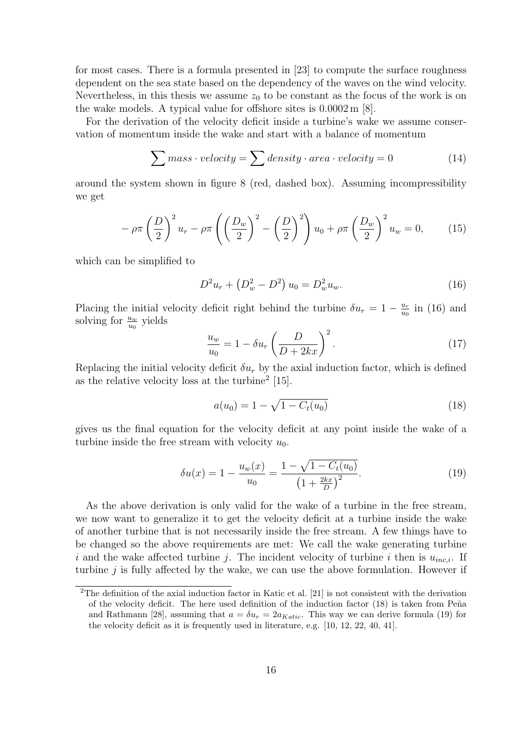for most cases. There is a formula presented in [23] to compute the surface roughness dependent on the sea state based on the dependency of the waves on the wind velocity. Nevertheless, in this thesis we assume $z_0$ to be constant as the focus of the work is on the wake models. A typical value for offshore sites is 0.0002 m [8].

For the derivation of the velocity deficit inside a turbine's wake we assume conservation of momentum inside the wake and start with a balance of momentum

$$\sum mass \cdot velocity = \sum density \cdot area \cdot velocity = 0 \tag{14}$$

around the system shown in figure 8 (red, dashed box). Assuming incompressibility we get

$$-\rho\pi\left(\frac{D}{2}\right)^2 u_r - \rho\pi\left(\left(\frac{D_w}{2}\right)^2 - \left(\frac{D}{2}\right)^2\right) u_0 + \rho\pi\left(\frac{D_w}{2}\right)^2 u_w = 0, \tag{15}$$

which can be simplified to

$$D^2 u_r + \left(D_w^2 - D^2\right) u_0 = D_w^2 u_w. \tag{16}$$

Placing the initial velocity deficit right behind the turbine $\delta u_r = 1 - \frac{u_r}{u_0}$ in (16) and solving for $\frac{u_w}{u_0}$ yields

$$\frac{u_w}{u_0} = 1 - \delta u_r \left(\frac{D}{D + 2kx}\right)^2. \tag{17}$$

Replacing the initial velocity deficit $\delta u_r$ by the axial induction factor, which is defined as the relative velocity loss at the turbine[2] [15].

$$a(u_0) = 1 - \sqrt{1 - C_t(u_0)} \tag{18}$$

gives us the final equation for the velocity deficit at any point inside the wake of a turbine inside the free stream with velocity $u_0$.

$$\delta u(x) = 1 - \frac{u_w(x)}{u_0} = \frac{1 - \sqrt{1 - C_t(u_0)}}{\left(1 + \frac{2kx}{D}\right)^2}. \tag{19}$$

As the above derivation is only valid for the wake of a turbine in the free stream, we now want to generalize it to get the velocity deficit at a turbine inside the wake of another turbine that is not necessarily inside the free stream. A few things have to be changed so the above requirements are met: We call the wake generating turbine $i$ and the wake affected turbine $j$. The incident velocity of turbine $i$ then is $u_{inc,i}$. If turbine $j$ is fully affected by the wake, we can use the above formulation. However if

[2] The definition of the axial induction factor in Katic et al. [21] is not consistent with the derivation of the velocity deficit. The here used definition of the induction factor (18) is taken from Peña and Rathmann [28], assuming that $a = \delta u_r = 2a_{Katic}$. This way we can derive formula (19) for the velocity deficit as it is frequently used in literature, e.g. [10, 12, 22, 40, 41].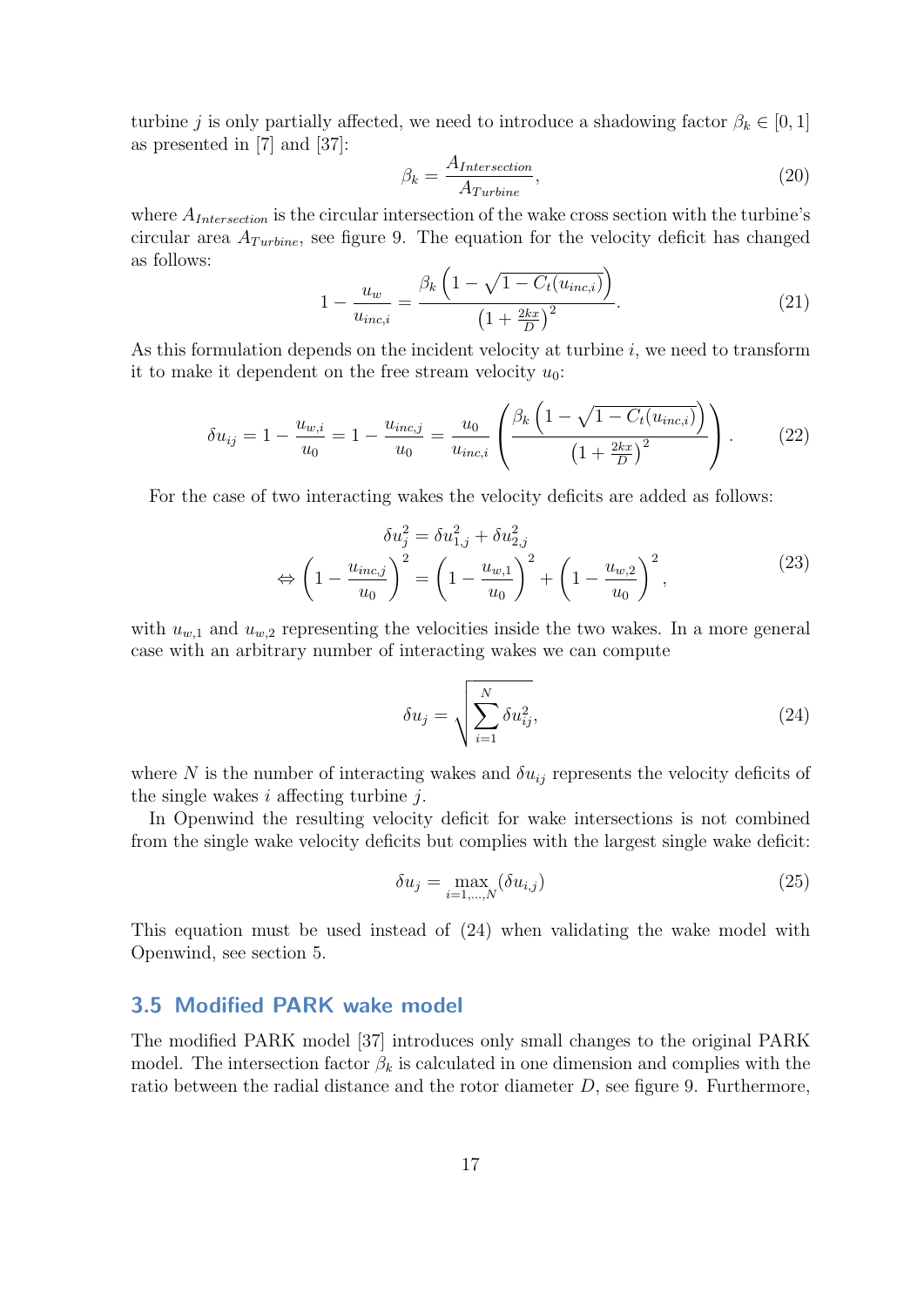turbine $j$ is only partially affected, we need to introduce a shadowing factor $\beta_k \in [0, 1]$ as presented in [7] and [37]:

$$\beta_k = \frac{A_{Intersection}}{A_{Turbine}}, \tag{20}$$

where $A_{Intersection}$ is the circular intersection of the wake cross section with the turbine's circular area $A_{Turbine}$, see figure 9. The equation for the velocity deficit has changed as follows:

$$1 - \frac{u_w}{u_{inc,i}} = \frac{\beta_k \left(1 - \sqrt{1 - C_t(u_{inc,i})}\right)}{\left(1 + \frac{2kx}{D}\right)^2}. \tag{21}$$

As this formulation depends on the incident velocity at turbine $i$, we need to transform it to make it dependent on the free stream velocity $u_0$:

$$\delta u_{ij} = 1 - \frac{u_{w,i}}{u_0} = 1 - \frac{u_{inc,j}}{u_0} = \frac{u_0}{u_{inc,i}} \left( \frac{\beta_k \left(1 - \sqrt{1 - C_t(u_{inc,i})}\right)}{\left(1 + \frac{2kx}{D}\right)^2} \right). \tag{22}$$

For the case of two interacting wakes the velocity deficits are added as follows:

$$\begin{aligned} \delta u_j^2 &= \delta u_{1,j}^2 + \delta u_{2,j}^2 \\ \Leftrightarrow \left(1 - \frac{u_{inc,j}}{u_0}\right)^2 &= \left(1 - \frac{u_{w,1}}{u_0}\right)^2 + \left(1 - \frac{u_{w,2}}{u_0}\right)^2, \end{aligned} \tag{23}$$

with $u_{w,1}$ and $u_{w,2}$ representing the velocities inside the two wakes. In a more general case with an arbitrary number of interacting wakes we can compute

$$\delta u_j = \sqrt{\sum_{i=1}^{N} \delta u_{ij}^2}, \tag{24}$$

where $N$ is the number of interacting wakes and $\delta u_{ij}$ represents the velocity deficits of the single wakes $i$ affecting turbine $j$.

In Openwind the resulting velocity deficit for wake intersections is not combined from the single wake velocity deficits but complies with the largest single wake deficit:

$$\delta u_j = \max_{i=1,\ldots,N} (\delta u_{i,j}) \tag{25}$$

This equation must be used instead of (24) when validating the wake model with Openwind, see section 5.

## 3.5 Modified PARK wake model

The modified PARK model [37] introduces only small changes to the original PARK model. The intersection factor $\beta_k$ is calculated in one dimension and complies with the ratio between the radial distance and the rotor diameter $D$, see figure 9. Furthermore,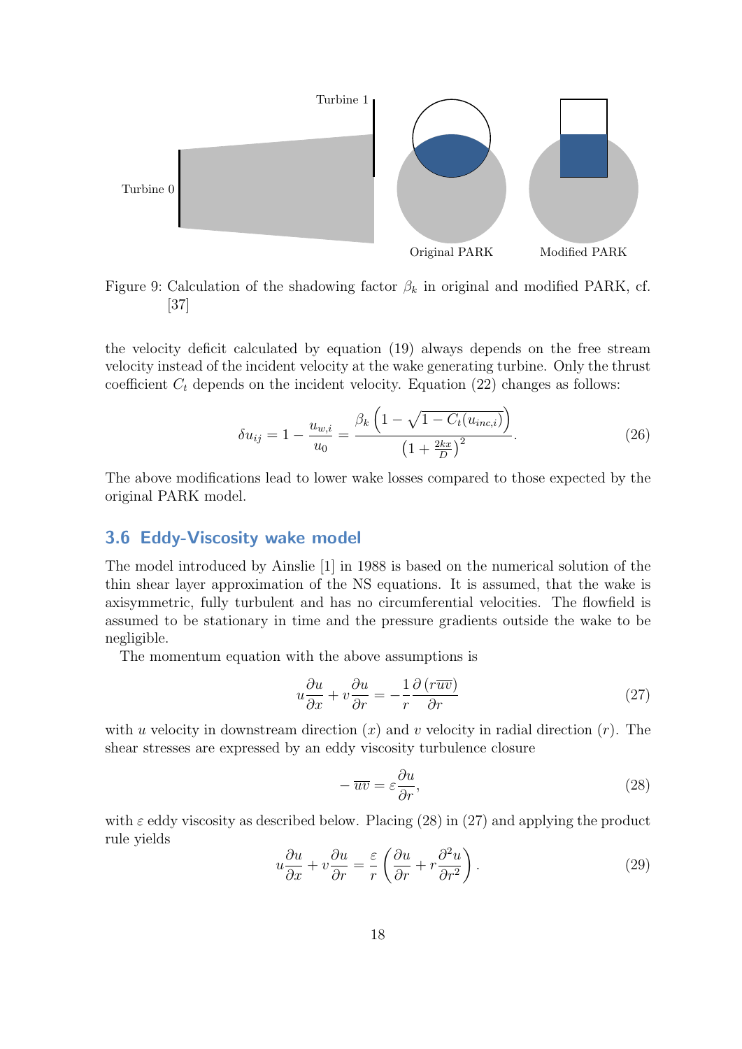Figure 9: Calculation of the shadowing factor $\beta_k$ in original and modified PARK, cf. [37]

the velocity deficit calculated by equation (19) always depends on the free stream velocity instead of the incident velocity at the wake generating turbine. Only the thrust coefficient $C_t$ depends on the incident velocity. Equation (22) changes as follows:

$$\delta u_{ij} = 1 - \frac{u_{w,i}}{u_0} = \frac{\beta_k \left(1 - \sqrt{1 - C_t(u_{inc,i})}\right)}{\left(1 + \frac{2kx}{D}\right)^2}. \tag{26}$$

The above modifications lead to lower wake losses compared to those expected by the original PARK model.

## 3.6 Eddy-Viscosity wake model

The model introduced by Ainslie [1] in 1988 is based on the numerical solution of the thin shear layer approximation of the NS equations. It is assumed, that the wake is axisymmetric, fully turbulent and has no circumferential velocities. The flowfield is assumed to be stationary in time and the pressure gradients outside the wake to be negligible.

The momentum equation with the above assumptions is

$$u\frac{\partial u}{\partial x} + v\frac{\partial u}{\partial r} = -\frac{1}{r}\frac{\partial \left(r\overline{uv}\right)}{\partial r} \tag{27}$$

with $u$ velocity in downstream direction ($x$) and $v$ velocity in radial direction ($r$). The shear stresses are expressed by an eddy viscosity turbulence closure

$$-\overline{uv} = \varepsilon \frac{\partial u}{\partial r}, \tag{28}$$

with $\varepsilon$ eddy viscosity as described below. Placing (28) in (27) and applying the product rule yields

$$u\frac{\partial u}{\partial x} + v\frac{\partial u}{\partial r} = \frac{\varepsilon}{r}\left(\frac{\partial u}{\partial r} + r\frac{\partial^2 u}{\partial r^2}\right). \tag{29}$$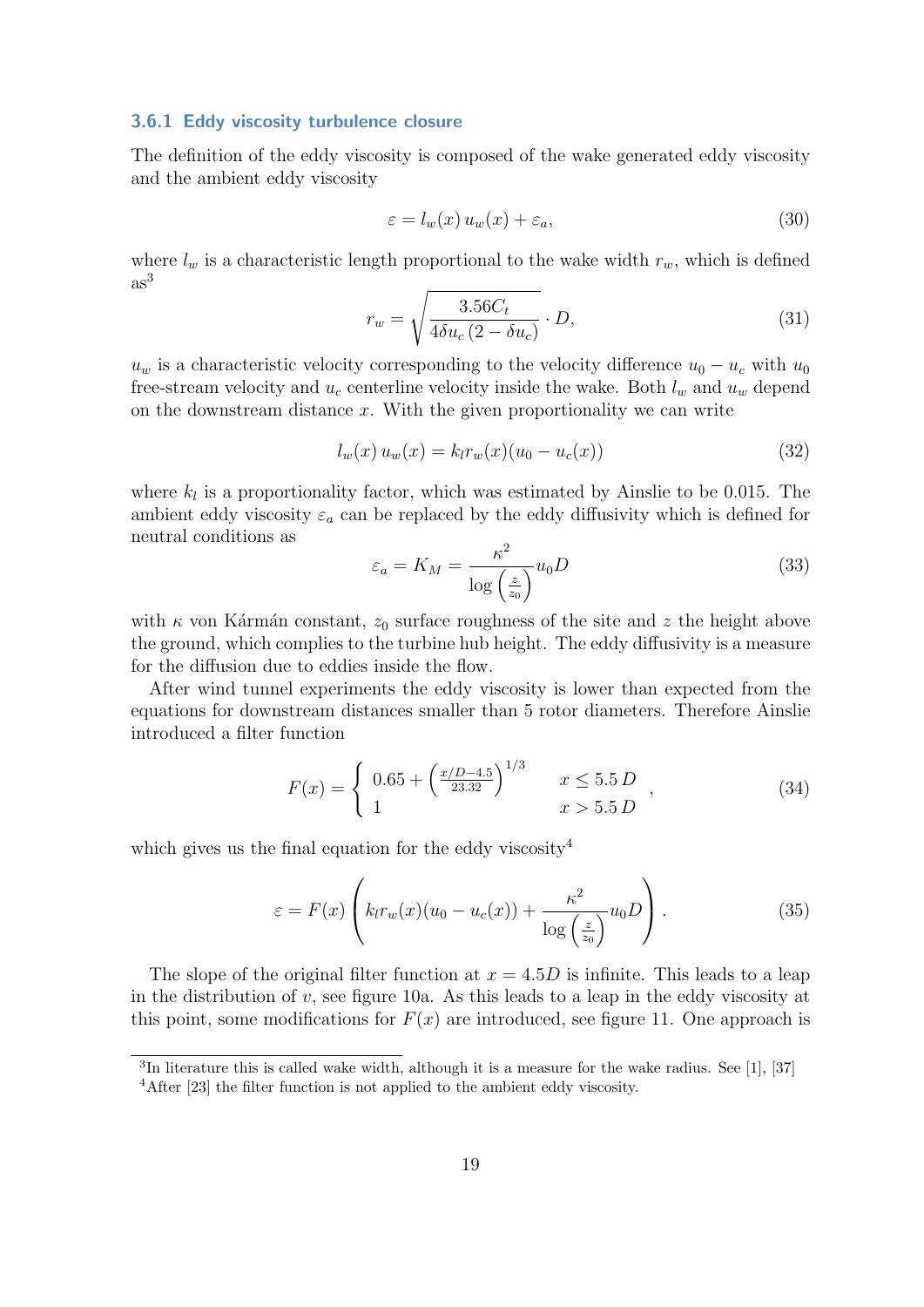### 3.6.1 Eddy viscosity turbulence closure

The definition of the eddy viscosity is composed of the wake generated eddy viscosity and the ambient eddy viscosity

$$\varepsilon = l_w(x)\, u_w(x) + \varepsilon_a, \tag{30}$$

where $l_w$ is a characteristic length proportional to the wake width $r_w$, which is defined as[3]

$$r_w = \sqrt{\frac{3.56 C_t}{4\delta u_c\,(2-\delta u_c)}} \cdot D, \tag{31}$$

$u_w$ is a characteristic velocity corresponding to the velocity difference $u_0 - u_c$ with $u_0$ free-stream velocity and $u_c$ centerline velocity inside the wake. Both $l_w$ and $u_w$ depend on the downstream distance $x$. With the given proportionality we can write

$$l_w(x)\, u_w(x) = k_l r_w(x)(u_0 - u_c(x)) \tag{32}$$

where $k_l$ is a proportionality factor, which was estimated by Ainslie to be 0.015. The ambient eddy viscosity $\varepsilon_a$ can be replaced by the eddy diffusivity which is defined for neutral conditions as

$$\varepsilon_a = K_M = \frac{\kappa^2}{\log\left(\frac{z}{z_0}\right)} u_0 D \tag{33}$$

with $\kappa$ von Kármán constant, $z_0$ surface roughness of the site and $z$ the height above the ground, which complies to the turbine hub height. The eddy diffusivity is a measure for the diffusion due to eddies inside the flow.

After wind tunnel experiments the eddy viscosity is lower than expected from the equations for downstream distances smaller than 5 rotor diameters. Therefore Ainslie introduced a filter function

$$F(x) = \begin{cases} 0.65 + \left(\frac{x/D - 4.5}{23.32}\right)^{1/3} & x \leq 5.5\, D \\ 1 & x > 5.5\, D \end{cases}, \tag{34}$$

which gives us the final equation for the eddy viscosity[4]

$$\varepsilon = F(x)\left(k_l r_w(x)(u_0 - u_c(x)) + \frac{\kappa^2}{\log\left(\frac{z}{z_0}\right)} u_0 D\right). \tag{35}$$

The slope of the original filter function at $x = 4.5D$ is infinite. This leads to a leap in the distribution of $v$, see figure 10a. As this leads to a leap in the eddy viscosity at this point, some modifications for $F(x)$ are introduced, see figure 11. One approach is

[3] In literature this is called wake width, although it is a measure for the wake radius. See [1], [37]

[4] After [23] the filter function is not applied to the ambient eddy viscosity.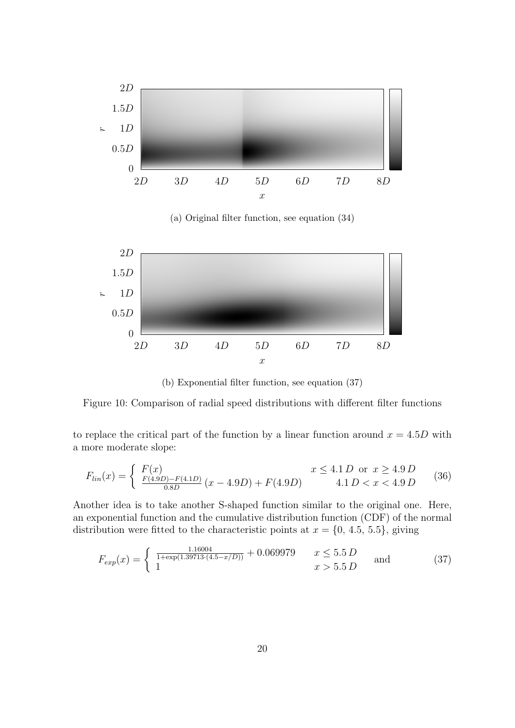(a) Original filter function, see equation (34)

(b) Exponential filter function, see equation (37)

Figure 10: Comparison of radial speed distributions with different filter functions

to replace the critical part of the function by a linear function around $x = 4.5D$ with a more moderate slope:

$$
F_{lin}(x) = \begin{cases} F(x) & x \leq 4.1\,D \text{ or } x \geq 4.9\,D \\ \frac{F(4.9D) - F(4.1D)}{0.8D}\,(x - 4.9D) + F(4.9D) & 4.1\,D < x < 4.9\,D \end{cases} \tag{36}
$$

Another idea is to take another S-shaped function similar to the original one. Here, an exponential function and the cumulative distribution function (CDF) of the normal distribution were fitted to the characteristic points at $x = \{0,\, 4.5,\, 5.5\}$, giving

$$
F_{exp}(x) = \begin{cases} \frac{1.16004}{1+\exp(1.39713\cdot(4.5-x/D))} + 0.069979 & x \leq 5.5\,D \\ 1 & x > 5.5\,D \end{cases} \quad \text{and} \tag{37}
$$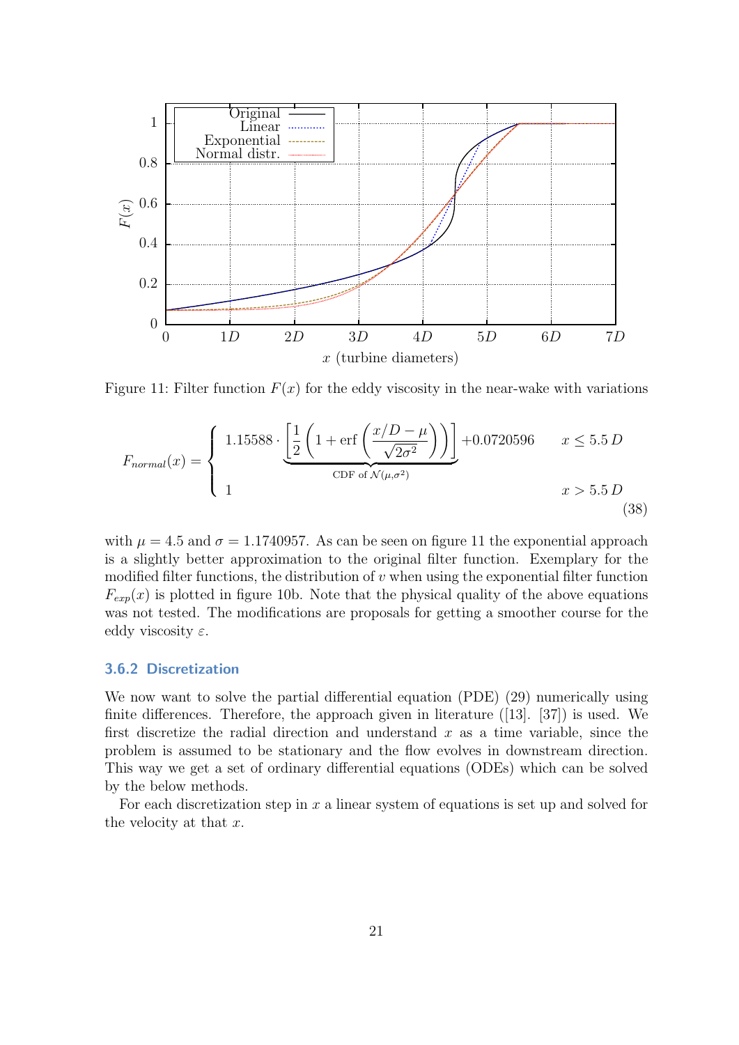Figure 11: Filter function $F(x)$ for the eddy viscosity in the near-wake with variations

$$F_{normal}(x) = \begin{cases} 1.15588 \cdot \underbrace{\left[\frac{1}{2}\left(1 + \operatorname{erf}\left(\frac{x/D - \mu}{\sqrt{2\sigma^2}}\right)\right)\right]}_{\text{CDF of } \mathcal{N}(\mu,\sigma^2)} + 0.0720596 & x \leq 5.5\,D \\ 1 & x > 5.5\,D \end{cases} \tag{38}$$

with $\mu = 4.5$ and $\sigma = 1.1740957$. As can be seen on figure 11 the exponential approach is a slightly better approximation to the original filter function. Exemplary for the modified filter functions, the distribution of $v$ when using the exponential filter function $F_{exp}(x)$ is plotted in figure 10b. Note that the physical quality of the above equations was not tested. The modifications are proposals for getting a smoother course for the eddy viscosity $\varepsilon$.

### 3.6.2 Discretization

We now want to solve the partial differential equation (PDE) (29) numerically using finite differences. Therefore, the approach given in literature ([13]. [37]) is used. We first discretize the radial direction and understand $x$ as a time variable, since the problem is assumed to be stationary and the flow evolves in downstream direction. This way we get a set of ordinary differential equations (ODEs) which can be solved by the below methods.

For each discretization step in $x$ a linear system of equations is set up and solved for the velocity at that $x$.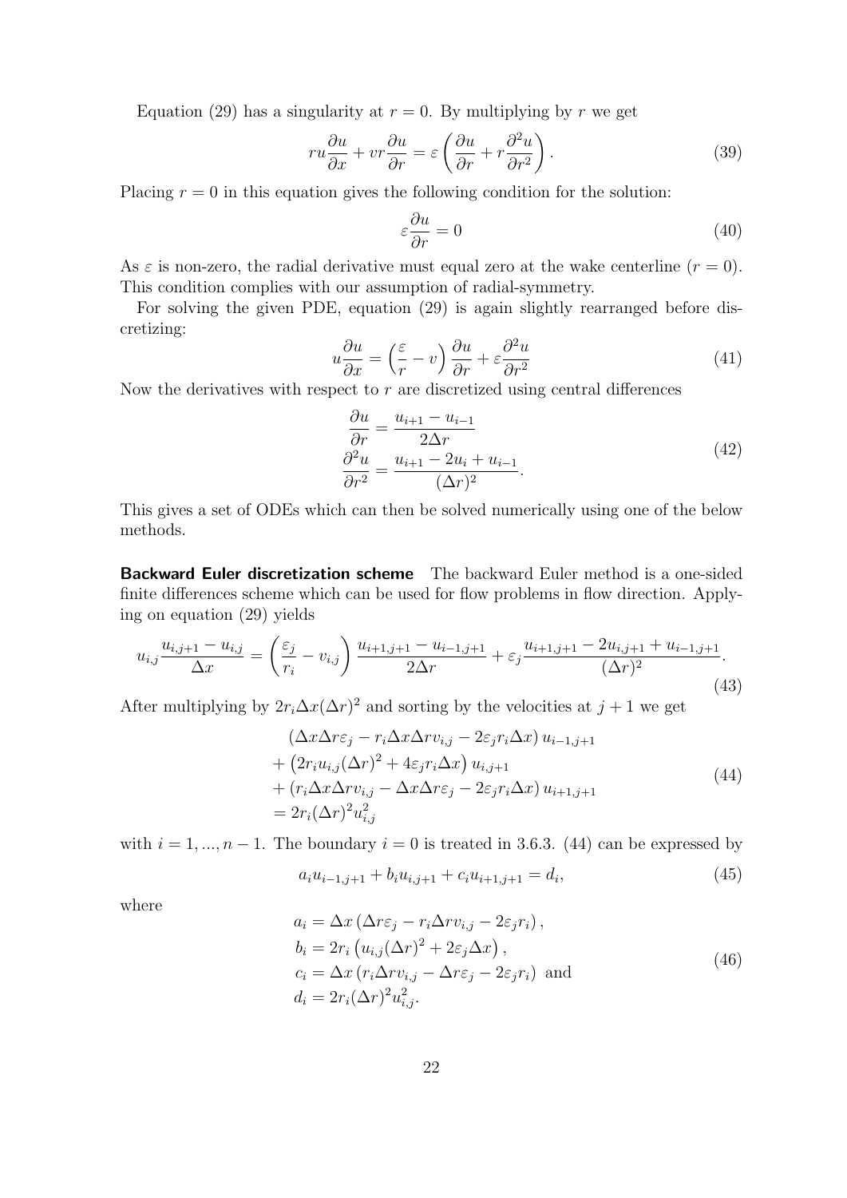Equation (29) has a singularity at $r = 0$. By multiplying by $r$ we get

$$
ru\frac{\partial u}{\partial x} + vr\frac{\partial u}{\partial r} = \varepsilon\left(\frac{\partial u}{\partial r} + r\frac{\partial^2 u}{\partial r^2}\right). \tag{39}
$$

Placing $r = 0$ in this equation gives the following condition for the solution:

$$
\varepsilon\frac{\partial u}{\partial r} = 0 \tag{40}
$$

As $\varepsilon$ is non-zero, the radial derivative must equal zero at the wake centerline ($r = 0$). This condition complies with our assumption of radial-symmetry.

For solving the given PDE, equation (29) is again slightly rearranged before discretizing:

$$
u\frac{\partial u}{\partial x} = \left(\frac{\varepsilon}{r} - v\right)\frac{\partial u}{\partial r} + \varepsilon\frac{\partial^2 u}{\partial r^2} \tag{41}
$$

Now the derivatives with respect to $r$ are discretized using central differences

$$
\begin{aligned}
\frac{\partial u}{\partial r} &= \frac{u_{i+1} - u_{i-1}}{2\Delta r} \\
\frac{\partial^2 u}{\partial r^2} &= \frac{u_{i+1} - 2u_i + u_{i-1}}{(\Delta r)^2}.
\end{aligned} \tag{42}
$$

This gives a set of ODEs which can then be solved numerically using one of the below methods.

**Backward Euler discretization scheme** The backward Euler method is a one-sided finite differences scheme which can be used for flow problems in flow direction. Applying on equation (29) yields

$$
u_{i,j}\frac{u_{i,j+1} - u_{i,j}}{\Delta x} = \left(\frac{\varepsilon_j}{r_i} - v_{i,j}\right)\frac{u_{i+1,j+1} - u_{i-1,j+1}}{2\Delta r} + \varepsilon_j\frac{u_{i+1,j+1} - 2u_{i,j+1} + u_{i-1,j+1}}{(\Delta r)^2}. \tag{43}
$$

After multiplying by $2r_i\Delta x(\Delta r)^2$ and sorting by the velocities at $j+1$ we get

$$
\begin{aligned}
&(\Delta x\Delta r\varepsilon_j - r_i\Delta x\Delta r v_{i,j} - 2\varepsilon_j r_i\Delta x)\, u_{i-1,j+1} \\
&+ \left(2r_i u_{i,j}(\Delta r)^2 + 4\varepsilon_j r_i\Delta x\right) u_{i,j+1} \\
&+ (r_i\Delta x\Delta r v_{i,j} - \Delta x\Delta r\varepsilon_j - 2\varepsilon_j r_i\Delta x)\, u_{i+1,j+1} \\
&= 2r_i(\Delta r)^2 u_{i,j}^2
\end{aligned} \tag{44}
$$

with $i = 1, ..., n-1$. The boundary $i = 0$ is treated in 3.6.3. (44) can be expressed by

$$
a_i u_{i-1,j+1} + b_i u_{i,j+1} + c_i u_{i+1,j+1} = d_i, \tag{45}
$$

where

$$
\begin{aligned}
a_i &= \Delta x\left(\Delta r\varepsilon_j - r_i\Delta r v_{i,j} - 2\varepsilon_j r_i\right), \\
b_i &= 2r_i\left(u_{i,j}(\Delta r)^2 + 2\varepsilon_j\Delta x\right), \\
c_i &= \Delta x\left(r_i\Delta r v_{i,j} - \Delta r\varepsilon_j - 2\varepsilon_j r_i\right) \text{ and} \\
d_i &= 2r_i(\Delta r)^2 u_{i,j}^2.
\end{aligned} \tag{46}
$$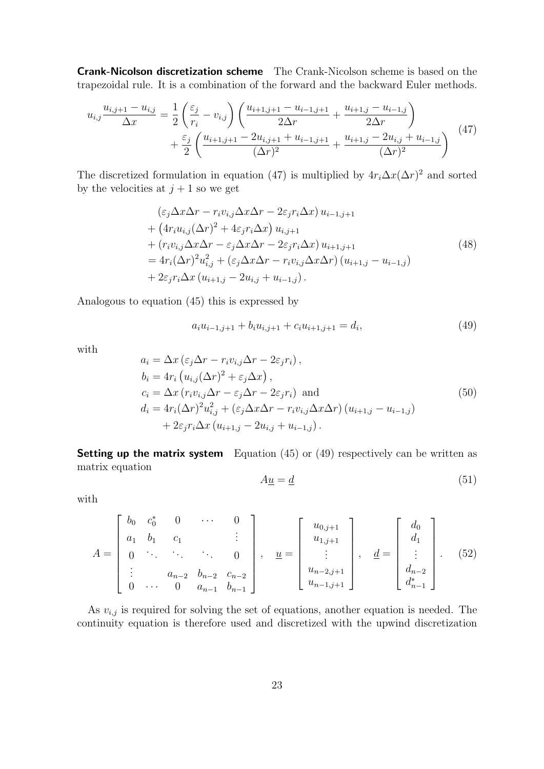**Crank-Nicolson discretization scheme** The Crank-Nicolson scheme is based on the trapezoidal rule. It is a combination of the forward and the backward Euler methods.

$$
\begin{aligned}
u_{i,j}\frac{u_{i,j+1}-u_{i,j}}{\Delta x} &= \frac{1}{2}\left(\frac{\varepsilon_j}{r_i}-v_{i,j}\right)\left(\frac{u_{i+1,j+1}-u_{i-1,j+1}}{2\Delta r}+\frac{u_{i+1,j}-u_{i-1,j}}{2\Delta r}\right) \\
&\quad + \frac{\varepsilon_j}{2}\left(\frac{u_{i+1,j+1}-2u_{i,j+1}+u_{i-1,j+1}}{(\Delta r)^2}+\frac{u_{i+1,j}-2u_{i,j}+u_{i-1,j}}{(\Delta r)^2}\right)
\end{aligned}
\tag{47}
$$

The discretized formulation in equation (47) is multiplied by $4r_i\Delta x(\Delta r)^2$ and sorted by the velocities at $j+1$ so we get

$$
\begin{aligned}
&\left(\varepsilon_j\Delta x\Delta r - r_i v_{i,j}\Delta x\Delta r - 2\varepsilon_j r_i\Delta x\right)u_{i-1,j+1} \\
&+\left(4r_i u_{i,j}(\Delta r)^2 + 4\varepsilon_j r_i\Delta x\right)u_{i,j+1} \\
&+\left(r_i v_{i,j}\Delta x\Delta r - \varepsilon_j\Delta x\Delta r - 2\varepsilon_j r_i\Delta x\right)u_{i+1,j+1} \\
&= 4r_i(\Delta r)^2 u_{i,j}^2 + \left(\varepsilon_j\Delta x\Delta r - r_i v_{i,j}\Delta x\Delta r\right)\left(u_{i+1,j}-u_{i-1,j}\right) \\
&+ 2\varepsilon_j r_i\Delta x\left(u_{i+1,j}-2u_{i,j}+u_{i-1,j}\right).
\end{aligned}
\tag{48}
$$

Analogous to equation (45) this is expressed by

$$
a_i u_{i-1,j+1} + b_i u_{i,j+1} + c_i u_{i+1,j+1} = d_i, \tag{49}
$$

with

$$
\begin{aligned}
a_i &= \Delta x\left(\varepsilon_j\Delta r - r_i v_{i,j}\Delta r - 2\varepsilon_j r_i\right), \\
b_i &= 4r_i\left(u_{i,j}(\Delta r)^2 + \varepsilon_j\Delta x\right), \\
c_i &= \Delta x\left(r_i v_{i,j}\Delta r - \varepsilon_j\Delta r - 2\varepsilon_j r_i\right) \text{ and} \\
d_i &= 4r_i(\Delta r)^2 u_{i,j}^2 + \left(\varepsilon_j\Delta x\Delta r - r_i v_{i,j}\Delta x\Delta r\right)\left(u_{i+1,j}-u_{i-1,j}\right) \\
&\quad + 2\varepsilon_j r_i\Delta x\left(u_{i+1,j}-2u_{i,j}+u_{i-1,j}\right).
\end{aligned}
\tag{50}
$$

**Setting up the matrix system** Equation (45) or (49) respectively can be written as matrix equation

$$
A\underline{u} = \underline{d} \tag{51}
$$

with

$$
A = \begin{bmatrix}
b_0 & c_0^* & 0 & \cdots & 0 \\
a_1 & b_1 & c_1 & & \vdots \\
0 & \ddots & \ddots & \ddots & 0 \\
\vdots & & a_{n-2} & b_{n-2} & c_{n-2} \\
0 & \cdots & 0 & a_{n-1} & b_{n-1}
\end{bmatrix}, \quad
\underline{u} = \begin{bmatrix}
u_{0,j+1} \\ u_{1,j+1} \\ \vdots \\ u_{n-2,j+1} \\ u_{n-1,j+1}
\end{bmatrix}, \quad
\underline{d} = \begin{bmatrix}
d_0 \\ d_1 \\ \vdots \\ d_{n-2} \\ d_{n-1}^*
\end{bmatrix}. \tag{52}
$$

As $v_{i,j}$ is required for solving the set of equations, another equation is needed. The continuity equation is therefore used and discretized with the upwind discretization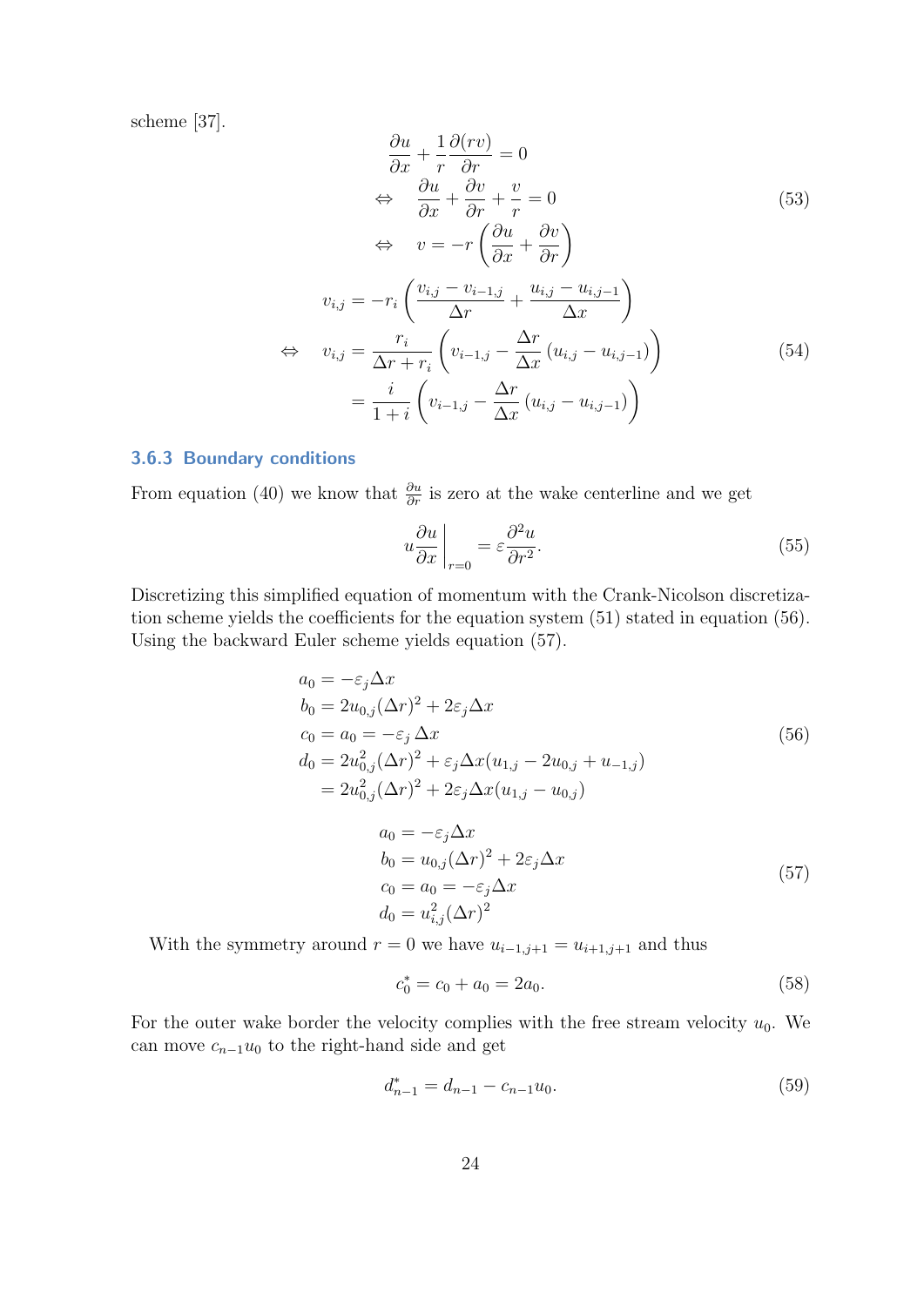scheme [37].

$$
\begin{aligned}
&\frac{\partial u}{\partial x} + \frac{1}{r}\frac{\partial (rv)}{\partial r} = 0 \\
\Leftrightarrow \quad &\frac{\partial u}{\partial x} + \frac{\partial v}{\partial r} + \frac{v}{r} = 0 \\
\Leftrightarrow \quad &v = -r\left(\frac{\partial u}{\partial x} + \frac{\partial v}{\partial r}\right)
\end{aligned}
\tag{53}
$$

$$
\begin{aligned}
v_{i,j} &= -r_i\left(\frac{v_{i,j} - v_{i-1,j}}{\Delta r} + \frac{u_{i,j} - u_{i,j-1}}{\Delta x}\right) \\
\Leftrightarrow \quad v_{i,j} &= \frac{r_i}{\Delta r + r_i}\left(v_{i-1,j} - \frac{\Delta r}{\Delta x}\left(u_{i,j} - u_{i,j-1}\right)\right) \\
&= \frac{i}{1+i}\left(v_{i-1,j} - \frac{\Delta r}{\Delta x}\left(u_{i,j} - u_{i,j-1}\right)\right)
\end{aligned}
\tag{54}
$$

### 3.6.3 Boundary conditions

From equation (40) we know that $\frac{\partial u}{\partial r}$ is zero at the wake centerline and we get

$$
u\frac{\partial u}{\partial x}\bigg|_{r=0} = \varepsilon\frac{\partial^2 u}{\partial r^2}. \tag{55}
$$

Discretizing this simplified equation of momentum with the Crank-Nicolson discretization scheme yields the coefficients for the equation system (51) stated in equation (56). Using the backward Euler scheme yields equation (57).

$$
\begin{aligned}
a_0 &= -\varepsilon_j \Delta x \\
b_0 &= 2u_{0,j}(\Delta r)^2 + 2\varepsilon_j \Delta x \\
c_0 &= a_0 = -\varepsilon_j\,\Delta x \\
d_0 &= 2u_{0,j}^2(\Delta r)^2 + \varepsilon_j \Delta x(u_{1,j} - 2u_{0,j} + u_{-1,j}) \\
&= 2u_{0,j}^2(\Delta r)^2 + 2\varepsilon_j \Delta x(u_{1,j} - u_{0,j})
\end{aligned}
\tag{56}
$$

$$
\begin{aligned}
a_0 &= -\varepsilon_j \Delta x \\
b_0 &= u_{0,j}(\Delta r)^2 + 2\varepsilon_j \Delta x \\
c_0 &= a_0 = -\varepsilon_j \Delta x \\
d_0 &= u_{i,j}^2(\Delta r)^2
\end{aligned}
\tag{57}
$$

With the symmetry around $r = 0$ we have $u_{i-1,j+1} = u_{i+1,j+1}$ and thus

$$
c_0^* = c_0 + a_0 = 2a_0. \tag{58}
$$

For the outer wake border the velocity complies with the free stream velocity $u_0$. We can move $c_{n-1}u_0$ to the right-hand side and get

$$
d_{n-1}^* = d_{n-1} - c_{n-1}u_0. \tag{59}
$$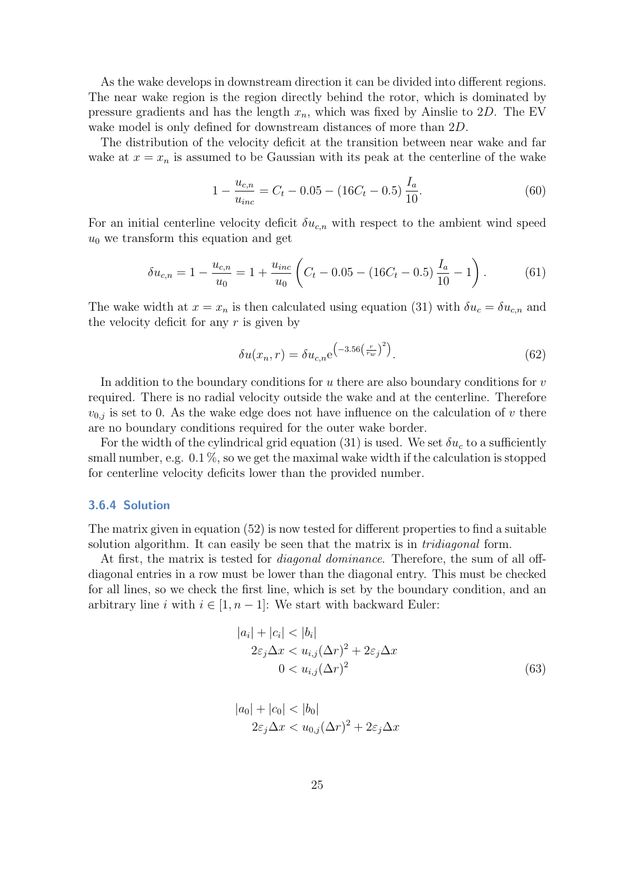As the wake develops in downstream direction it can be divided into different regions. The near wake region is the region directly behind the rotor, which is dominated by pressure gradients and has the length $x_n$, which was fixed by Ainslie to $2D$. The EV wake model is only defined for downstream distances of more than $2D$.

The distribution of the velocity deficit at the transition between near wake and far wake at $x = x_n$ is assumed to be Gaussian with its peak at the centerline of the wake

$$1 - \frac{u_{c,n}}{u_{inc}} = C_t - 0.05 - (16C_t - 0.5)\,\frac{I_a}{10}. \tag{60}$$

For an initial centerline velocity deficit $\delta u_{c,n}$ with respect to the ambient wind speed $u_0$ we transform this equation and get

$$\delta u_{c,n} = 1 - \frac{u_{c,n}}{u_0} = 1 + \frac{u_{inc}}{u_0}\left(C_t - 0.05 - (16C_t - 0.5)\,\frac{I_a}{10} - 1\right). \tag{61}$$

The wake width at $x = x_n$ is then calculated using equation (31) with $\delta u_c = \delta u_{c,n}$ and the velocity deficit for any $r$ is given by

$$\delta u(x_n, r) = \delta u_{c,n} \mathrm{e}^{\left(-3.56\left(\frac{r}{r_w}\right)^2\right)}. \tag{62}$$

In addition to the boundary conditions for $u$ there are also boundary conditions for $v$ required. There is no radial velocity outside the wake and at the centerline. Therefore $v_{0,j}$ is set to 0. As the wake edge does not have influence on the calculation of $v$ there are no boundary conditions required for the outer wake border.

For the width of the cylindrical grid equation (31) is used. We set $\delta u_c$ to a sufficiently small number, e.g. 0.1 %, so we get the maximal wake width if the calculation is stopped for centerline velocity deficits lower than the provided number.

### 3.6.4 Solution

The matrix given in equation (52) is now tested for different properties to find a suitable solution algorithm. It can easily be seen that the matrix is in *tridiagonal* form.

At first, the matrix is tested for *diagonal dominance*. Therefore, the sum of all off-diagonal entries in a row must be lower than the diagonal entry. This must be checked for all lines, so we check the first line, which is set by the boundary condition, and an arbitrary line $i$ with $i \in [1, n-1]$: We start with backward Euler:

$$\begin{aligned} |a_i| + |c_i| &< |b_i| \\ 2\varepsilon_j \Delta x &< u_{i,j}(\Delta r)^2 + 2\varepsilon_j \Delta x \\ 0 &< u_{i,j}(\Delta r)^2 \end{aligned} \tag{63}$$

$$\begin{aligned} |a_0| + |c_0| &< |b_0| \\ 2\varepsilon_j \Delta x &< u_{0,j}(\Delta r)^2 + 2\varepsilon_j \Delta x \end{aligned}$$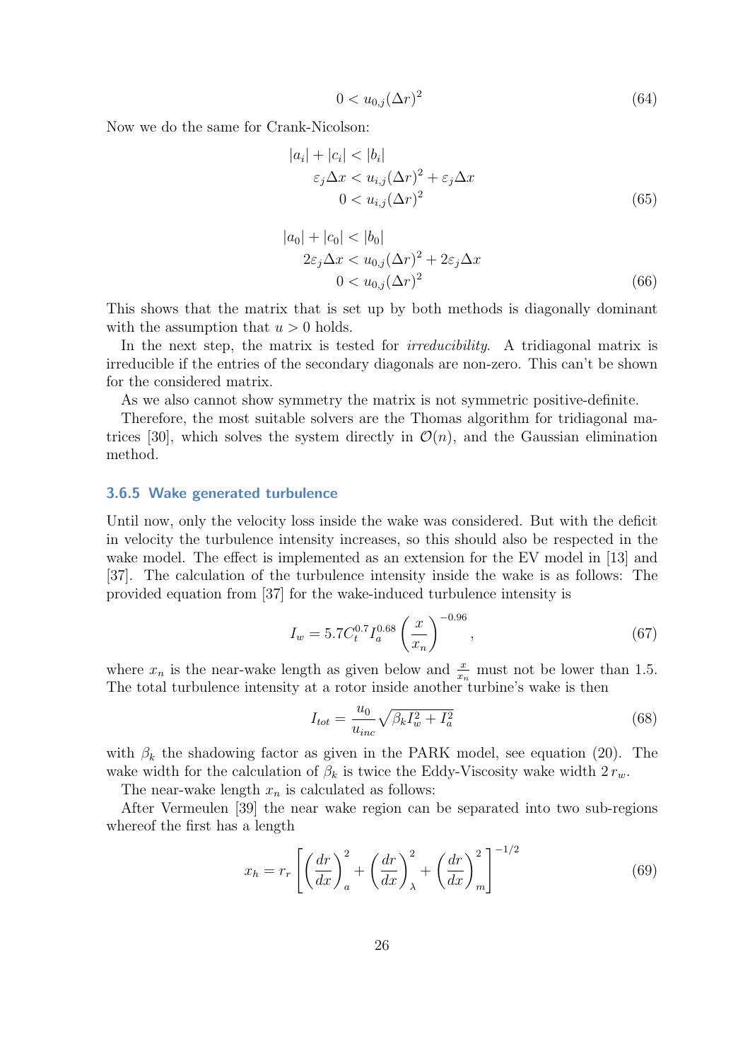$$0 < u_{0,j}(\Delta r)^2 \tag{64}$$

Now we do the same for Crank-Nicolson:

$$\begin{aligned} |a_i| + |c_i| &< |b_i| \\ \varepsilon_j \Delta x &< u_{i,j}(\Delta r)^2 + \varepsilon_j \Delta x \\ 0 &< u_{i,j}(\Delta r)^2 \end{aligned} \tag{65}$$

$$\begin{aligned} |a_0| + |c_0| &< |b_0| \\ 2\varepsilon_j \Delta x &< u_{0,j}(\Delta r)^2 + 2\varepsilon_j \Delta x \\ 0 &< u_{0,j}(\Delta r)^2 \end{aligned} \tag{66}$$

This shows that the matrix that is set up by both methods is diagonally dominant with the assumption that $u > 0$ holds.

In the next step, the matrix is tested for *irreducibility*. A tridiagonal matrix is irreducible if the entries of the secondary diagonals are non-zero. This can't be shown for the considered matrix.

As we also cannot show symmetry the matrix is not symmetric positive-definite.

Therefore, the most suitable solvers are the Thomas algorithm for tridiagonal matrices [30], which solves the system directly in $\mathcal{O}(n)$, and the Gaussian elimination method.

### 3.6.5 Wake generated turbulence

Until now, only the velocity loss inside the wake was considered. But with the deficit in velocity the turbulence intensity increases, so this should also be respected in the wake model. The effect is implemented as an extension for the EV model in [13] and [37]. The calculation of the turbulence intensity inside the wake is as follows: The provided equation from [37] for the wake-induced turbulence intensity is

$$I_w = 5.7 C_t^{0.7} I_a^{0.68} \left( \frac{x}{x_n} \right)^{-0.96}, \tag{67}$$

where $x_n$ is the near-wake length as given below and $\frac{x}{x_n}$ must not be lower than 1.5. The total turbulence intensity at a rotor inside another turbine's wake is then

$$I_{tot} = \frac{u_0}{u_{inc}} \sqrt{\beta_k I_w^2 + I_a^2} \tag{68}$$

with $\beta_k$ the shadowing factor as given in the PARK model, see equation (20). The wake width for the calculation of $\beta_k$ is twice the Eddy-Viscosity wake width $2\,r_w$.

The near-wake length $x_n$ is calculated as follows:

After Vermeulen [39] the near wake region can be separated into two sub-regions whereof the first has a length

$$x_h = r_r \left[ \left( \frac{dr}{dx} \right)_a^2 + \left( \frac{dr}{dx} \right)_\lambda^2 + \left( \frac{dr}{dx} \right)_m^2 \right]^{-1/2} \tag{69}$$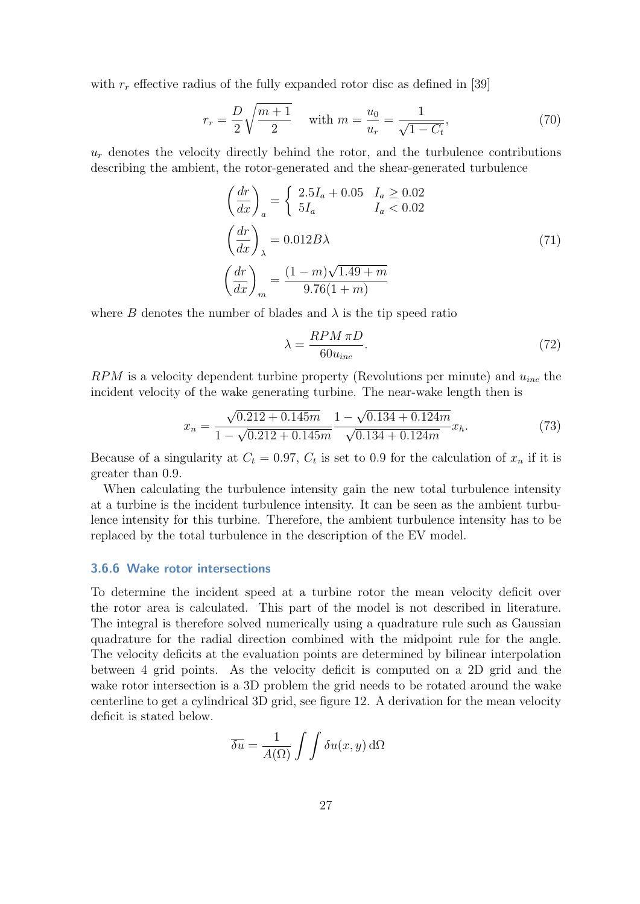with $r_r$ effective radius of the fully expanded rotor disc as defined in [39]

$$r_r = \frac{D}{2}\sqrt{\frac{m+1}{2}} \quad \text{with } m = \frac{u_0}{u_r} = \frac{1}{\sqrt{1-C_t}}, \tag{70}$$

$u_r$ denotes the velocity directly behind the rotor, and the turbulence contributions describing the ambient, the rotor-generated and the shear-generated turbulence

$$\begin{aligned}
\left(\frac{dr}{dx}\right)_a &= \begin{cases} 2.5I_a + 0.05 & I_a \geq 0.02 \\ 5I_a & I_a < 0.02 \end{cases} \\
\left(\frac{dr}{dx}\right)_\lambda &= 0.012B\lambda \\
\left(\frac{dr}{dx}\right)_m &= \frac{(1-m)\sqrt{1.49+m}}{9.76(1+m)}
\end{aligned} \tag{71}$$

where $B$ denotes the number of blades and $\lambda$ is the tip speed ratio

$$\lambda = \frac{RPM\,\pi D}{60u_{inc}}. \tag{72}$$

$RPM$ is a velocity dependent turbine property (Revolutions per minute) and $u_{inc}$ the incident velocity of the wake generating turbine. The near-wake length then is

$$x_n = \frac{\sqrt{0.212+0.145m}}{1-\sqrt{0.212+0.145m}} \frac{1-\sqrt{0.134+0.124m}}{\sqrt{0.134+0.124m}} x_h. \tag{73}$$

Because of a singularity at $C_t = 0.97$, $C_t$ is set to 0.9 for the calculation of $x_n$ if it is greater than 0.9.

When calculating the turbulence intensity gain the new total turbulence intensity at a turbine is the incident turbulence intensity. It can be seen as the ambient turbulence intensity for this turbine. Therefore, the ambient turbulence intensity has to be replaced by the total turbulence in the description of the EV model.

### 3.6.6 Wake rotor intersections

To determine the incident speed at a turbine rotor the mean velocity deficit over the rotor area is calculated. This part of the model is not described in literature. The integral is therefore solved numerically using a quadrature rule such as Gaussian quadrature for the radial direction combined with the midpoint rule for the angle. The velocity deficits at the evaluation points are determined by bilinear interpolation between 4 grid points. As the velocity deficit is computed on a 2D grid and the wake rotor intersection is a 3D problem the grid needs to be rotated around the wake centerline to get a cylindrical 3D grid, see figure 12. A derivation for the mean velocity deficit is stated below.

$$\overline{\delta u} = \frac{1}{A(\Omega)} \int\int \delta u(x,y)\,\mathrm{d}\Omega$$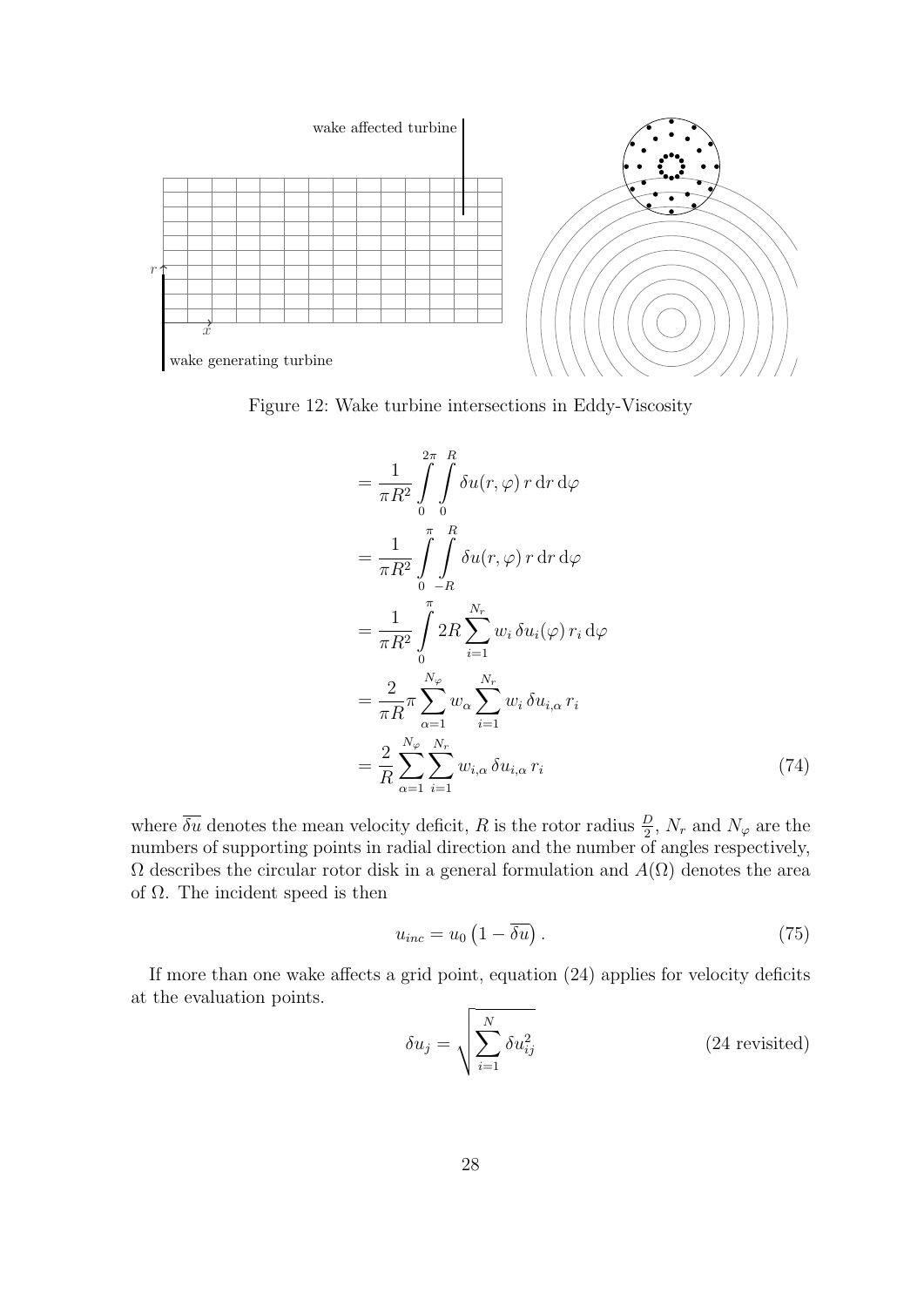Figure 12: Wake turbine intersections in Eddy-Viscosity

$$
\begin{aligned}
&= \frac{1}{\pi R^2} \int_0^{2\pi} \int_0^R \delta u(r,\varphi)\, r \,\mathrm{d}r \,\mathrm{d}\varphi \\
&= \frac{1}{\pi R^2} \int_0^{\pi} \int_{-R}^R \delta u(r,\varphi)\, r \,\mathrm{d}r \,\mathrm{d}\varphi \\
&= \frac{1}{\pi R^2} \int_0^{\pi} 2R \sum_{i=1}^{N_r} w_i \,\delta u_i(\varphi)\, r_i \,\mathrm{d}\varphi \\
&= \frac{2}{\pi R} \pi \sum_{\alpha=1}^{N_\varphi} w_\alpha \sum_{i=1}^{N_r} w_i \,\delta u_{i,\alpha}\, r_i \\
&= \frac{2}{R} \sum_{\alpha=1}^{N_\varphi} \sum_{i=1}^{N_r} w_{i,\alpha} \,\delta u_{i,\alpha}\, r_i
\end{aligned}
\tag{74}
$$

where $\overline{\delta u}$ denotes the mean velocity deficit, $R$ is the rotor radius $\frac{D}{2}$, $N_r$ and $N_\varphi$ are the numbers of supporting points in radial direction and the number of angles respectively, $\Omega$ describes the circular rotor disk in a general formulation and $A(\Omega)$ denotes the area of $\Omega$. The incident speed is then

$$
u_{inc} = u_0 \left(1 - \overline{\delta u}\right). \tag{75}
$$

If more than one wake affects a grid point, equation (24) applies for velocity deficits at the evaluation points.

$$
\delta u_j = \sqrt{\sum_{i=1}^{N} \delta u_{ij}^2} \qquad \text{(24 revisited)}
$$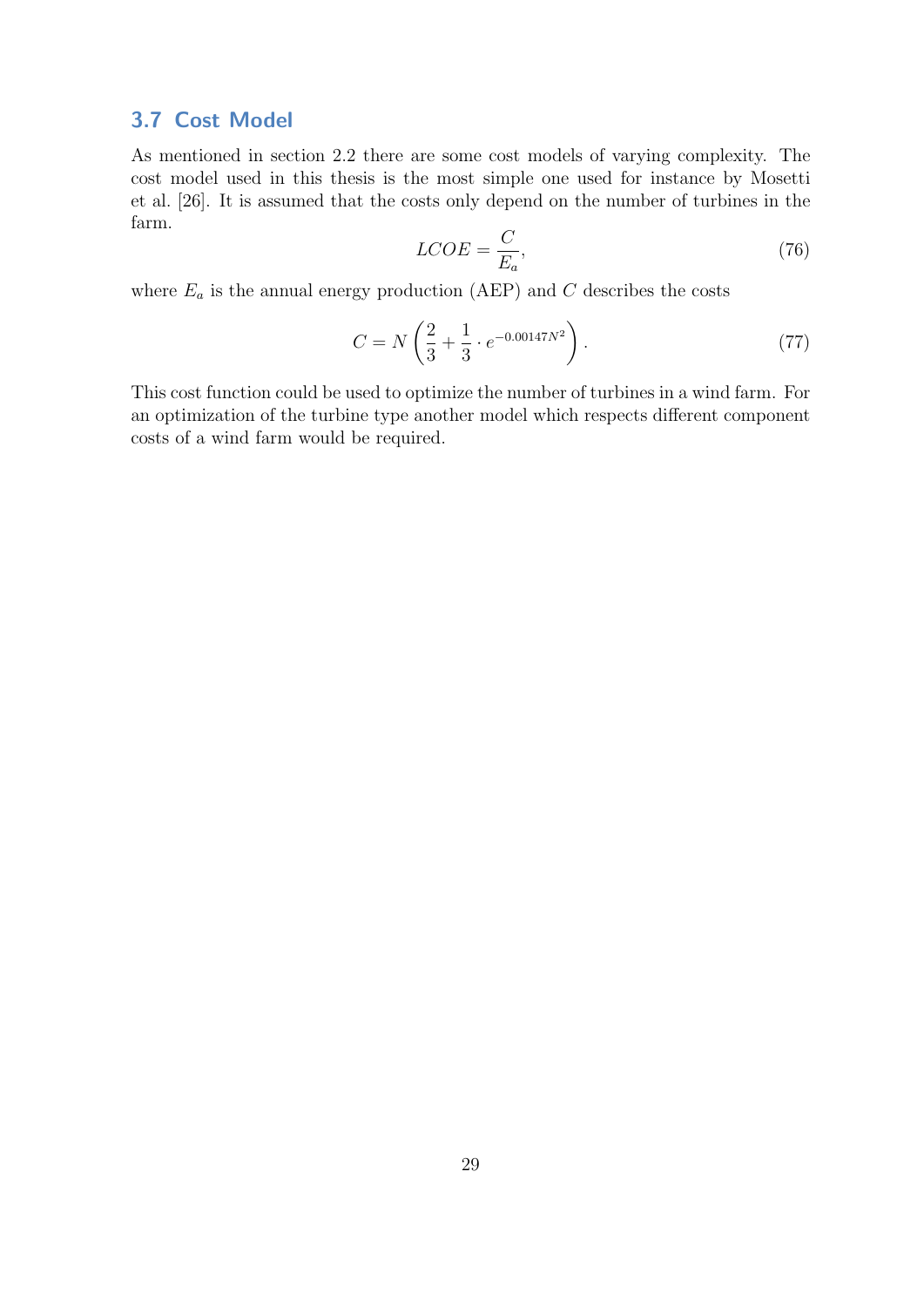## 3.7 Cost Model

As mentioned in section 2.2 there are some cost models of varying complexity. The cost model used in this thesis is the most simple one used for instance by Mosetti et al. [26]. It is assumed that the costs only depend on the number of turbines in the farm.

$$LCOE = \frac{C}{E_a}, \tag{76}$$

where $E_a$ is the annual energy production (AEP) and $C$ describes the costs

$$C = N\left(\frac{2}{3} + \frac{1}{3} \cdot e^{-0.00147N^2}\right). \tag{77}$$

This cost function could be used to optimize the number of turbines in a wind farm. For an optimization of the turbine type another model which respects different component costs of a wind farm would be required.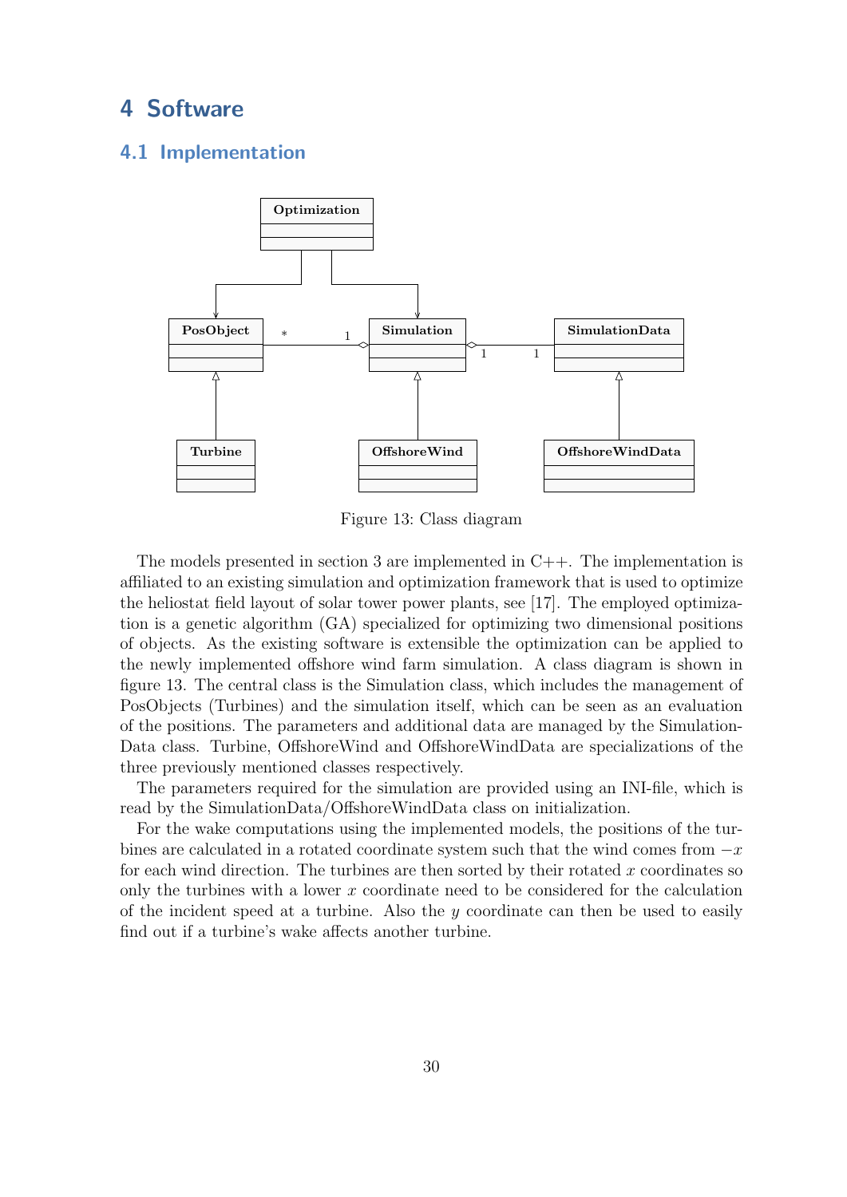# 4 Software

## 4.1 Implementation

Figure 13: Class diagram

The models presented in section 3 are implemented in C++. The implementation is affiliated to an existing simulation and optimization framework that is used to optimize the heliostat field layout of solar tower power plants, see [17]. The employed optimization is a genetic algorithm (GA) specialized for optimizing two dimensional positions of objects. As the existing software is extensible the optimization can be applied to the newly implemented offshore wind farm simulation. A class diagram is shown in figure 13. The central class is the Simulation class, which includes the management of PosObjects (Turbines) and the simulation itself, which can be seen as an evaluation of the positions. The parameters and additional data are managed by the SimulationData class. Turbine, OffshoreWind and OffshoreWindData are specializations of the three previously mentioned classes respectively.

The parameters required for the simulation are provided using an INI-file, which is read by the SimulationData/OffshoreWindData class on initialization.

For the wake computations using the implemented models, the positions of the turbines are calculated in a rotated coordinate system such that the wind comes from $-x$ for each wind direction. The turbines are then sorted by their rotated $x$ coordinates so only the turbines with a lower $x$ coordinate need to be considered for the calculation of the incident speed at a turbine. Also the $y$ coordinate can then be used to easily find out if a turbine's wake affects another turbine.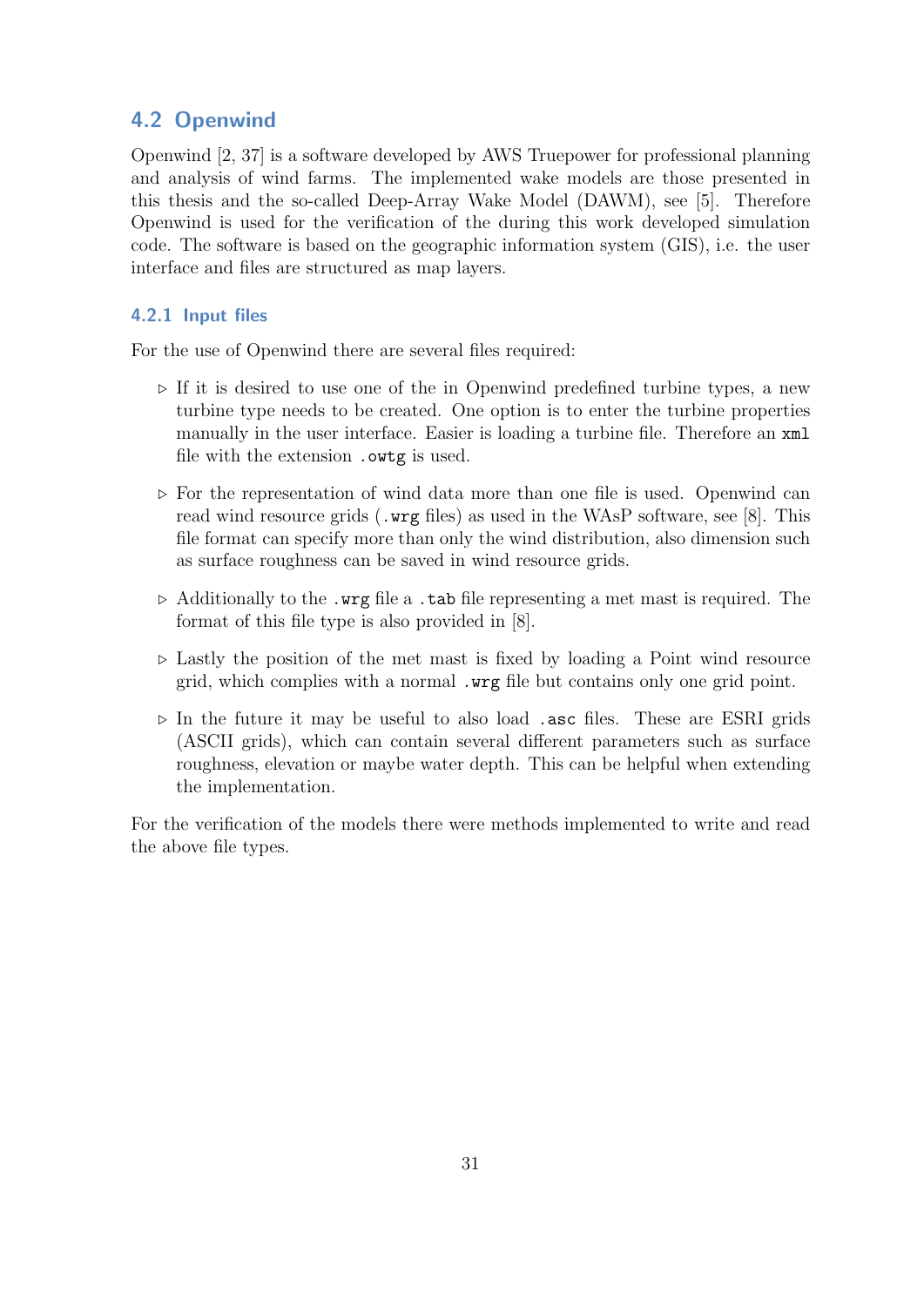## 4.2 Openwind

Openwind [2, 37] is a software developed by AWS Truepower for professional planning and analysis of wind farms. The implemented wake models are those presented in this thesis and the so-called Deep-Array Wake Model (DAWM), see [5]. Therefore Openwind is used for the verification of the during this work developed simulation code. The software is based on the geographic information system (GIS), i.e. the user interface and files are structured as map layers.

### 4.2.1 Input files

For the use of Openwind there are several files required:

- If it is desired to use one of the in Openwind predefined turbine types, a new turbine type needs to be created. One option is to enter the turbine properties manually in the user interface. Easier is loading a turbine file. Therefore an `xml` file with the extension `.owtg` is used.
- For the representation of wind data more than one file is used. Openwind can read wind resource grids (`.wrg` files) as used in the WAsP software, see [8]. This file format can specify more than only the wind distribution, also dimension such as surface roughness can be saved in wind resource grids.
- Additionally to the `.wrg` file a `.tab` file representing a met mast is required. The format of this file type is also provided in [8].
- Lastly the position of the met mast is fixed by loading a Point wind resource grid, which complies with a normal `.wrg` file but contains only one grid point.
- In the future it may be useful to also load `.asc` files. These are ESRI grids (ASCII grids), which can contain several different parameters such as surface roughness, elevation or maybe water depth. This can be helpful when extending the implementation.

For the verification of the models there were methods implemented to write and read the above file types.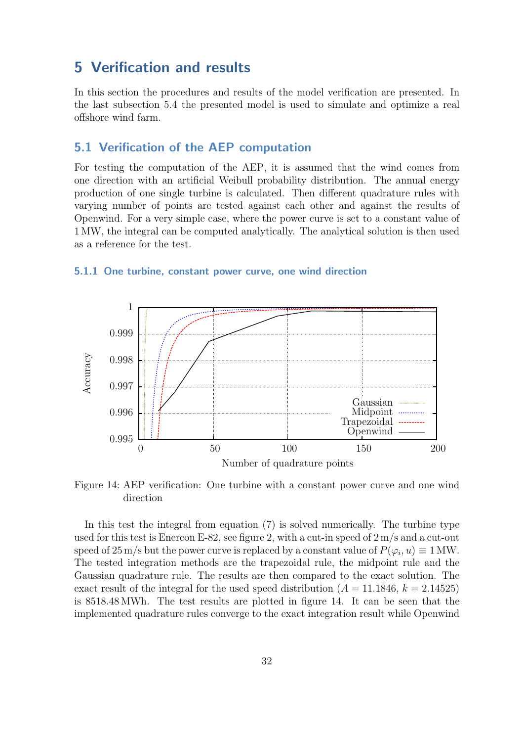# 5 Verification and results

In this section the procedures and results of the model verification are presented. In the last subsection 5.4 the presented model is used to simulate and optimize a real offshore wind farm.

## 5.1 Verification of the AEP computation

For testing the computation of the AEP, it is assumed that the wind comes from one direction with an artificial Weibull probability distribution. The annual energy production of one single turbine is calculated. Then different quadrature rules with varying number of points are tested against each other and against the results of Openwind. For a very simple case, where the power curve is set to a constant value of 1 MW, the integral can be computed analytically. The analytical solution is then used as a reference for the test.

### 5.1.1 One turbine, constant power curve, one wind direction

Figure 14: AEP verification: One turbine with a constant power curve and one wind direction

In this test the integral from equation (7) is solved numerically. The turbine type used for this test is Enercon E-82, see figure 2, with a cut-in speed of 2 m/s and a cut-out speed of 25 m/s but the power curve is replaced by a constant value of $P(\varphi_i, u) \equiv 1\,\text{MW}$. The tested integration methods are the trapezoidal rule, the midpoint rule and the Gaussian quadrature rule. The results are then compared to the exact solution. The exact result of the integral for the used speed distribution ($A = 11.1846$, $k = 2.14525$) is 8518.48 MWh. The test results are plotted in figure 14. It can be seen that the implemented quadrature rules converge to the exact integration result while Openwind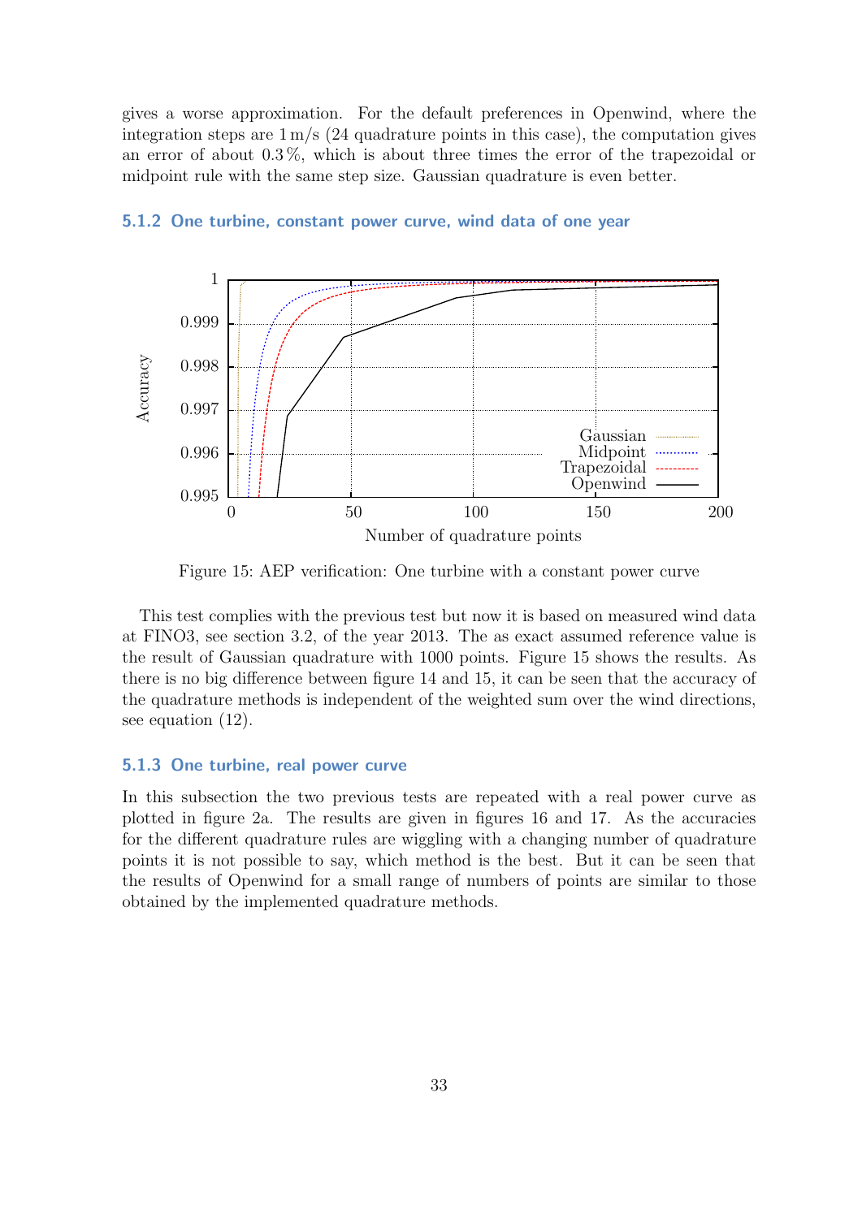gives a worse approximation. For the default preferences in Openwind, where the integration steps are 1 m/s (24 quadrature points in this case), the computation gives an error of about 0.3 %, which is about three times the error of the trapezoidal or midpoint rule with the same step size. Gaussian quadrature is even better.

### 5.1.2 One turbine, constant power curve, wind data of one year

Figure 15: AEP verification: One turbine with a constant power curve

This test complies with the previous test but now it is based on measured wind data at FINO3, see section 3.2, of the year 2013. The as exact assumed reference value is the result of Gaussian quadrature with 1000 points. Figure 15 shows the results. As there is no big difference between figure 14 and 15, it can be seen that the accuracy of the quadrature methods is independent of the weighted sum over the wind directions, see equation (12).

### 5.1.3 One turbine, real power curve

In this subsection the two previous tests are repeated with a real power curve as plotted in figure 2a. The results are given in figures 16 and 17. As the accuracies for the different quadrature rules are wiggling with a changing number of quadrature points it is not possible to say, which method is the best. But it can be seen that the results of Openwind for a small range of numbers of points are similar to those obtained by the implemented quadrature methods.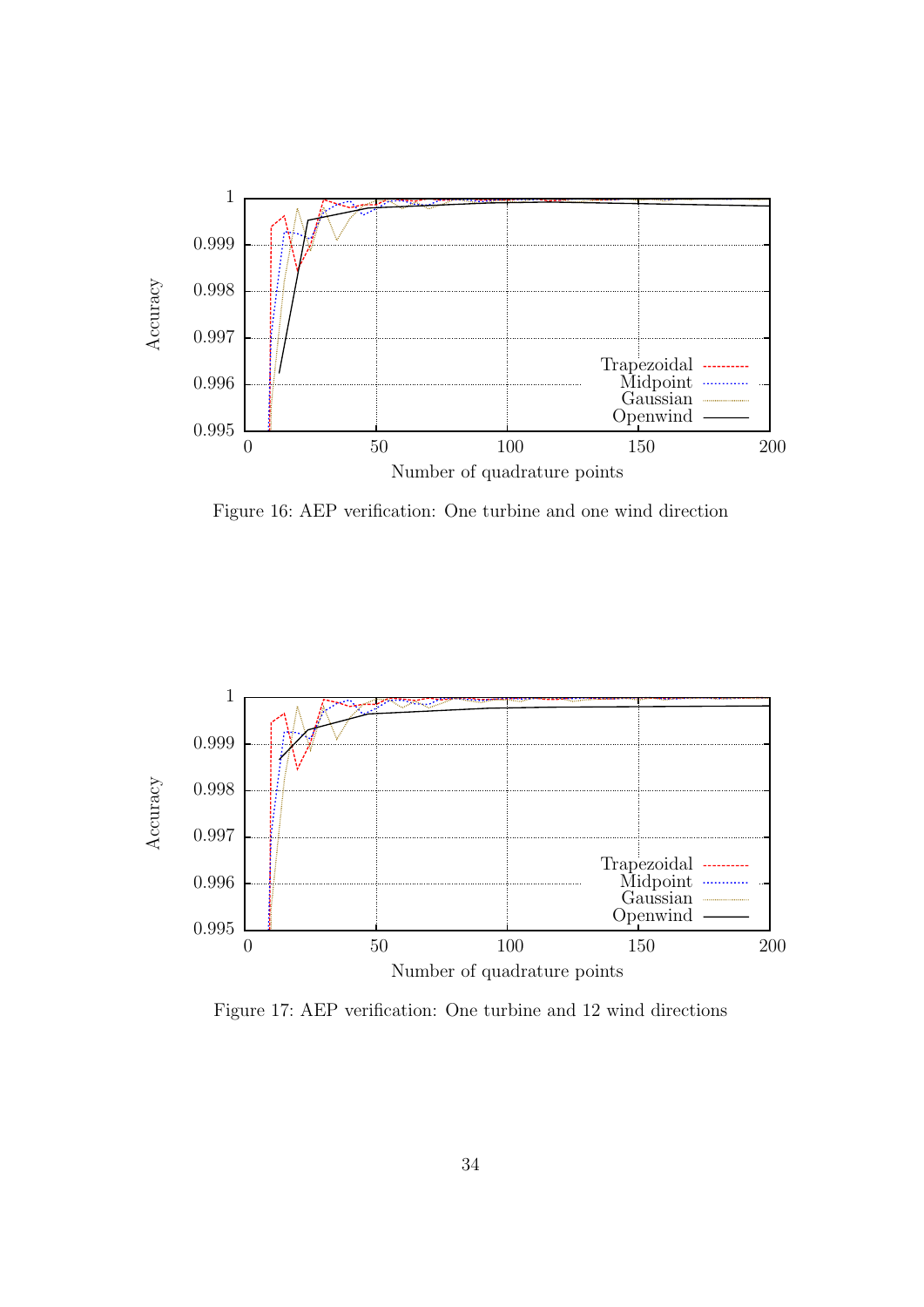Figure 16: AEP verification: One turbine and one wind direction

Figure 17: AEP verification: One turbine and 12 wind directions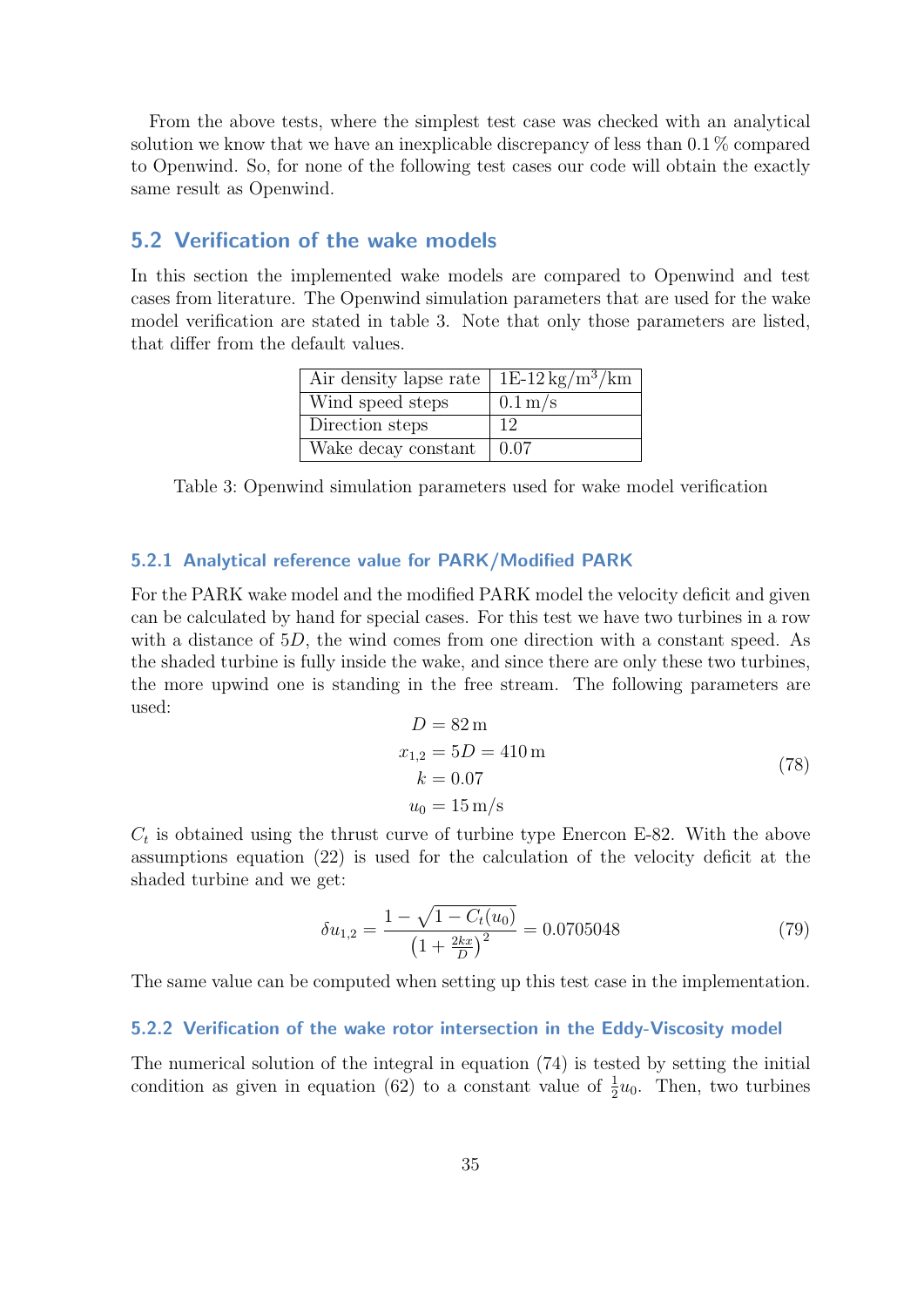From the above tests, where the simplest test case was checked with an analytical solution we know that we have an inexplicable discrepancy of less than 0.1 % compared to Openwind. So, for none of the following test cases our code will obtain the exactly same result as Openwind.

## 5.2 Verification of the wake models

In this section the implemented wake models are compared to Openwind and test cases from literature. The Openwind simulation parameters that are used for the wake model verification are stated in table 3. Note that only those parameters are listed, that differ from the default values.

| Air density lapse rate | 1E-12 $\mathrm{kg/m^3/km}$ |
|---|---|
| Wind speed steps | 0.1 $\mathrm{m/s}$ |
| Direction steps | 12 |
| Wake decay constant | 0.07 |

Table 3: Openwind simulation parameters used for wake model verification

### 5.2.1 Analytical reference value for PARK/Modified PARK

For the PARK wake model and the modified PARK model the velocity deficit and given can be calculated by hand for special cases. For this test we have two turbines in a row with a distance of $5D$, the wind comes from one direction with a constant speed. As the shaded turbine is fully inside the wake, and since there are only these two turbines, the more upwind one is standing in the free stream. The following parameters are used:

$$\begin{aligned} D &= 82\,\mathrm{m} \\ x_{1,2} &= 5D = 410\,\mathrm{m} \\ k &= 0.07 \\ u_0 &= 15\,\mathrm{m/s} \end{aligned} \tag{78}$$

$C_t$ is obtained using the thrust curve of turbine type Enercon E-82. With the above assumptions equation (22) is used for the calculation of the velocity deficit at the shaded turbine and we get:

$$\delta u_{1,2} = \frac{1 - \sqrt{1 - C_t(u_0)}}{\left(1 + \frac{2kx}{D}\right)^2} = 0.0705048 \tag{79}$$

The same value can be computed when setting up this test case in the implementation.

### 5.2.2 Verification of the wake rotor intersection in the Eddy-Viscosity model

The numerical solution of the integral in equation (74) is tested by setting the initial condition as given in equation (62) to a constant value of $\frac{1}{2}u_0$. Then, two turbines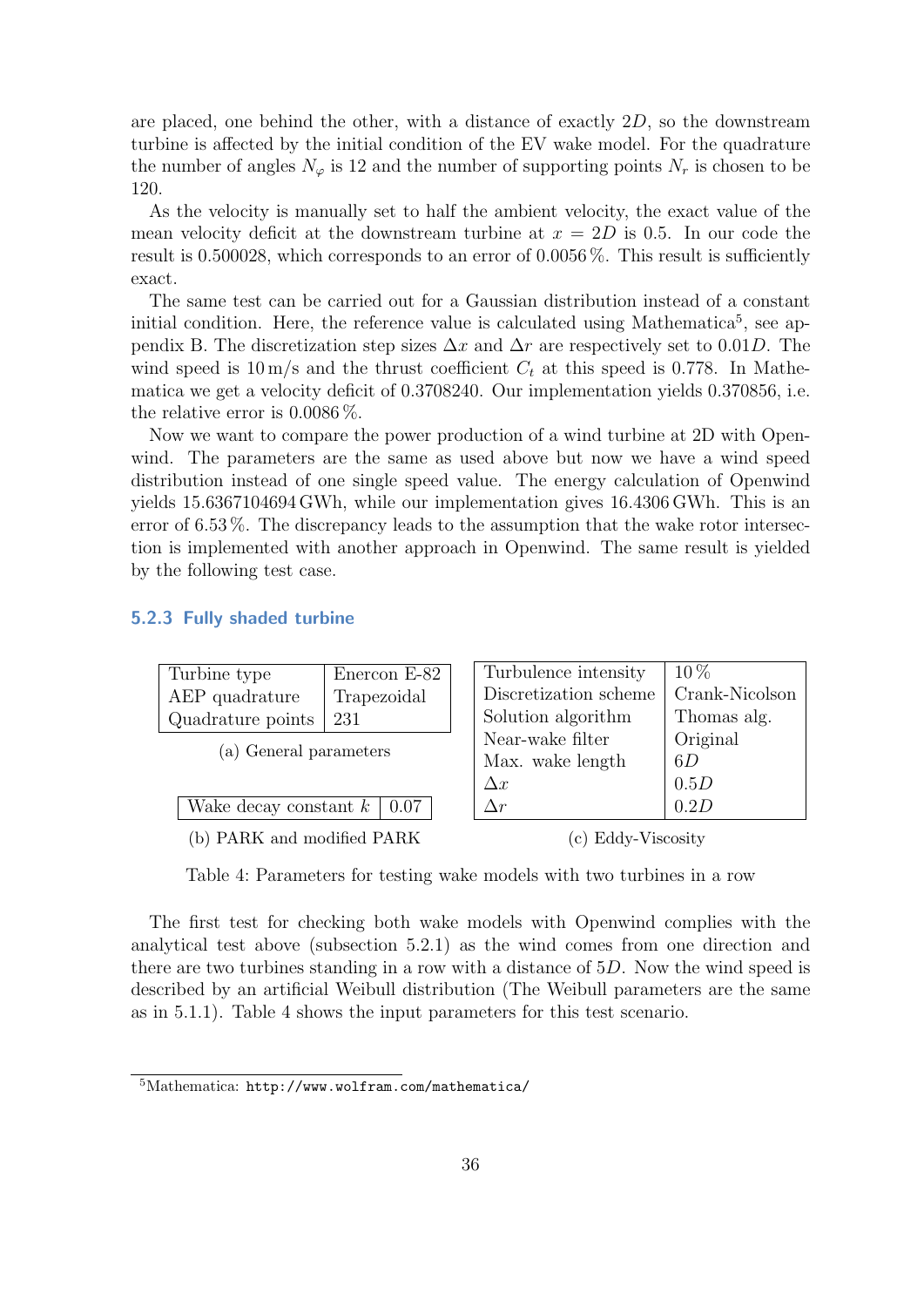are placed, one behind the other, with a distance of exactly $2D$, so the downstream turbine is affected by the initial condition of the EV wake model. For the quadrature the number of angles $N_\varphi$ is 12 and the number of supporting points $N_r$ is chosen to be 120.

As the velocity is manually set to half the ambient velocity, the exact value of the mean velocity deficit at the downstream turbine at $x = 2D$ is 0.5. In our code the result is 0.500028, which corresponds to an error of 0.0056 %. This result is sufficiently exact.

The same test can be carried out for a Gaussian distribution instead of a constant initial condition. Here, the reference value is calculated using Mathematica[5], see appendix B. The discretization step sizes $\Delta x$ and $\Delta r$ are respectively set to $0.01D$. The wind speed is 10 m/s and the thrust coefficient $C_t$ at this speed is 0.778. In Mathematica we get a velocity deficit of 0.3708240. Our implementation yields 0.370856, i.e. the relative error is 0.0086 %.

Now we want to compare the power production of a wind turbine at 2D with Openwind. The parameters are the same as used above but now we have a wind speed distribution instead of one single speed value. The energy calculation of Openwind yields 15.6367104694 GWh, while our implementation gives 16.4306 GWh. This is an error of 6.53 %. The discrepancy leads to the assumption that the wake rotor intersection is implemented with another approach in Openwind. The same result is yielded by the following test case.

### 5.2.3 Fully shaded turbine

| Turbine type | Enercon E-82 |
|---|---|
| AEP quadrature | Trapezoidal |
| Quadrature points | 231 |

(a) General parameters

| Wake decay constant $k$ | 0.07 |
|---|---|

(b) PARK and modified PARK

| Turbulence intensity | 10 % |
|---|---|
| Discretization scheme | Crank-Nicolson |
| Solution algorithm | Thomas alg. |
| Near-wake filter | Original |
| Max. wake length | $6D$ |
| $\Delta x$ | $0.5D$ |
| $\Delta r$ | $0.2D$ |

(c) Eddy-Viscosity

Table 4: Parameters for testing wake models with two turbines in a row

The first test for checking both wake models with Openwind complies with the analytical test above (subsection 5.2.1) as the wind comes from one direction and there are two turbines standing in a row with a distance of $5D$. Now the wind speed is described by an artificial Weibull distribution (The Weibull parameters are the same as in 5.1.1). Table 4 shows the input parameters for this test scenario.

[5] Mathematica: `http://www.wolfram.com/mathematica/`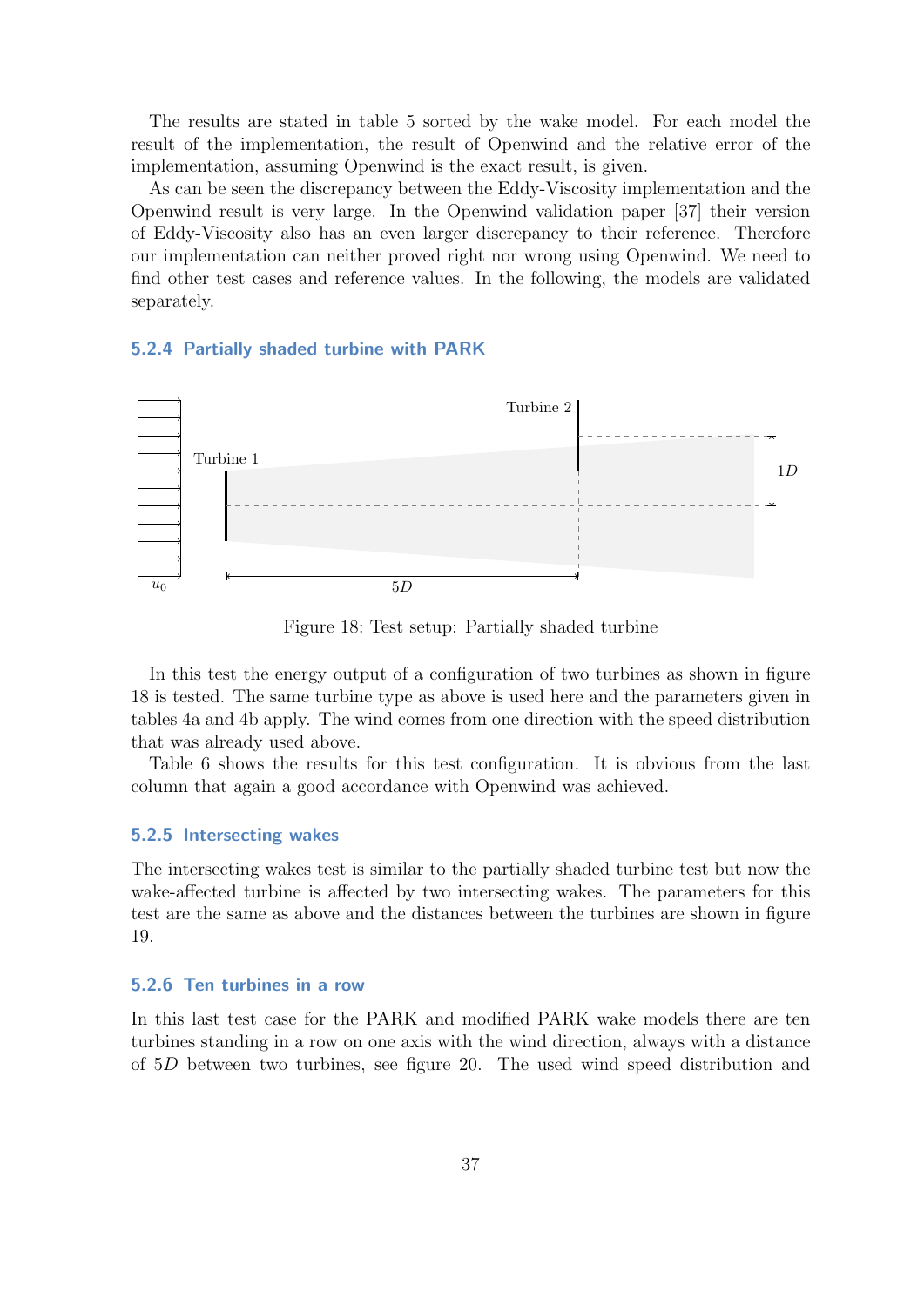The results are stated in table 5 sorted by the wake model. For each model the result of the implementation, the result of Openwind and the relative error of the implementation, assuming Openwind is the exact result, is given.

As can be seen the discrepancy between the Eddy-Viscosity implementation and the Openwind result is very large. In the Openwind validation paper [37] their version of Eddy-Viscosity also has an even larger discrepancy to their reference. Therefore our implementation can neither proved right nor wrong using Openwind. We need to find other test cases and reference values. In the following, the models are validated separately.

### 5.2.4 Partially shaded turbine with PARK

Figure 18: Test setup: Partially shaded turbine

In this test the energy output of a configuration of two turbines as shown in figure 18 is tested. The same turbine type as above is used here and the parameters given in tables 4a and 4b apply. The wind comes from one direction with the speed distribution that was already used above.

Table 6 shows the results for this test configuration. It is obvious from the last column that again a good accordance with Openwind was achieved.

### 5.2.5 Intersecting wakes

The intersecting wakes test is similar to the partially shaded turbine test but now the wake-affected turbine is affected by two intersecting wakes. The parameters for this test are the same as above and the distances between the turbines are shown in figure 19.

### 5.2.6 Ten turbines in a row

In this last test case for the PARK and modified PARK wake models there are ten turbines standing in a row on one axis with the wind direction, always with a distance of $5D$ between two turbines, see figure 20. The used wind speed distribution and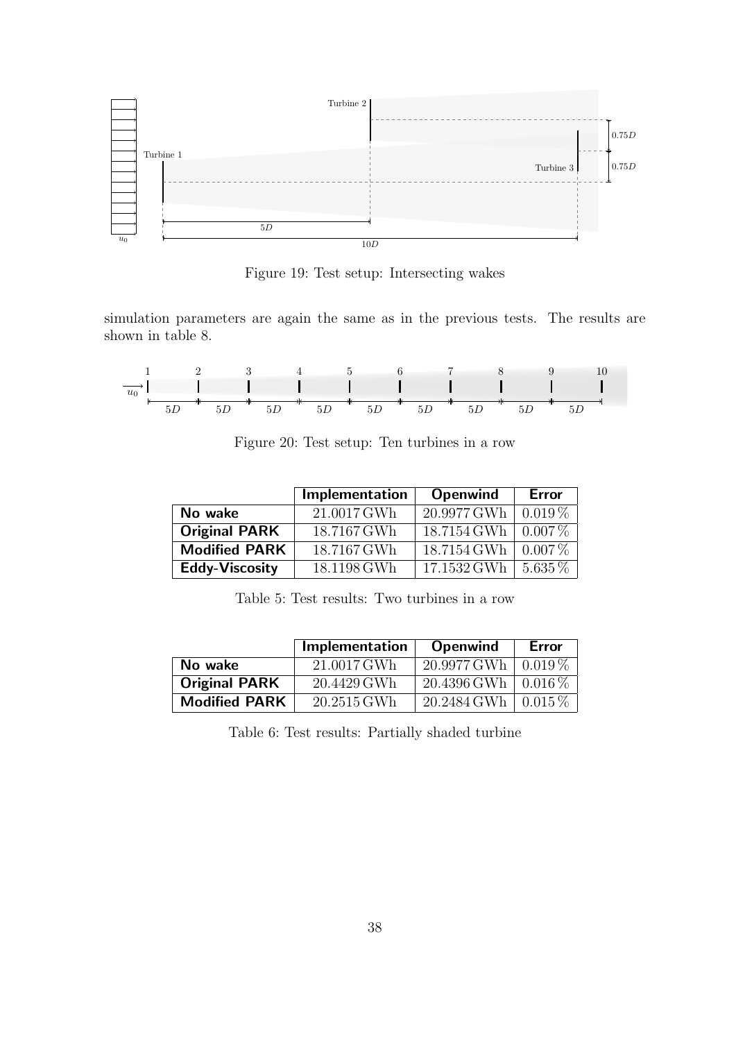Figure 19: Test setup: Intersecting wakes

simulation parameters are again the same as in the previous tests. The results are shown in table 8.

Figure 20: Test setup: Ten turbines in a row

| | Implementation | Openwind | Error |
|---|---|---|---|
| **No wake** | 21.0017 GWh | 20.9977 GWh | 0.019 % |
| **Original PARK** | 18.7167 GWh | 18.7154 GWh | 0.007 % |
| **Modified PARK** | 18.7167 GWh | 18.7154 GWh | 0.007 % |
| **Eddy-Viscosity** | 18.1198 GWh | 17.1532 GWh | 5.635 % |

Table 5: Test results: Two turbines in a row

| | Implementation | Openwind | Error |
|---|---|---|---|
| **No wake** | 21.0017 GWh | 20.9977 GWh | 0.019 % |
| **Original PARK** | 20.4429 GWh | 20.4396 GWh | 0.016 % |
| **Modified PARK** | 20.2515 GWh | 20.2484 GWh | 0.015 % |

Table 6: Test results: Partially shaded turbine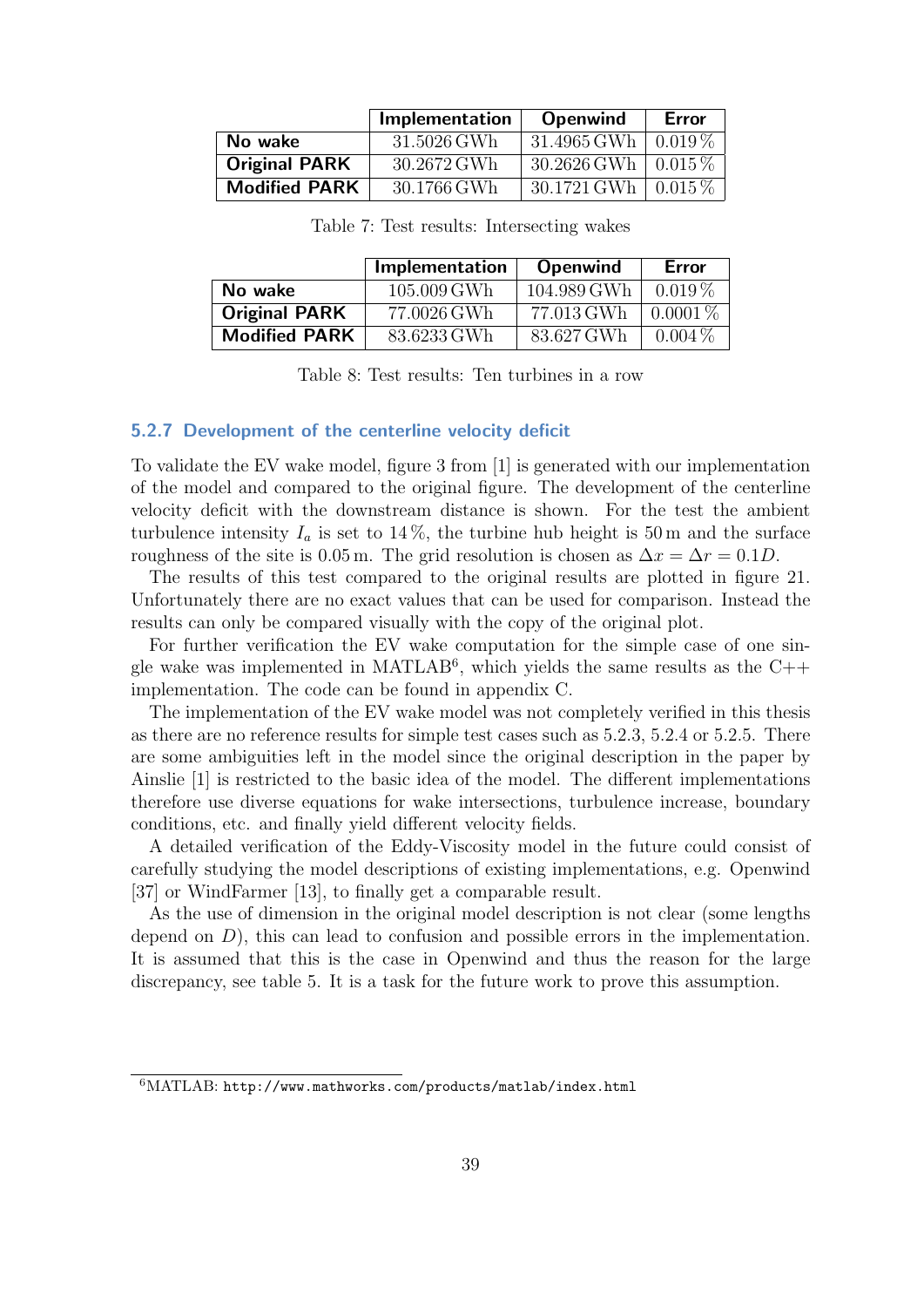| | Implementation | Openwind | Error |
|---|---|---|---|
| **No wake** | 31.5026 GWh | 31.4965 GWh | 0.019 % |
| **Original PARK** | 30.2672 GWh | 30.2626 GWh | 0.015 % |
| **Modified PARK** | 30.1766 GWh | 30.1721 GWh | 0.015 % |

Table 7: Test results: Intersecting wakes

| | Implementation | Openwind | Error |
|---|---|---|---|
| **No wake** | 105.009 GWh | 104.989 GWh | 0.019 % |
| **Original PARK** | 77.0026 GWh | 77.013 GWh | 0.0001 % |
| **Modified PARK** | 83.6233 GWh | 83.627 GWh | 0.004 % |

Table 8: Test results: Ten turbines in a row

### 5.2.7 Development of the centerline velocity deficit

To validate the EV wake model, figure 3 from [1] is generated with our implementation of the model and compared to the original figure. The development of the centerline velocity deficit with the downstream distance is shown. For the test the ambient turbulence intensity $I_a$ is set to 14 %, the turbine hub height is 50 m and the surface roughness of the site is 0.05 m. The grid resolution is chosen as $\Delta x = \Delta r = 0.1D$.

The results of this test compared to the original results are plotted in figure 21. Unfortunately there are no exact values that can be used for comparison. Instead the results can only be compared visually with the copy of the original plot.

For further verification the EV wake computation for the simple case of one single wake was implemented in MATLAB[6], which yields the same results as the C++ implementation. The code can be found in appendix C.

The implementation of the EV wake model was not completely verified in this thesis as there are no reference results for simple test cases such as 5.2.3, 5.2.4 or 5.2.5. There are some ambiguities left in the model since the original description in the paper by Ainslie [1] is restricted to the basic idea of the model. The different implementations therefore use diverse equations for wake intersections, turbulence increase, boundary conditions, etc. and finally yield different velocity fields.

A detailed verification of the Eddy-Viscosity model in the future could consist of carefully studying the model descriptions of existing implementations, e.g. Openwind [37] or WindFarmer [13], to finally get a comparable result.

As the use of dimension in the original model description is not clear (some lengths depend on $D$), this can lead to confusion and possible errors in the implementation. It is assumed that this is the case in Openwind and thus the reason for the large discrepancy, see table 5. It is a task for the future work to prove this assumption.

[6] MATLAB: `http://www.mathworks.com/products/matlab/index.html`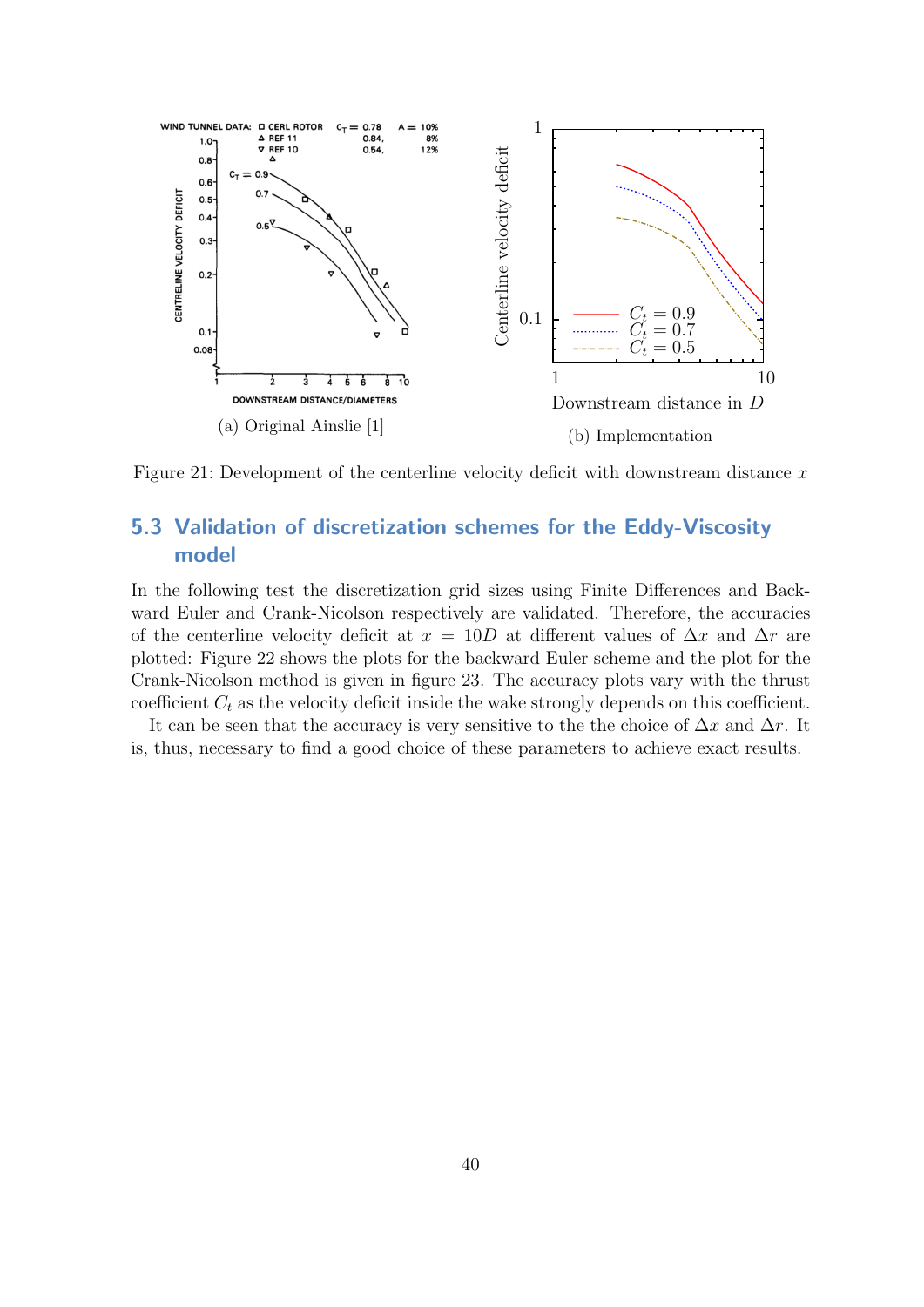(a) Original Ainslie [1]

(b) Implementation

Figure 21: Development of the centerline velocity deficit with downstream distance $x$

## 5.3 Validation of discretization schemes for the Eddy-Viscosity model

In the following test the discretization grid sizes using Finite Differences and Backward Euler and Crank-Nicolson respectively are validated. Therefore, the accuracies of the centerline velocity deficit at $x = 10D$ at different values of $\Delta x$ and $\Delta r$ are plotted: Figure 22 shows the plots for the backward Euler scheme and the plot for the Crank-Nicolson method is given in figure 23. The accuracy plots vary with the thrust coefficient $C_t$ as the velocity deficit inside the wake strongly depends on this coefficient.

It can be seen that the accuracy is very sensitive to the the choice of $\Delta x$ and $\Delta r$. It is, thus, necessary to find a good choice of these parameters to achieve exact results.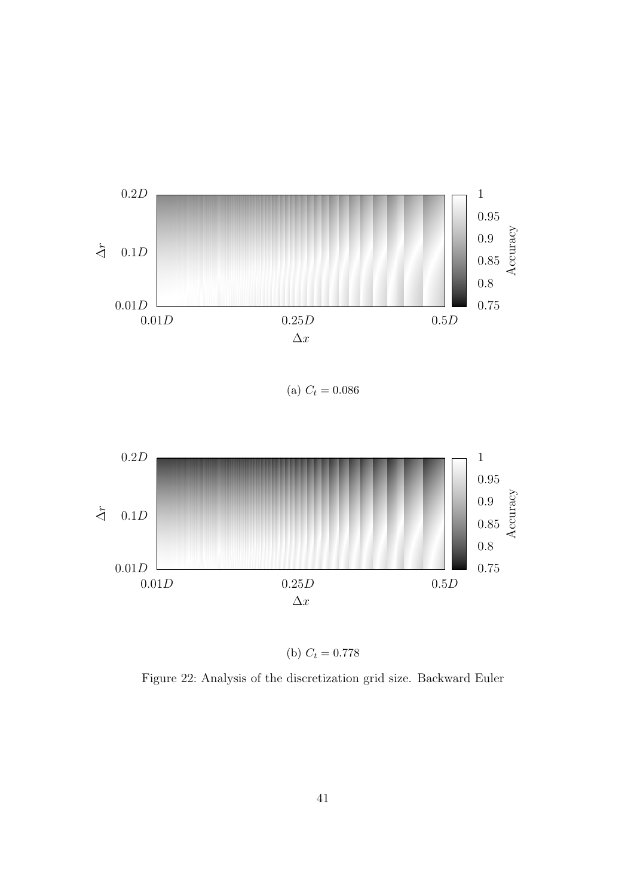(a) $C_t = 0.086$

(b) $C_t = 0.778$

Figure 22: Analysis of the discretization grid size. Backward Euler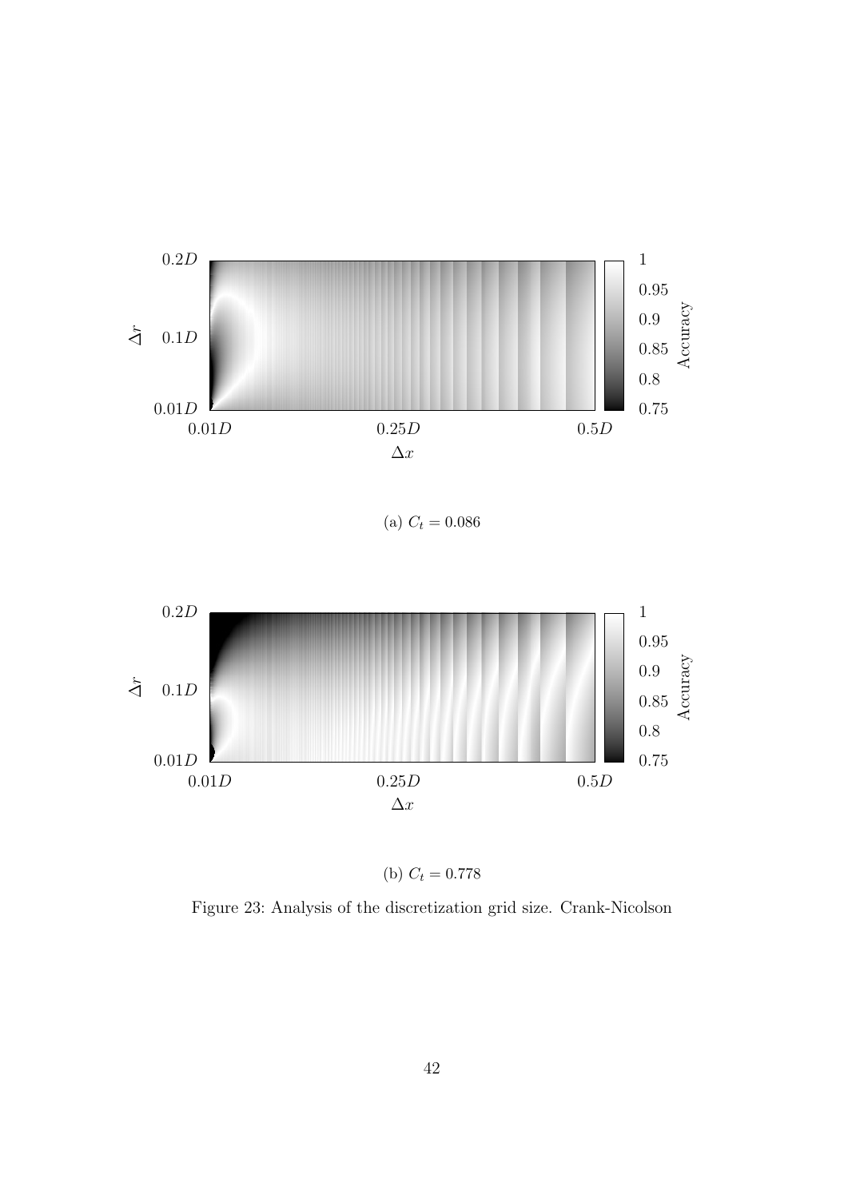(a) $C_t = 0.086$

(b) $C_t = 0.778$

Figure 23: Analysis of the discretization grid size. Crank-Nicolson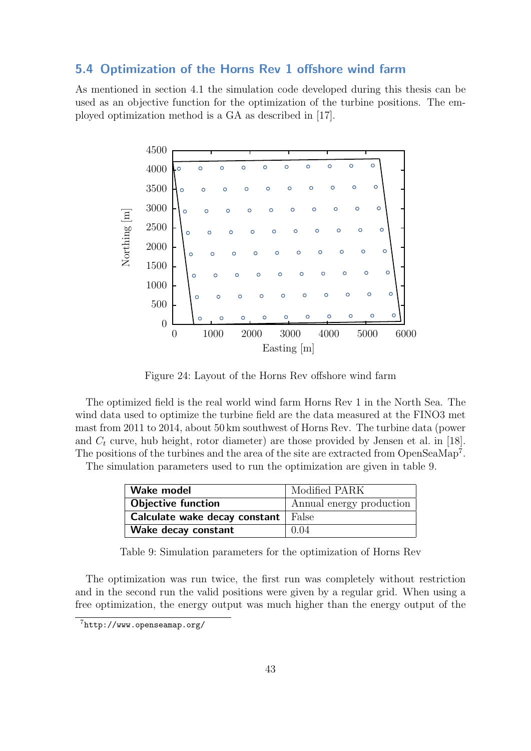## 5.4 Optimization of the Horns Rev 1 offshore wind farm

As mentioned in section 4.1 the simulation code developed during this thesis can be used as an objective function for the optimization of the turbine positions. The employed optimization method is a GA as described in [17].

Figure 24: Layout of the Horns Rev offshore wind farm

The optimized field is the real world wind farm Horns Rev 1 in the North Sea. The wind data used to optimize the turbine field are the data measured at the FINO3 met mast from 2011 to 2014, about 50 km southwest of Horns Rev. The turbine data (power and $C_t$ curve, hub height, rotor diameter) are those provided by Jensen et al. in [18]. The positions of the turbines and the area of the site are extracted from OpenSeaMap[7].

The simulation parameters used to run the optimization are given in table 9.

| **Wake model** | Modified PARK |
|---|---|
| **Objective function** | Annual energy production |
| **Calculate wake decay constant** | False |
| **Wake decay constant** | 0.04 |

Table 9: Simulation parameters for the optimization of Horns Rev

The optimization was run twice, the first run was completely without restriction and in the second run the valid positions were given by a regular grid. When using a free optimization, the energy output was much higher than the energy output of the

[7] http://www.openseamap.org/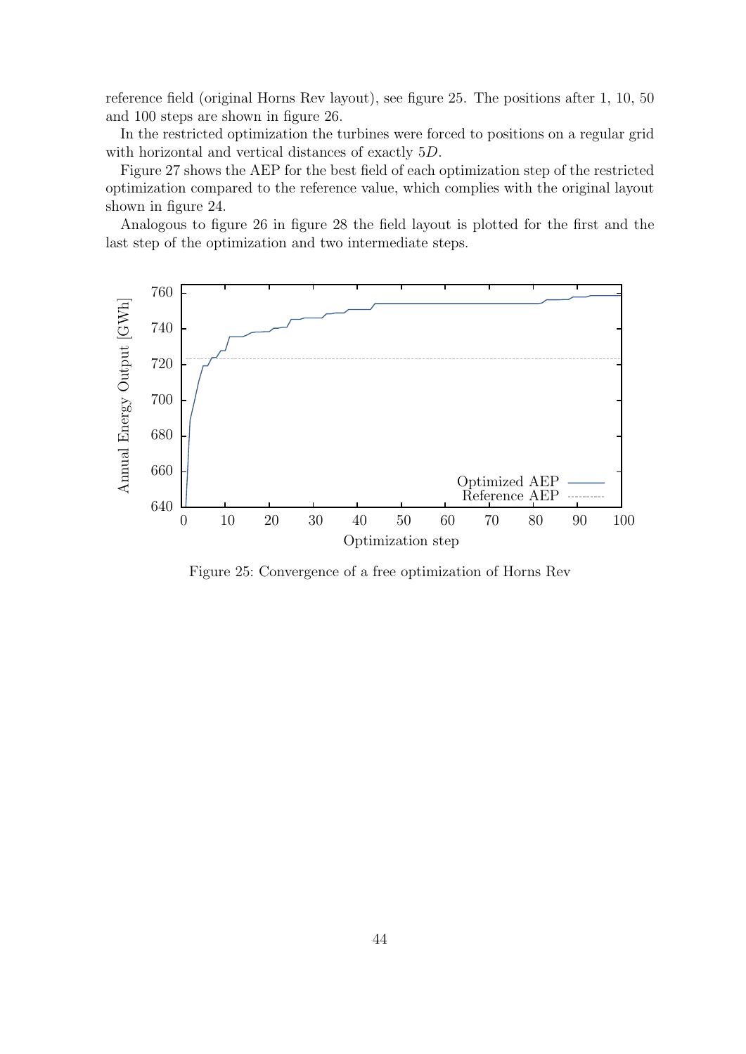reference field (original Horns Rev layout), see figure 25. The positions after 1, 10, 50 and 100 steps are shown in figure 26.

In the restricted optimization the turbines were forced to positions on a regular grid with horizontal and vertical distances of exactly $5D$.

Figure 27 shows the AEP for the best field of each optimization step of the restricted optimization compared to the reference value, which complies with the original layout shown in figure 24.

Analogous to figure 26 in figure 28 the field layout is plotted for the first and the last step of the optimization and two intermediate steps.

Figure 25: Convergence of a free optimization of Horns Rev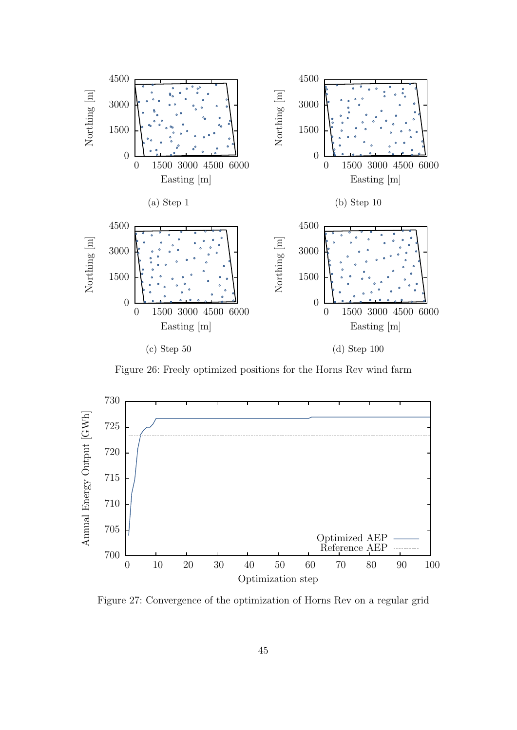(a) Step 1

(b) Step 10

(c) Step 50

(d) Step 100

Figure 26: Freely optimized positions for the Horns Rev wind farm

Figure 27: Convergence of the optimization of Horns Rev on a regular grid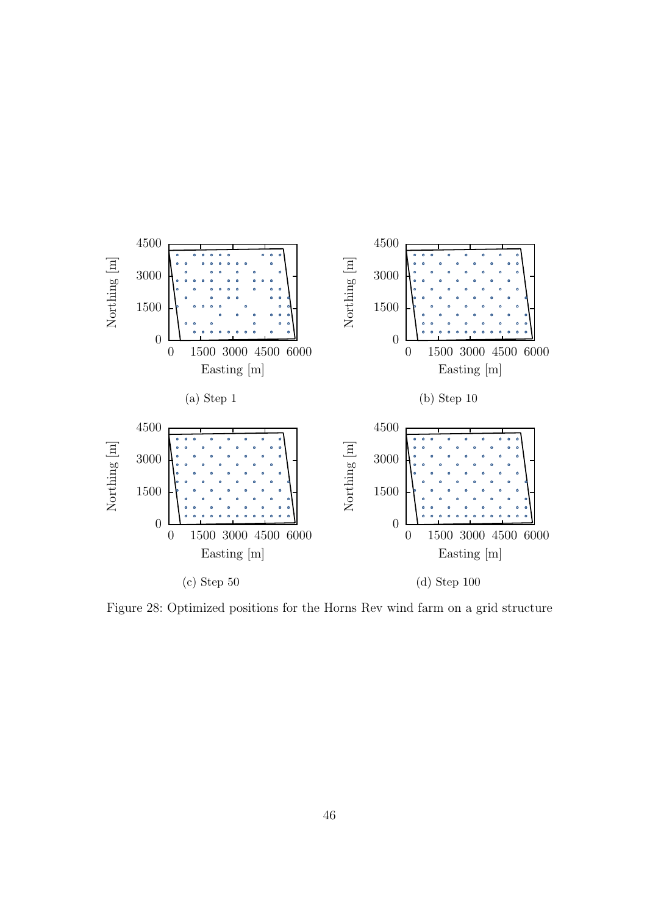(a) Step 1

(b) Step 10

(c) Step 50

(d) Step 100

Figure 28: Optimized positions for the Horns Rev wind farm on a grid structure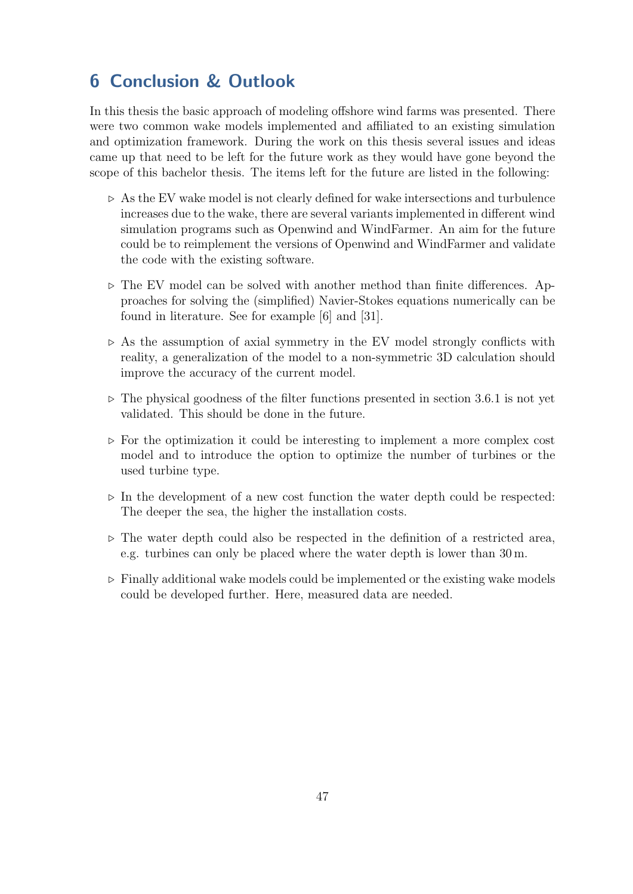# 6 Conclusion & Outlook

In this thesis the basic approach of modeling offshore wind farms was presented. There were two common wake models implemented and affiliated to an existing simulation and optimization framework. During the work on this thesis several issues and ideas came up that need to be left for the future work as they would have gone beyond the scope of this bachelor thesis. The items left for the future are listed in the following:

- As the EV wake model is not clearly defined for wake intersections and turbulence increases due to the wake, there are several variants implemented in different wind simulation programs such as Openwind and WindFarmer. An aim for the future could be to reimplement the versions of Openwind and WindFarmer and validate the code with the existing software.

- The EV model can be solved with another method than finite differences. Approaches for solving the (simplified) Navier-Stokes equations numerically can be found in literature. See for example [6] and [31].

- As the assumption of axial symmetry in the EV model strongly conflicts with reality, a generalization of the model to a non-symmetric 3D calculation should improve the accuracy of the current model.

- The physical goodness of the filter functions presented in section 3.6.1 is not yet validated. This should be done in the future.

- For the optimization it could be interesting to implement a more complex cost model and to introduce the option to optimize the number of turbines or the used turbine type.

- In the development of a new cost function the water depth could be respected: The deeper the sea, the higher the installation costs.

- The water depth could also be respected in the definition of a restricted area, e.g. turbines can only be placed where the water depth is lower than 30 m.

- Finally additional wake models could be implemented or the existing wake models could be developed further. Here, measured data are needed.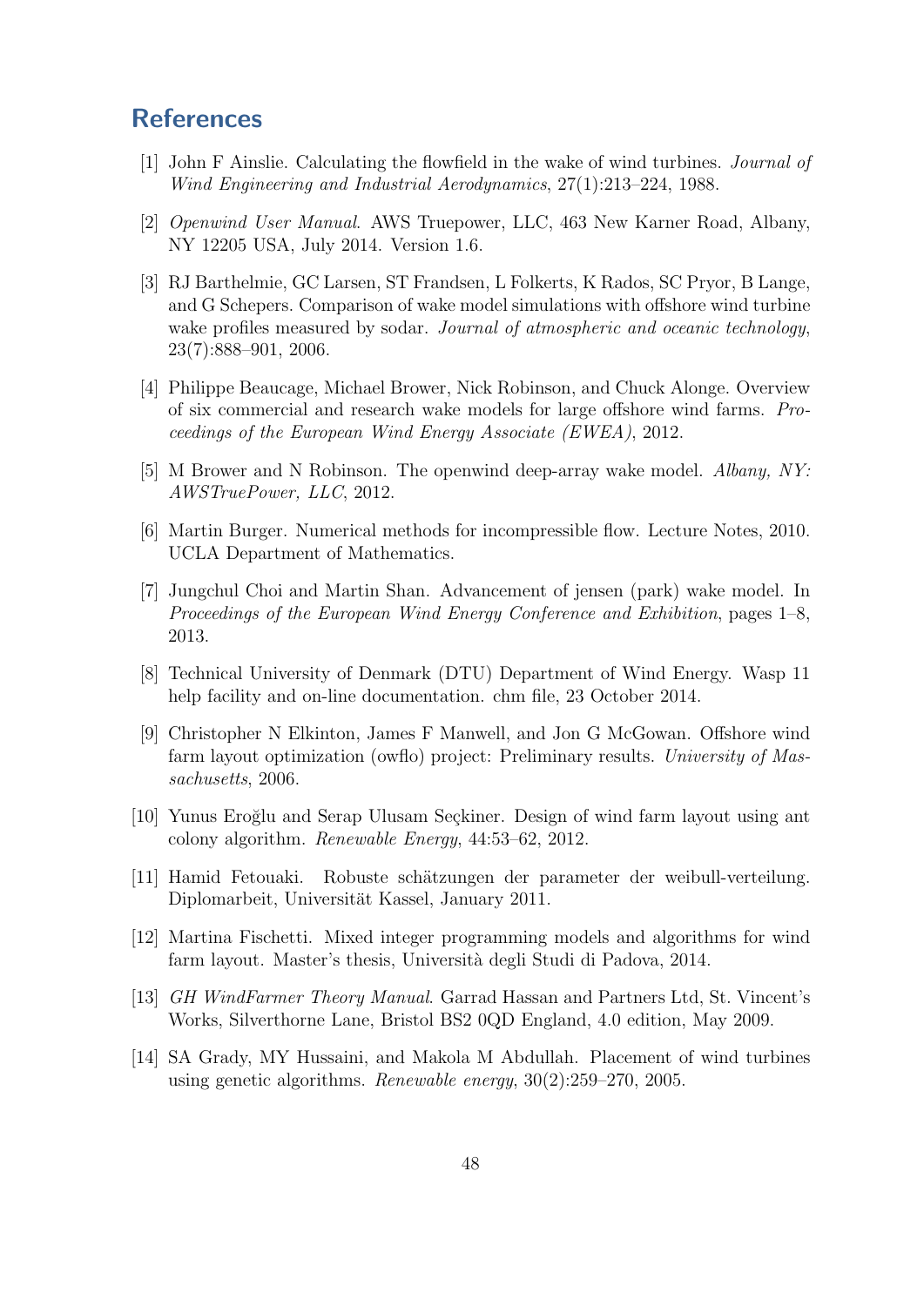# References

[1] John F Ainslie. Calculating the flowfield in the wake of wind turbines. *Journal of Wind Engineering and Industrial Aerodynamics*, 27(1):213–224, 1988.

[2] *Openwind User Manual*. AWS Truepower, LLC, 463 New Karner Road, Albany, NY 12205 USA, July 2014. Version 1.6.

[3] RJ Barthelmie, GC Larsen, ST Frandsen, L Folkerts, K Rados, SC Pryor, B Lange, and G Schepers. Comparison of wake model simulations with offshore wind turbine wake profiles measured by sodar. *Journal of atmospheric and oceanic technology*, 23(7):888–901, 2006.

[4] Philippe Beaucage, Michael Brower, Nick Robinson, and Chuck Alonge. Overview of six commercial and research wake models for large offshore wind farms. *Proceedings of the European Wind Energy Associate (EWEA)*, 2012.

[5] M Brower and N Robinson. The openwind deep-array wake model. *Albany, NY: AWSTruePower, LLC*, 2012.

[6] Martin Burger. Numerical methods for incompressible flow. Lecture Notes, 2010. UCLA Department of Mathematics.

[7] Jungchul Choi and Martin Shan. Advancement of jensen (park) wake model. In *Proceedings of the European Wind Energy Conference and Exhibition*, pages 1–8, 2013.

[8] Technical University of Denmark (DTU) Department of Wind Energy. Wasp 11 help facility and on-line documentation. chm file, 23 October 2014.

[9] Christopher N Elkinton, James F Manwell, and Jon G McGowan. Offshore wind farm layout optimization (owflo) project: Preliminary results. *University of Massachusetts*, 2006.

[10] Yunus Eroğlu and Serap Ulusam Seçkiner. Design of wind farm layout using ant colony algorithm. *Renewable Energy*, 44:53–62, 2012.

[11] Hamid Fetouaki. Robuste schätzungen der parameter der weibull-verteilung. Diplomarbeit, Universität Kassel, January 2011.

[12] Martina Fischetti. Mixed integer programming models and algorithms for wind farm layout. Master's thesis, Università degli Studi di Padova, 2014.

[13] *GH WindFarmer Theory Manual*. Garrad Hassan and Partners Ltd, St. Vincent's Works, Silverthorne Lane, Bristol BS2 0QD England, 4.0 edition, May 2009.

[14] SA Grady, MY Hussaini, and Makola M Abdullah. Placement of wind turbines using genetic algorithms. *Renewable energy*, 30(2):259–270, 2005.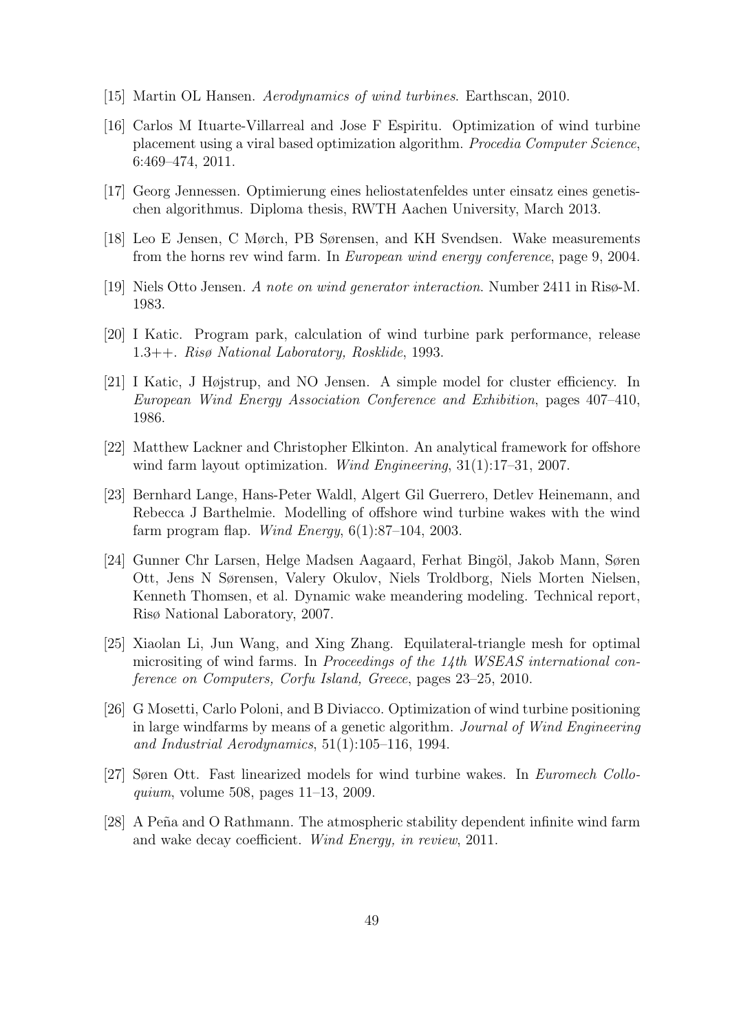[15] Martin OL Hansen. *Aerodynamics of wind turbines*. Earthscan, 2010.

[16] Carlos M Ituarte-Villarreal and Jose F Espiritu. Optimization of wind turbine placement using a viral based optimization algorithm. *Procedia Computer Science*, 6:469–474, 2011.

[17] Georg Jennessen. Optimierung eines heliostatenfeldes unter einsatz eines genetischen algorithmus. Diploma thesis, RWTH Aachen University, March 2013.

[18] Leo E Jensen, C Mørch, PB Sørensen, and KH Svendsen. Wake measurements from the horns rev wind farm. In *European wind energy conference*, page 9, 2004.

[19] Niels Otto Jensen. *A note on wind generator interaction*. Number 2411 in Risø-M. 1983.

[20] I Katic. Program park, calculation of wind turbine park performance, release 1.3++. *Risø National Laboratory, Rosklide*, 1993.

[21] I Katic, J Højstrup, and NO Jensen. A simple model for cluster efficiency. In *European Wind Energy Association Conference and Exhibition*, pages 407–410, 1986.

[22] Matthew Lackner and Christopher Elkinton. An analytical framework for offshore wind farm layout optimization. *Wind Engineering*, 31(1):17–31, 2007.

[23] Bernhard Lange, Hans-Peter Waldl, Algert Gil Guerrero, Detlev Heinemann, and Rebecca J Barthelmie. Modelling of offshore wind turbine wakes with the wind farm program flap. *Wind Energy*, 6(1):87–104, 2003.

[24] Gunner Chr Larsen, Helge Madsen Aagaard, Ferhat Bingöl, Jakob Mann, Søren Ott, Jens N Sørensen, Valery Okulov, Niels Troldborg, Niels Morten Nielsen, Kenneth Thomsen, et al. Dynamic wake meandering modeling. Technical report, Risø National Laboratory, 2007.

[25] Xiaolan Li, Jun Wang, and Xing Zhang. Equilateral-triangle mesh for optimal micrositing of wind farms. In *Proceedings of the 14th WSEAS international conference on Computers, Corfu Island, Greece*, pages 23–25, 2010.

[26] G Mosetti, Carlo Poloni, and B Diviacco. Optimization of wind turbine positioning in large windfarms by means of a genetic algorithm. *Journal of Wind Engineering and Industrial Aerodynamics*, 51(1):105–116, 1994.

[27] Søren Ott. Fast linearized models for wind turbine wakes. In *Euromech Colloquium*, volume 508, pages 11–13, 2009.

[28] A Peña and O Rathmann. The atmospheric stability dependent infinite wind farm and wake decay coefficient. *Wind Energy, in review*, 2011.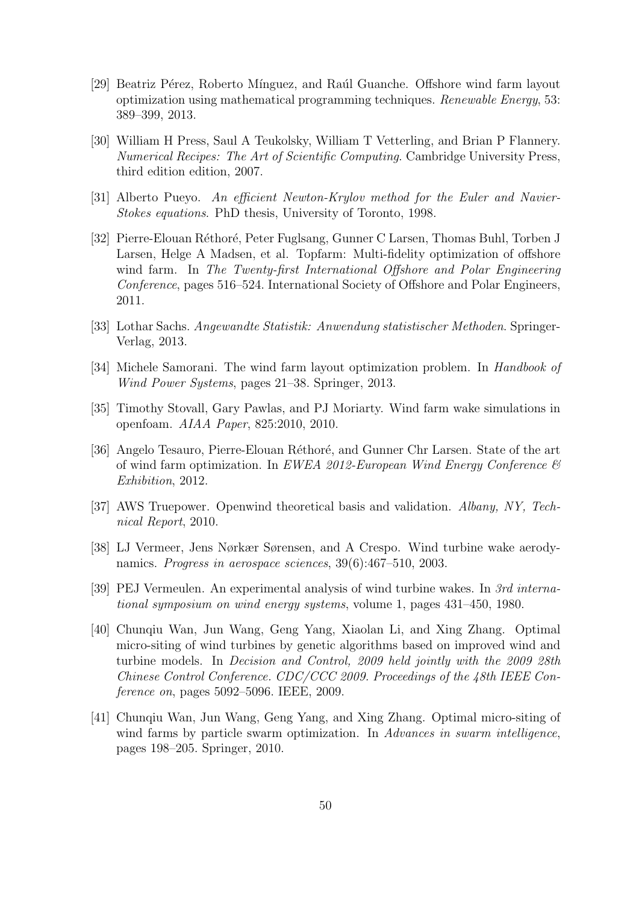[29] Beatriz Pérez, Roberto Mínguez, and Raúl Guanche. Offshore wind farm layout optimization using mathematical programming techniques. *Renewable Energy*, 53: 389–399, 2013.

[30] William H Press, Saul A Teukolsky, William T Vetterling, and Brian P Flannery. *Numerical Recipes: The Art of Scientific Computing*. Cambridge University Press, third edition edition, 2007.

[31] Alberto Pueyo. *An efficient Newton-Krylov method for the Euler and Navier-Stokes equations*. PhD thesis, University of Toronto, 1998.

[32] Pierre-Elouan Réthoré, Peter Fuglsang, Gunner C Larsen, Thomas Buhl, Torben J Larsen, Helge A Madsen, et al. Topfarm: Multi-fidelity optimization of offshore wind farm. In *The Twenty-first International Offshore and Polar Engineering Conference*, pages 516–524. International Society of Offshore and Polar Engineers, 2011.

[33] Lothar Sachs. *Angewandte Statistik: Anwendung statistischer Methoden*. Springer-Verlag, 2013.

[34] Michele Samorani. The wind farm layout optimization problem. In *Handbook of Wind Power Systems*, pages 21–38. Springer, 2013.

[35] Timothy Stovall, Gary Pawlas, and PJ Moriarty. Wind farm wake simulations in openfoam. *AIAA Paper*, 825:2010, 2010.

[36] Angelo Tesauro, Pierre-Elouan Réthoré, and Gunner Chr Larsen. State of the art of wind farm optimization. In *EWEA 2012-European Wind Energy Conference & Exhibition*, 2012.

[37] AWS Truepower. Openwind theoretical basis and validation. *Albany, NY, Technical Report*, 2010.

[38] LJ Vermeer, Jens Nørkær Sørensen, and A Crespo. Wind turbine wake aerodynamics. *Progress in aerospace sciences*, 39(6):467–510, 2003.

[39] PEJ Vermeulen. An experimental analysis of wind turbine wakes. In *3rd international symposium on wind energy systems*, volume 1, pages 431–450, 1980.

[40] Chunqiu Wan, Jun Wang, Geng Yang, Xiaolan Li, and Xing Zhang. Optimal micro-siting of wind turbines by genetic algorithms based on improved wind and turbine models. In *Decision and Control, 2009 held jointly with the 2009 28th Chinese Control Conference. CDC/CCC 2009. Proceedings of the 48th IEEE Conference on*, pages 5092–5096. IEEE, 2009.

[41] Chunqiu Wan, Jun Wang, Geng Yang, and Xing Zhang. Optimal micro-siting of wind farms by particle swarm optimization. In *Advances in swarm intelligence*, pages 198–205. Springer, 2010.